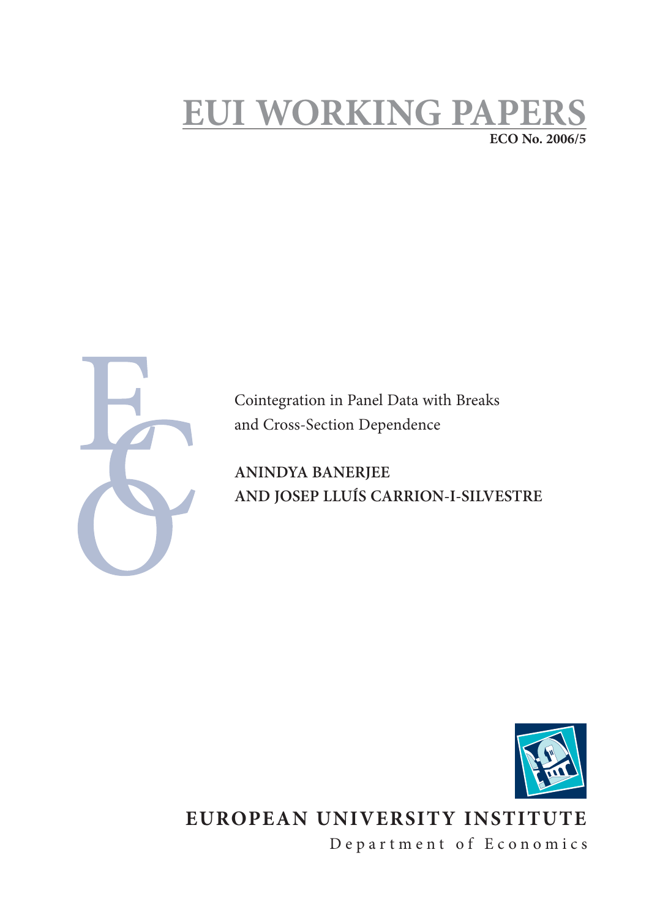# EUI WORKING PAPERS

**ECO No. 2006/5**

Cointegration in Panel Data with Breaks and Cross-Section Dependence

**ANINDYA BANERJEE AND JOSEP LLUÍS CARRION-I-SILVESTRE**

**EUROPEAN UNIVERSITY INSTITUTE**

Department of Economics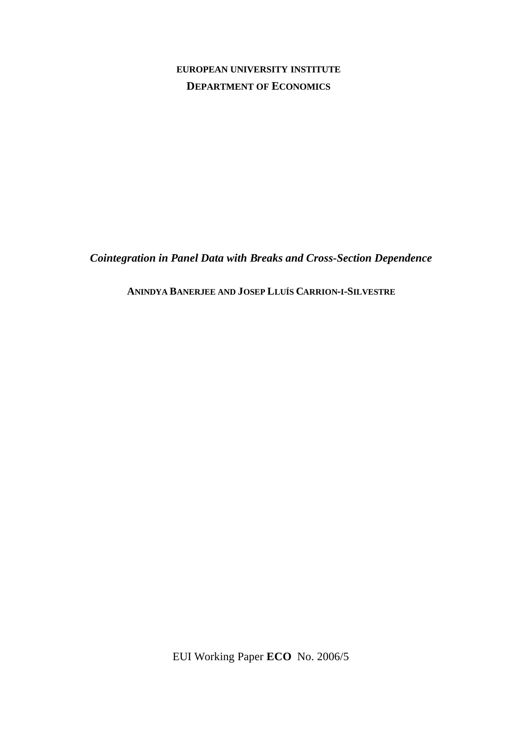**EUROPEAN UNIVERSITY INSTITUTE**

**DEPARTMENT OF ECONOMICS**

***Cointegration in Panel Data with Breaks and Cross-Section Dependence***

**ANINDYA BANERJEE AND JOSEP LLUÍS CARRION-I-SILVESTRE**

EUI Working Paper **ECO** No. 2006/5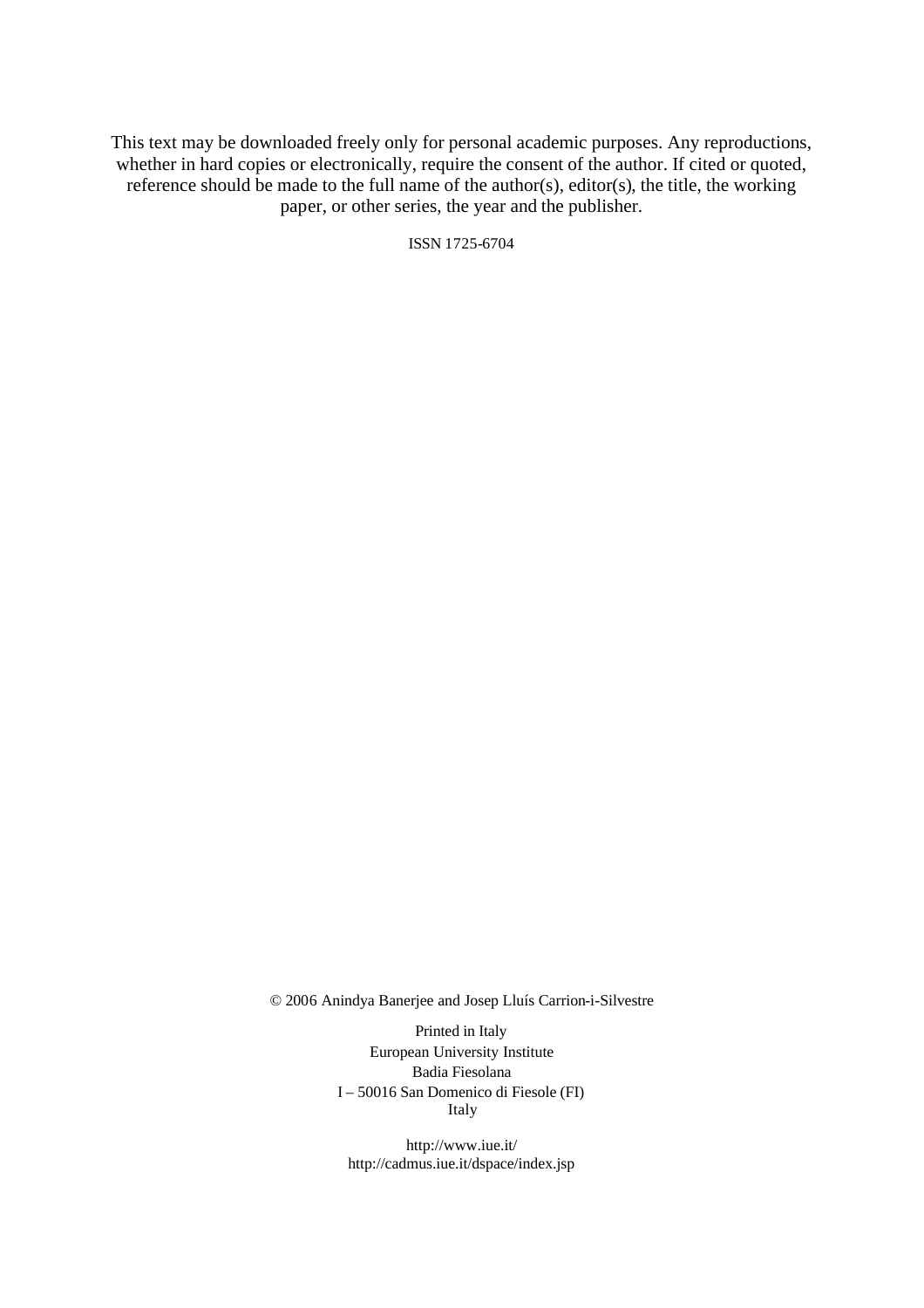This text may be downloaded freely only for personal academic purposes. Any reproductions, whether in hard copies or electronically, require the consent of the author. If cited or quoted, reference should be made to the full name of the author(s), editor(s), the title, the working paper, or other series, the year and the publisher.

ISSN 1725-6704

© 2006 Anindya Banerjee and Josep Lluís Carrion-i-Silvestre

Printed in Italy
European University Institute
Badia Fiesolana
I – 50016 San Domenico di Fiesole (FI)
Italy

http://www.iue.it/
http://cadmus.iue.it/dspace/index.jsp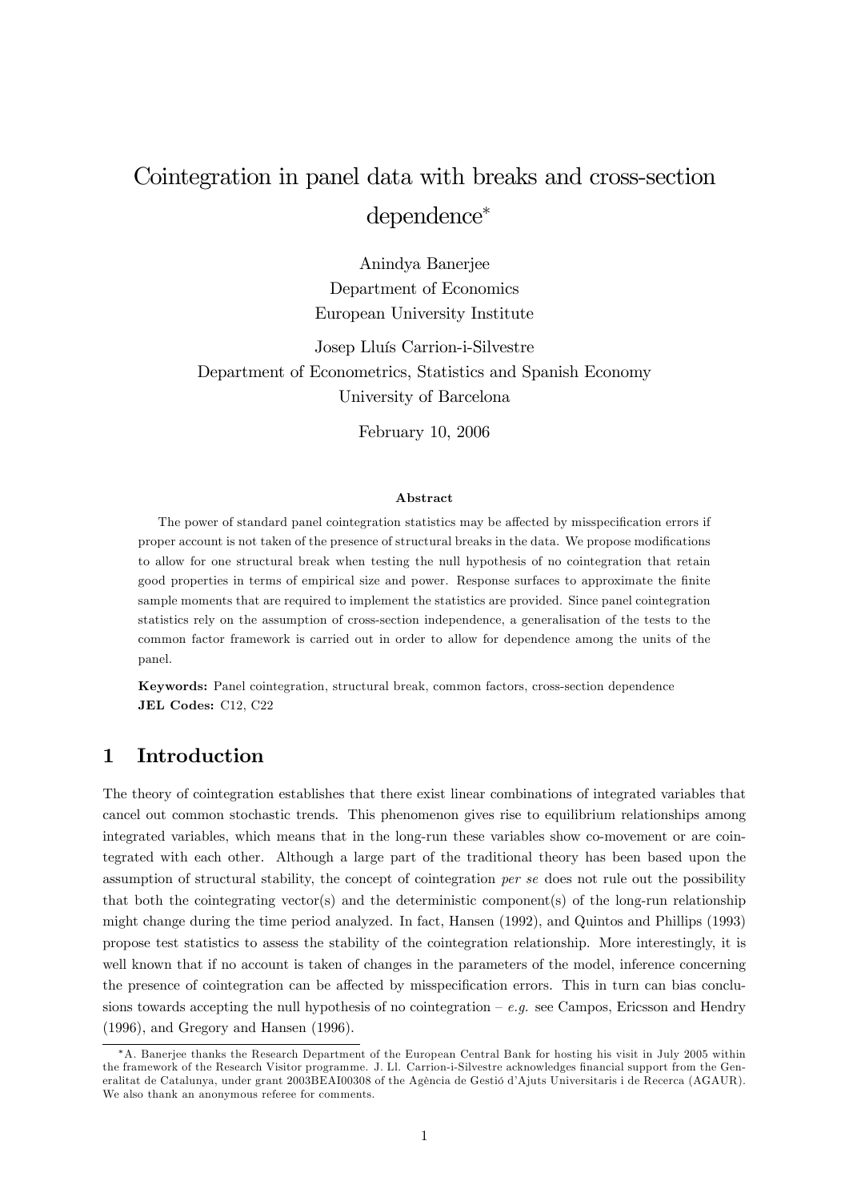# Cointegration in panel data with breaks and cross-section dependence[*]

Anindya Banerjee
Department of Economics
European University Institute

Josep Lluís Carrion-i-Silvestre
Department of Econometrics, Statistics and Spanish Economy
University of Barcelona

February 10, 2006

### Abstract

The power of standard panel cointegration statistics may be affected by misspecification errors if proper account is not taken of the presence of structural breaks in the data. We propose modifications to allow for one structural break when testing the null hypothesis of no cointegration that retain good properties in terms of empirical size and power. Response surfaces to approximate the finite sample moments that are required to implement the statistics are provided. Since panel cointegration statistics rely on the assumption of cross-section independence, a generalisation of the tests to the common factor framework is carried out in order to allow for dependence among the units of the panel.

**Keywords:** Panel cointegration, structural break, common factors, cross-section dependence
**JEL Codes:** C12, C22

## 1 Introduction

The theory of cointegration establishes that there exist linear combinations of integrated variables that cancel out common stochastic trends. This phenomenon gives rise to equilibrium relationships among integrated variables, which means that in the long-run these variables show co-movement or are cointegrated with each other. Although a large part of the traditional theory has been based upon the assumption of structural stability, the concept of cointegration *per se* does not rule out the possibility that both the cointegrating vector(s) and the deterministic component(s) of the long-run relationship might change during the time period analyzed. In fact, Hansen (1992), and Quintos and Phillips (1993) propose test statistics to assess the stability of the cointegration relationship. More interestingly, it is well known that if no account is taken of changes in the parameters of the model, inference concerning the presence of cointegration can be affected by misspecification errors. This in turn can bias conclusions towards accepting the null hypothesis of no cointegration – *e.g.* see Campos, Ericsson and Hendry (1996), and Gregory and Hansen (1996).

[*] A. Banerjee thanks the Research Department of the European Central Bank for hosting his visit in July 2005 within the framework of the Research Visitor programme. J. Ll. Carrion-i-Silvestre acknowledges financial support from the Generalitat de Catalunya, under grant 2003BEAI00308 of the Agència de Gestió d'Ajuts Universitaris i de Recerca (AGAUR). We also thank an anonymous referee for comments.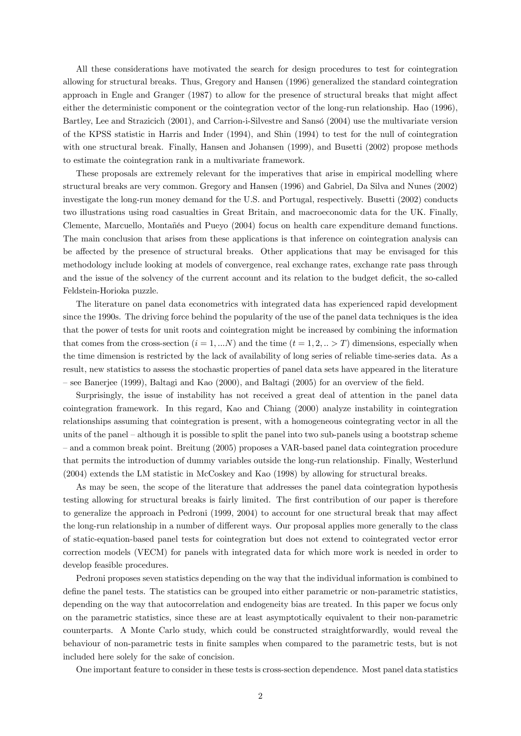All these considerations have motivated the search for design procedures to test for cointegration allowing for structural breaks. Thus, Gregory and Hansen (1996) generalized the standard cointegration approach in Engle and Granger (1987) to allow for the presence of structural breaks that might affect either the deterministic component or the cointegration vector of the long-run relationship. Hao (1996), Bartley, Lee and Strazicich (2001), and Carrion-i-Silvestre and Sansó (2004) use the multivariate version of the KPSS statistic in Harris and Inder (1994), and Shin (1994) to test for the null of cointegration with one structural break. Finally, Hansen and Johansen (1999), and Busetti (2002) propose methods to estimate the cointegration rank in a multivariate framework.

These proposals are extremely relevant for the imperatives that arise in empirical modelling where structural breaks are very common. Gregory and Hansen (1996) and Gabriel, Da Silva and Nunes (2002) investigate the long-run money demand for the U.S. and Portugal, respectively. Busetti (2002) conducts two illustrations using road casualties in Great Britain, and macroeconomic data for the UK. Finally, Clemente, Marcuello, Montañés and Pueyo (2004) focus on health care expenditure demand functions. The main conclusion that arises from these applications is that inference on cointegration analysis can be affected by the presence of structural breaks. Other applications that may be envisaged for this methodology include looking at models of convergence, real exchange rates, exchange rate pass through and the issue of the solvency of the current account and its relation to the budget deficit, the so-called Feldstein-Horioka puzzle.

The literature on panel data econometrics with integrated data has experienced rapid development since the 1990s. The driving force behind the popularity of the use of the panel data techniques is the idea that the power of tests for unit roots and cointegration might be increased by combining the information that comes from the cross-section ($i = 1, ...N$) and the time ($t = 1, 2, .. > T$) dimensions, especially when the time dimension is restricted by the lack of availability of long series of reliable time-series data. As a result, new statistics to assess the stochastic properties of panel data sets have appeared in the literature – see Banerjee (1999), Baltagi and Kao (2000), and Baltagi (2005) for an overview of the field.

Surprisingly, the issue of instability has not received a great deal of attention in the panel data cointegration framework. In this regard, Kao and Chiang (2000) analyze instability in cointegration relationships assuming that cointegration is present, with a homogeneous cointegrating vector in all the units of the panel – although it is possible to split the panel into two sub-panels using a bootstrap scheme – and a common break point. Breitung (2005) proposes a VAR-based panel data cointegration procedure that permits the introduction of dummy variables outside the long-run relationship. Finally, Westerlund (2004) extends the LM statistic in McCoskey and Kao (1998) by allowing for structural breaks.

As may be seen, the scope of the literature that addresses the panel data cointegration hypothesis testing allowing for structural breaks is fairly limited. The first contribution of our paper is therefore to generalize the approach in Pedroni (1999, 2004) to account for one structural break that may affect the long-run relationship in a number of different ways. Our proposal applies more generally to the class of static-equation-based panel tests for cointegration but does not extend to cointegrated vector error correction models (VECM) for panels with integrated data for which more work is needed in order to develop feasible procedures.

Pedroni proposes seven statistics depending on the way that the individual information is combined to define the panel tests. The statistics can be grouped into either parametric or non-parametric statistics, depending on the way that autocorrelation and endogeneity bias are treated. In this paper we focus only on the parametric statistics, since these are at least asymptotically equivalent to their non-parametric counterparts. A Monte Carlo study, which could be constructed straightforwardly, would reveal the behaviour of non-parametric tests in finite samples when compared to the parametric tests, but is not included here solely for the sake of concision.

One important feature to consider in these tests is cross-section dependence. Most panel data statistics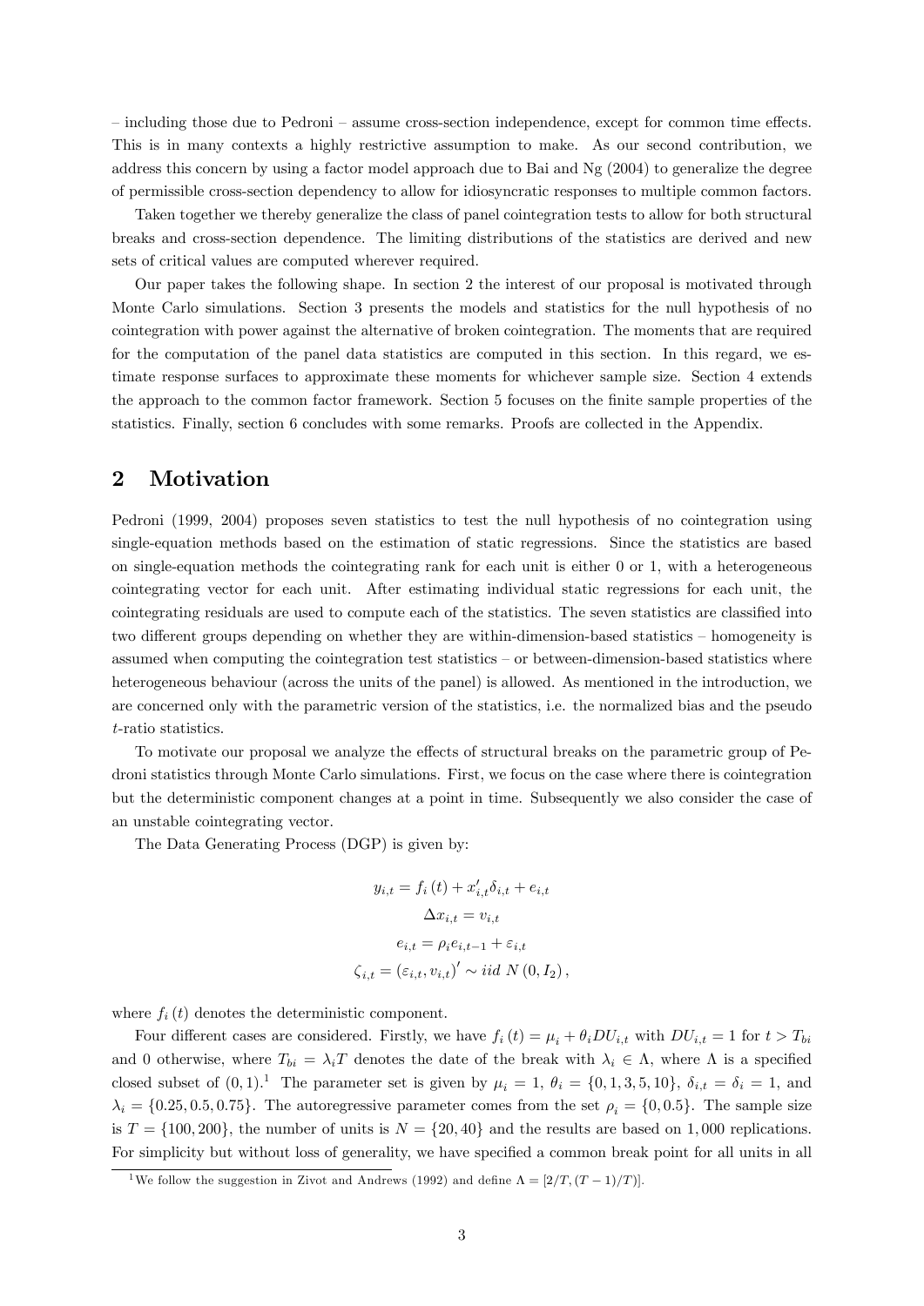– including those due to Pedroni – assume cross-section independence, except for common time effects. This is in many contexts a highly restrictive assumption to make. As our second contribution, we address this concern by using a factor model approach due to Bai and Ng (2004) to generalize the degree of permissible cross-section dependency to allow for idiosyncratic responses to multiple common factors.

Taken together we thereby generalize the class of panel cointegration tests to allow for both structural breaks and cross-section dependence. The limiting distributions of the statistics are derived and new sets of critical values are computed wherever required.

Our paper takes the following shape. In section 2 the interest of our proposal is motivated through Monte Carlo simulations. Section 3 presents the models and statistics for the null hypothesis of no cointegration with power against the alternative of broken cointegration. The moments that are required for the computation of the panel data statistics are computed in this section. In this regard, we estimate response surfaces to approximate these moments for whichever sample size. Section 4 extends the approach to the common factor framework. Section 5 focuses on the finite sample properties of the statistics. Finally, section 6 concludes with some remarks. Proofs are collected in the Appendix.

## 2 Motivation

Pedroni (1999, 2004) proposes seven statistics to test the null hypothesis of no cointegration using single-equation methods based on the estimation of static regressions. Since the statistics are based on single-equation methods the cointegrating rank for each unit is either 0 or 1, with a heterogeneous cointegrating vector for each unit. After estimating individual static regressions for each unit, the cointegrating residuals are used to compute each of the statistics. The seven statistics are classified into two different groups depending on whether they are within-dimension-based statistics – homogeneity is assumed when computing the cointegration test statistics – or between-dimension-based statistics where heterogeneous behaviour (across the units of the panel) is allowed. As mentioned in the introduction, we are concerned only with the parametric version of the statistics, i.e. the normalized bias and the pseudo $t$-ratio statistics.

To motivate our proposal we analyze the effects of structural breaks on the parametric group of Pedroni statistics through Monte Carlo simulations. First, we focus on the case where there is cointegration but the deterministic component changes at a point in time. Subsequently we also consider the case of an unstable cointegrating vector.

The Data Generating Process (DGP) is given by:

$$
\begin{aligned}
y_{i,t} &= f_i(t) + x'_{i,t}\delta_{i,t} + e_{i,t} \\
\Delta x_{i,t} &= v_{i,t} \\
e_{i,t} &= \rho_i e_{i,t-1} + \varepsilon_{i,t} \\
\zeta_{i,t} &= (\varepsilon_{i,t}, v_{i,t})' \sim iid\ N(0, I_2),
\end{aligned}
$$

where $f_i(t)$ denotes the deterministic component.

Four different cases are considered. Firstly, we have $f_i(t) = \mu_i + \theta_i DU_{i,t}$ with $DU_{i,t} = 1$ for $t > T_{bi}$ and 0 otherwise, where $T_{bi} = \lambda_i T$ denotes the date of the break with $\lambda_i \in \Lambda$, where $\Lambda$ is a specified closed subset of $(0,1)$.[1] The parameter set is given by $\mu_i = 1$, $\theta_i = \{0, 1, 3, 5, 10\}$, $\delta_{i,t} = \delta_i = 1$, and $\lambda_i = \{0.25, 0.5, 0.75\}$. The autoregressive parameter comes from the set $\rho_i = \{0, 0.5\}$. The sample size is $T = \{100, 200\}$, the number of units is $N = \{20, 40\}$ and the results are based on 1,000 replications. For simplicity but without loss of generality, we have specified a common break point for all units in all

[1] We follow the suggestion in Zivot and Andrews (1992) and define $\Lambda = [2/T, (T-1)/T)]$.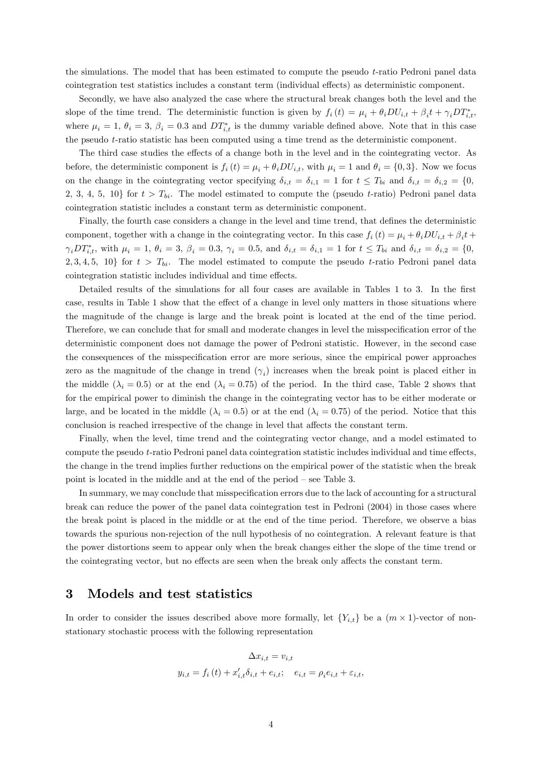the simulations. The model that has been estimated to compute the pseudo $t$-ratio Pedroni panel data cointegration test statistics includes a constant term (individual effects) as deterministic component.

Secondly, we have also analyzed the case where the structural break changes both the level and the slope of the time trend. The deterministic function is given by $f_i(t) = \mu_i + \theta_i DU_{i,t} + \beta_i t + \gamma_i DT^*_{i,t}$, where $\mu_i = 1$, $\theta_i = 3$, $\beta_i = 0.3$ and $DT^*_{i,t}$ is the dummy variable defined above. Note that in this case the pseudo $t$-ratio statistic has been computed using a time trend as the deterministic component.

The third case studies the effects of a change both in the level and in the cointegrating vector. As before, the deterministic component is $f_i(t) = \mu_i + \theta_i DU_{i,t}$, with $\mu_i = 1$ and $\theta_i = \{0, 3\}$. Now we focus on the change in the cointegrating vector specifying $\delta_{i,t} = \delta_{i,1} = 1$ for $t \leq T_{bi}$ and $\delta_{i,t} = \delta_{i,2} = \{0, 2, 3, 4, 5, 10\}$ for $t > T_{bi}$. The model estimated to compute the (pseudo $t$-ratio) Pedroni panel data cointegration statistic includes a constant term as deterministic component.

Finally, the fourth case considers a change in the level and time trend, that defines the deterministic component, together with a change in the cointegrating vector. In this case $f_i(t) = \mu_i + \theta_i DU_{i,t} + \beta_i t + \gamma_i DT^*_{i,t}$, with $\mu_i = 1$, $\theta_i = 3$, $\beta_i = 0.3$, $\gamma_i = 0.5$, and $\delta_{i,t} = \delta_{i,1} = 1$ for $t \leq T_{bi}$ and $\delta_{i,t} = \delta_{i,2} = \{0, 2, 3, 4, 5, 10\}$ for $t > T_{bi}$. The model estimated to compute the pseudo $t$-ratio Pedroni panel data cointegration statistic includes individual and time effects.

Detailed results of the simulations for all four cases are available in Tables 1 to 3. In the first case, results in Table 1 show that the effect of a change in level only matters in those situations where the magnitude of the change is large and the break point is located at the end of the time period. Therefore, we can conclude that for small and moderate changes in level the misspecification error of the deterministic component does not damage the power of Pedroni statistic. However, in the second case the consequences of the misspecification error are more serious, since the empirical power approaches zero as the magnitude of the change in trend ($\gamma_i$) increases when the break point is placed either in the middle ($\lambda_i = 0.5$) or at the end ($\lambda_i = 0.75$) of the period. In the third case, Table 2 shows that for the empirical power to diminish the change in the cointegrating vector has to be either moderate or large, and be located in the middle ($\lambda_i = 0.5$) or at the end ($\lambda_i = 0.75$) of the period. Notice that this conclusion is reached irrespective of the change in level that affects the constant term.

Finally, when the level, time trend and the cointegrating vector change, and a model estimated to compute the pseudo $t$-ratio Pedroni panel data cointegration statistic includes individual and time effects, the change in the trend implies further reductions on the empirical power of the statistic when the break point is located in the middle and at the end of the period – see Table 3.

In summary, we may conclude that misspecification errors due to the lack of accounting for a structural break can reduce the power of the panel data cointegration test in Pedroni (2004) in those cases where the break point is placed in the middle or at the end of the time period. Therefore, we observe a bias towards the spurious non-rejection of the null hypothesis of no cointegration. A relevant feature is that the power distortions seem to appear only when the break changes either the slope of the time trend or the cointegrating vector, but no effects are seen when the break only affects the constant term.

# 3 Models and test statistics

In order to consider the issues described above more formally, let $\{Y_{i,t}\}$ be a $(m \times 1)$-vector of non-stationary stochastic process with the following representation

$$\Delta x_{i,t} = v_{i,t}$$
$$y_{i,t} = f_i(t) + x'_{i,t}\delta_{i,t} + e_{i,t}; \quad e_{i,t} = \rho_i e_{i,t} + \varepsilon_{i,t},$$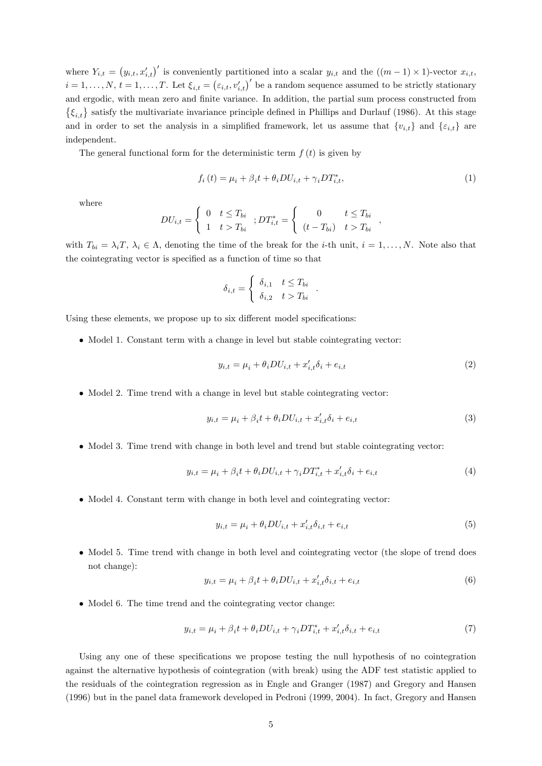where $Y_{i,t} = (y_{i,t}, x'_{i,t})'$ is conveniently partitioned into a scalar $y_{i,t}$ and the $((m-1) \times 1)$-vector $x_{i,t}$, $i = 1, \ldots, N$, $t = 1, \ldots, T$. Let $\xi_{i,t} = (\varepsilon_{i,t}, v'_{i,t})'$ be a random sequence assumed to be strictly stationary and ergodic, with mean zero and finite variance. In addition, the partial sum process constructed from $\{\xi_{i,t}\}$ satisfy the multivariate invariance principle defined in Phillips and Durlauf (1986). At this stage and in order to set the analysis in a simplified framework, let us assume that $\{v_{i,t}\}$ and $\{\varepsilon_{i,t}\}$ are independent.

The general functional form for the deterministic term $f(t)$ is given by

$$f_i(t) = \mu_i + \beta_i t + \theta_i DU_{i,t} + \gamma_i DT^*_{i,t}, \tag{1}$$

where

$$DU_{i,t} = \begin{cases} 0 & t \leq T_{bi} \\ 1 & t > T_{bi} \end{cases} ; DT^*_{i,t} = \begin{cases} 0 & t \leq T_{bi} \\ (t - T_{bi}) & t > T_{bi} \end{cases},$$

with $T_{bi} = \lambda_i T$, $\lambda_i \in \Lambda$, denoting the time of the break for the $i$-th unit, $i = 1, \ldots, N$. Note also that the cointegrating vector is specified as a function of time so that

$$\delta_{i,t} = \begin{cases} \delta_{i,1} & t \leq T_{bi} \\ \delta_{i,2} & t > T_{bi} \end{cases}.$$

Using these elements, we propose up to six different model specifications:

- Model 1. Constant term with a change in level but stable cointegrating vector:

$$y_{i,t} = \mu_i + \theta_i DU_{i,t} + x'_{i,t}\delta_i + e_{i,t} \tag{2}$$

- Model 2. Time trend with a change in level but stable cointegrating vector:

$$y_{i,t} = \mu_i + \beta_i t + \theta_i DU_{i,t} + x'_{i,t}\delta_i + e_{i,t} \tag{3}$$

- Model 3. Time trend with change in both level and trend but stable cointegrating vector:

$$y_{i,t} = \mu_i + \beta_i t + \theta_i DU_{i,t} + \gamma_i DT^*_{i,t} + x'_{i,t}\delta_i + e_{i,t} \tag{4}$$

- Model 4. Constant term with change in both level and cointegrating vector:

$$y_{i,t} = \mu_i + \theta_i DU_{i,t} + x'_{i,t}\delta_{i,t} + e_{i,t} \tag{5}$$

- Model 5. Time trend with change in both level and cointegrating vector (the slope of trend does not change):

$$y_{i,t} = \mu_i + \beta_i t + \theta_i DU_{i,t} + x'_{i,t}\delta_{i,t} + e_{i,t} \tag{6}$$

- Model 6. The time trend and the cointegrating vector change:

$$y_{i,t} = \mu_i + \beta_i t + \theta_i DU_{i,t} + \gamma_i DT^*_{i,t} + x'_{i,t}\delta_{i,t} + e_{i,t} \tag{7}$$

Using any one of these specifications we propose testing the null hypothesis of no cointegration against the alternative hypothesis of cointegration (with break) using the ADF test statistic applied to the residuals of the cointegration regression as in Engle and Granger (1987) and Gregory and Hansen (1996) but in the panel data framework developed in Pedroni (1999, 2004). In fact, Gregory and Hansen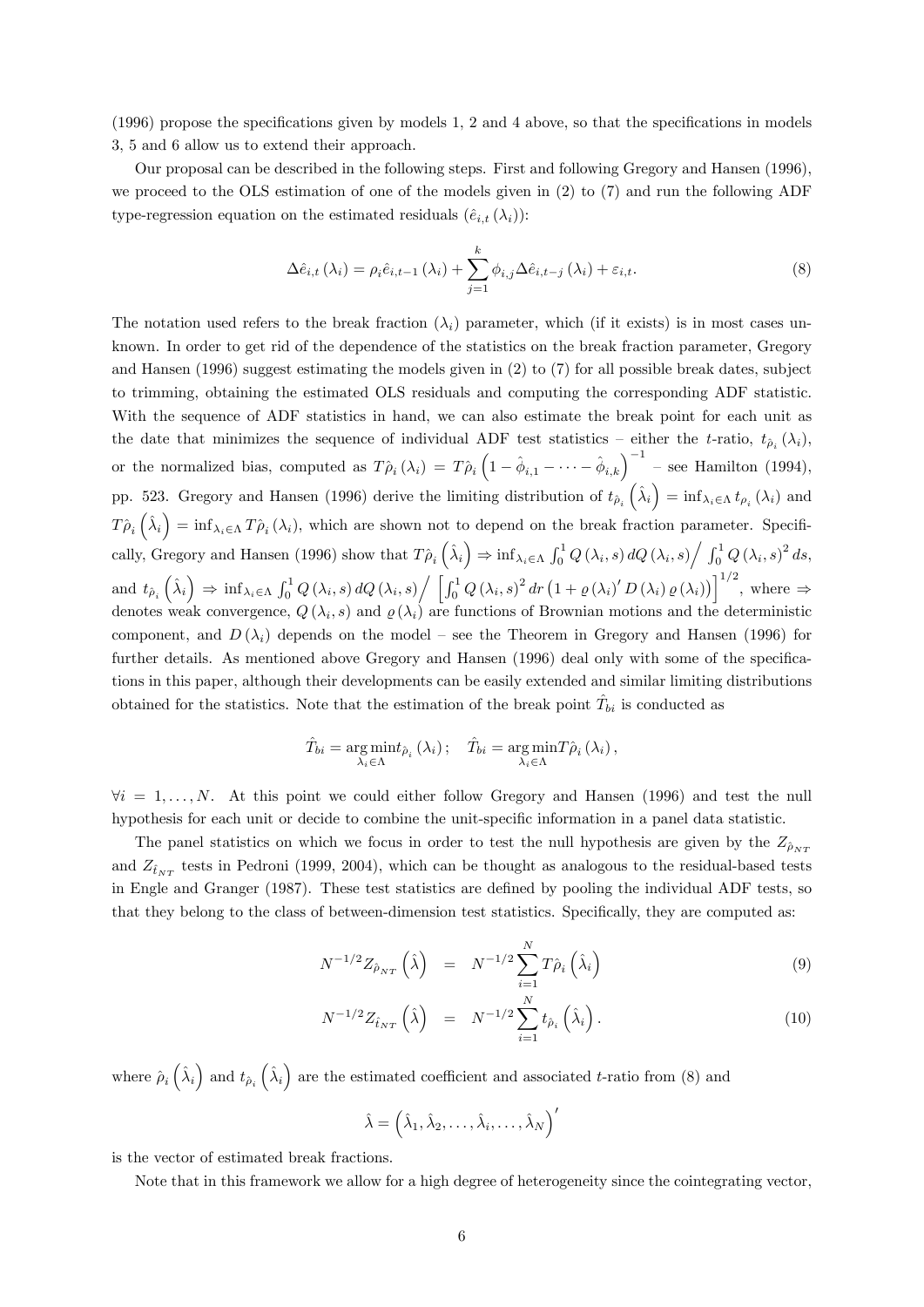(1996) propose the specifications given by models 1, 2 and 4 above, so that the specifications in models 3, 5 and 6 allow us to extend their approach.

Our proposal can be described in the following steps. First and following Gregory and Hansen (1996), we proceed to the OLS estimation of one of the models given in (2) to (7) and run the following ADF type-regression equation on the estimated residuals $(\hat{e}_{i,t}(\lambda_i))$:

$$\Delta \hat{e}_{i,t}(\lambda_i) = \rho_i \hat{e}_{i,t-1}(\lambda_i) + \sum_{j=1}^{k} \phi_{i,j} \Delta \hat{e}_{i,t-j}(\lambda_i) + \varepsilon_{i,t}. \tag{8}$$

The notation used refers to the break fraction $(\lambda_i)$ parameter, which (if it exists) is in most cases unknown. In order to get rid of the dependence of the statistics on the break fraction parameter, Gregory and Hansen (1996) suggest estimating the models given in (2) to (7) for all possible break dates, subject to trimming, obtaining the estimated OLS residuals and computing the corresponding ADF statistic. With the sequence of ADF statistics in hand, we can also estimate the break point for each unit as the date that minimizes the sequence of individual ADF test statistics – either the $t$-ratio, $t_{\hat{\rho}_i}(\lambda_i)$, or the normalized bias, computed as $T\hat{\rho}_i(\lambda_i) = T\hat{\rho}_i\left(1 - \hat{\phi}_{i,1} - \cdots - \hat{\phi}_{i,k}\right)^{-1}$ – see Hamilton (1994), pp. 523. Gregory and Hansen (1996) derive the limiting distribution of $t_{\hat{\rho}_i}\left(\hat{\lambda}_i\right) = \inf_{\lambda_i \in \Lambda} t_{\rho_i}(\lambda_i)$ and $T\hat{\rho}_i\left(\hat{\lambda}_i\right) = \inf_{\lambda_i \in \Lambda} T\hat{\rho}_i(\lambda_i)$, which are shown not to depend on the break fraction parameter. Specifically, Gregory and Hansen (1996) show that $T\hat{\rho}_i\left(\hat{\lambda}_i\right) \Rightarrow \inf_{\lambda_i \in \Lambda} \int_0^1 Q(\lambda_i, s)\, dQ(\lambda_i, s) \Big/ \int_0^1 Q(\lambda_i, s)^2\, ds$, and $t_{\hat{\rho}_i}\left(\hat{\lambda}_i\right) \Rightarrow \inf_{\lambda_i \in \Lambda} \int_0^1 Q(\lambda_i, s)\, dQ(\lambda_i, s) \Big/ \left[\int_0^1 Q(\lambda_i, s)^2\, dr \left(1 + \varrho(\lambda_i)' D(\lambda_i) \varrho(\lambda_i)\right)\right]^{1/2}$, where $\Rightarrow$ denotes weak convergence, $Q(\lambda_i, s)$ and $\varrho(\lambda_i)$ are functions of Brownian motions and the deterministic component, and $D(\lambda_i)$ depends on the model – see the Theorem in Gregory and Hansen (1996) for further details. As mentioned above Gregory and Hansen (1996) deal only with some of the specifications in this paper, although their developments can be easily extended and similar limiting distributions obtained for the statistics. Note that the estimation of the break point $\hat{T}_{bi}$ is conducted as

$$\hat{T}_{bi} = \underset{\lambda_i \in \Lambda}{\arg\min}\, t_{\hat{\rho}_i}(\lambda_i); \quad \hat{T}_{bi} = \underset{\lambda_i \in \Lambda}{\arg\min}\, T\hat{\rho}_i(\lambda_i),$$

$\forall i = 1, \ldots, N$. At this point we could either follow Gregory and Hansen (1996) and test the null hypothesis for each unit or decide to combine the unit-specific information in a panel data statistic.

The panel statistics on which we focus in order to test the null hypothesis are given by the $Z_{\hat{\rho}_{NT}}$ and $Z_{\hat{t}_{NT}}$ tests in Pedroni (1999, 2004), which can be thought as analogous to the residual-based tests in Engle and Granger (1987). These test statistics are defined by pooling the individual ADF tests, so that they belong to the class of between-dimension test statistics. Specifically, they are computed as:

$$N^{-1/2} Z_{\hat{\rho}_{NT}}\left(\hat{\lambda}\right) = N^{-1/2} \sum_{i=1}^{N} T\hat{\rho}_i\left(\hat{\lambda}_i\right) \tag{9}$$

$$N^{-1/2} Z_{\hat{t}_{NT}}\left(\hat{\lambda}\right) = N^{-1/2} \sum_{i=1}^{N} t_{\hat{\rho}_i}\left(\hat{\lambda}_i\right). \tag{10}$$

where $\hat{\rho}_i\left(\hat{\lambda}_i\right)$ and $t_{\hat{\rho}_i}\left(\hat{\lambda}_i\right)$ are the estimated coefficient and associated $t$-ratio from (8) and

$$\hat{\lambda} = \left(\hat{\lambda}_1, \hat{\lambda}_2, \ldots, \hat{\lambda}_i, \ldots, \hat{\lambda}_N\right)'$$

is the vector of estimated break fractions.

Note that in this framework we allow for a high degree of heterogeneity since the cointegrating vector,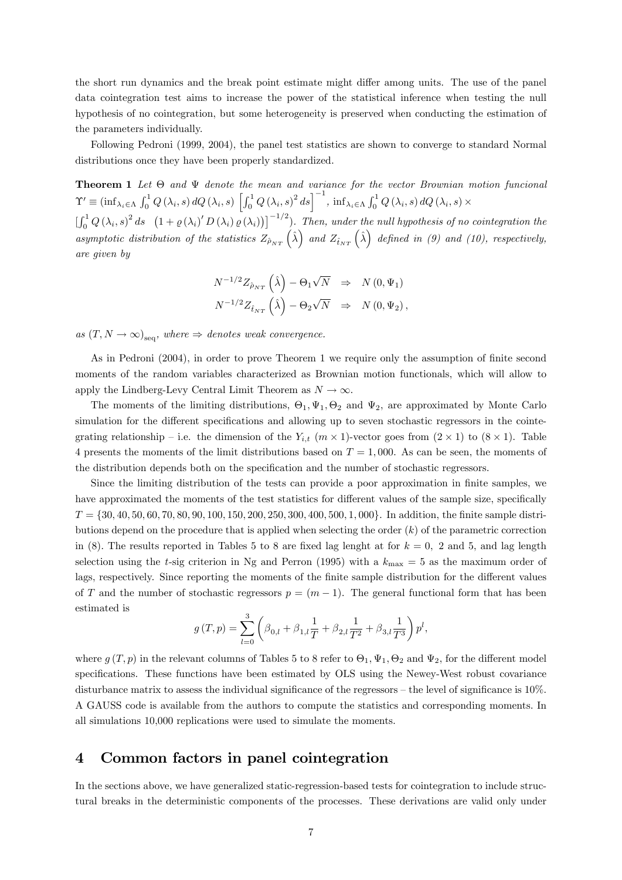the short run dynamics and the break point estimate might differ among units. The use of the panel data cointegration test aims to increase the power of the statistical inference when testing the null hypothesis of no cointegration, but some heterogeneity is preserved when conducting the estimation of the parameters individually.

Following Pedroni (1999, 2004), the panel test statistics are shown to converge to standard Normal distributions once they have been properly standardized.

**Theorem 1** *Let $\Theta$ and $\Psi$ denote the mean and variance for the vector Brownian motion funcional $\Upsilon' \equiv \left(\inf_{\lambda_i \in \Lambda} \int_0^1 Q(\lambda_i, s)\, dQ(\lambda_i, s) \left[\int_0^1 Q(\lambda_i, s)^2 ds\right]^{-1}, \inf_{\lambda_i \in \Lambda} \int_0^1 Q(\lambda_i, s)\, dQ(\lambda_i, s) \times \left[\int_0^1 Q(\lambda_i, s)^2 ds \quad \left(1 + \varrho(\lambda_i)' D(\lambda_i) \varrho(\lambda_i)\right)\right]^{-1/2}\right)$. Then, under the null hypothesis of no cointegration the asymptotic distribution of the statistics $Z_{\hat{\rho}_{NT}}\left(\hat{\lambda}\right)$ and $Z_{\hat{t}_{NT}}\left(\hat{\lambda}\right)$ defined in (9) and (10), respectively, are given by*

$$
\begin{aligned}
N^{-1/2} Z_{\hat{\rho}_{NT}}\left(\hat{\lambda}\right) - \Theta_1 \sqrt{N} &\Rightarrow N(0, \Psi_1) \\
N^{-1/2} Z_{\hat{t}_{NT}}\left(\hat{\lambda}\right) - \Theta_2 \sqrt{N} &\Rightarrow N(0, \Psi_2),
\end{aligned}
$$

*as $(T, N \to \infty)_{\text{seq}}$, where $\Rightarrow$ denotes weak convergence.*

As in Pedroni (2004), in order to prove Theorem 1 we require only the assumption of finite second moments of the random variables characterized as Brownian motion functionals, which will allow to apply the Lindberg-Levy Central Limit Theorem as $N \to \infty$.

The moments of the limiting distributions, $\Theta_1, \Psi_1, \Theta_2$ and $\Psi_2$, are approximated by Monte Carlo simulation for the different specifications and allowing up to seven stochastic regressors in the cointegrating relationship – i.e. the dimension of the $Y_{i,t}$ $(m \times 1)$-vector goes from $(2 \times 1)$ to $(8 \times 1)$. Table 4 presents the moments of the limit distributions based on $T = 1,000$. As can be seen, the moments of the distribution depends both on the specification and the number of stochastic regressors.

Since the limiting distribution of the tests can provide a poor approximation in finite samples, we have approximated the moments of the test statistics for different values of the sample size, specifically $T = \{30, 40, 50, 60, 70, 80, 90, 100, 150, 200, 250, 300, 400, 500, 1,000\}$. In addition, the finite sample distributions depend on the procedure that is applied when selecting the order $(k)$ of the parametric correction in (8). The results reported in Tables 5 to 8 are fixed lag lenght at for $k = 0$, 2 and 5, and lag length selection using the $t$-sig criterion in Ng and Perron (1995) with a $k_{\max} = 5$ as the maximum order of lags, respectively. Since reporting the moments of the finite sample distribution for the different values of $T$ and the number of stochastic regressors $p = (m-1)$. The general functional form that has been estimated is

$$
g(T, p) = \sum_{l=0}^{3} \left( \beta_{0,l} + \beta_{1,l} \frac{1}{T} + \beta_{2,l} \frac{1}{T^2} + \beta_{3,l} \frac{1}{T^3} \right) p^l,
$$

where $g(T, p)$ in the relevant columns of Tables 5 to 8 refer to $\Theta_1, \Psi_1, \Theta_2$ and $\Psi_2$, for the different model specifications. These functions have been estimated by OLS using the Newey-West robust covariance disturbance matrix to assess the individual significance of the regressors – the level of significance is 10%. A GAUSS code is available from the authors to compute the statistics and corresponding moments. In all simulations 10,000 replications were used to simulate the moments.

# 4 Common factors in panel cointegration

In the sections above, we have generalized static-regression-based tests for cointegration to include structural breaks in the deterministic components of the processes. These derivations are valid only under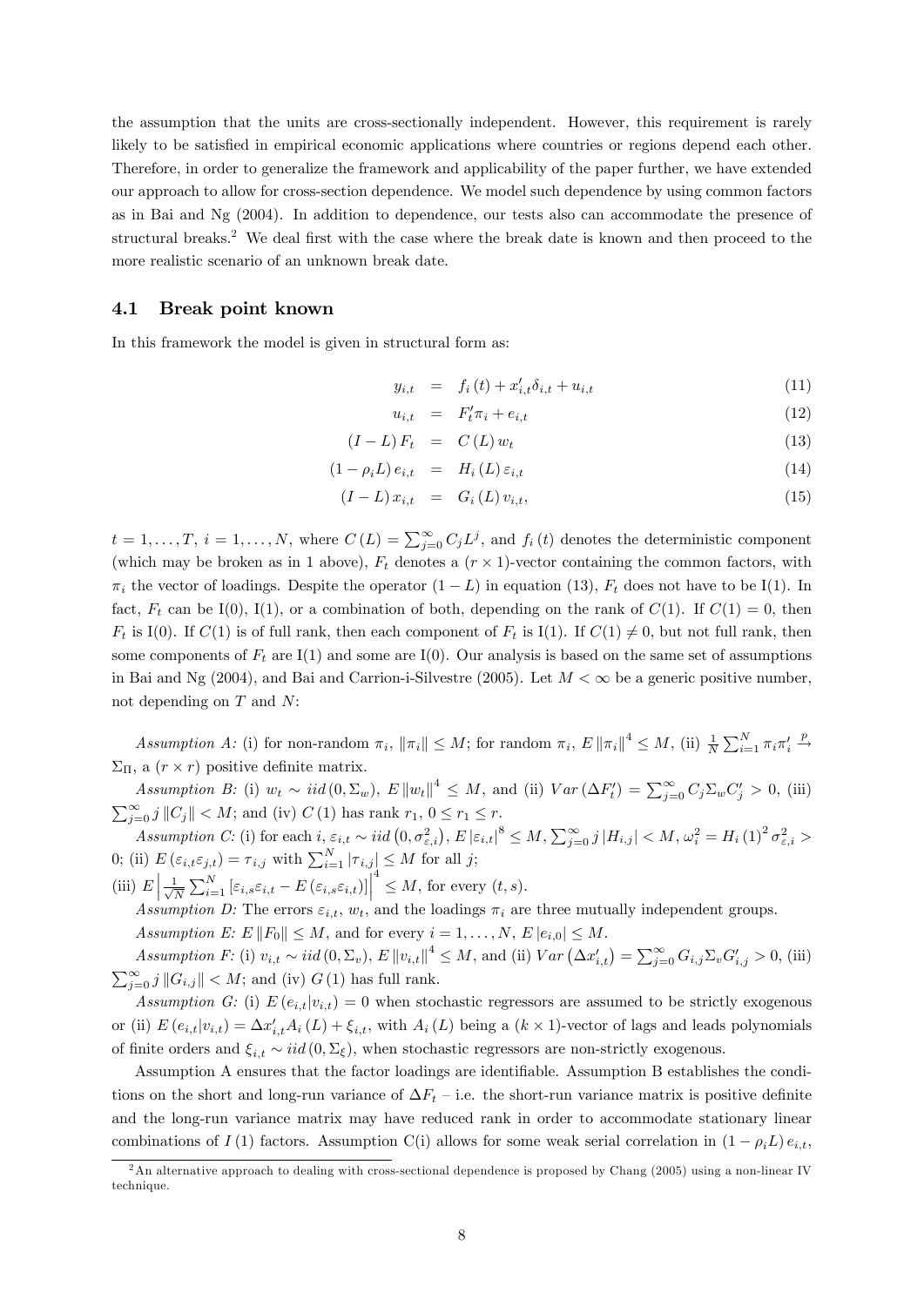the assumption that the units are cross-sectionally independent. However, this requirement is rarely likely to be satisfied in empirical economic applications where countries or regions depend each other. Therefore, in order to generalize the framework and applicability of the paper further, we have extended our approach to allow for cross-section dependence. We model such dependence by using common factors as in Bai and Ng (2004). In addition to dependence, our tests also can accommodate the presence of structural breaks.[2] We deal first with the case where the break date is known and then proceed to the more realistic scenario of an unknown break date.

### 4.1 Break point known

In this framework the model is given in structural form as:

$$
\begin{aligned}
y_{i,t} &= f_i(t) + x_{i,t}'\delta_{i,t} + u_{i,t} &(11)\\
u_{i,t} &= F_t'\pi_i + e_{i,t} &(12)\\
(I-L)F_t &= C(L)w_t &(13)\\
(1-\rho_i L)e_{i,t} &= H_i(L)\varepsilon_{i,t} &(14)\\
(I-L)x_{i,t} &= G_i(L)v_{i,t}, &(15)
\end{aligned}
$$

$t = 1,\ldots,T$, $i = 1,\ldots,N$, where $C(L) = \sum_{j=0}^{\infty} C_j L^j$, and $f_i(t)$ denotes the deterministic component (which may be broken as in 1 above), $F_t$ denotes a $(r \times 1)$-vector containing the common factors, with $\pi_i$ the vector of loadings. Despite the operator $(1-L)$ in equation (13), $F_t$ does not have to be I(1). In fact, $F_t$ can be I(0), I(1), or a combination of both, depending on the rank of $C(1)$. If $C(1) = 0$, then $F_t$ is I(0). If $C(1)$ is of full rank, then each component of $F_t$ is I(1). If $C(1) \neq 0$, but not full rank, then some components of $F_t$ are I(1) and some are I(0). Our analysis is based on the same set of assumptions in Bai and Ng (2004), and Bai and Carrion-i-Silvestre (2005). Let $M < \infty$ be a generic positive number, not depending on $T$ and $N$:

*Assumption A:* (i) for non-random $\pi_i$, $\|\pi_i\| \le M$; for random $\pi_i$, $E\|\pi_i\|^4 \le M$, (ii) $\frac{1}{N}\sum_{i=1}^{N}\pi_i\pi_i' \xrightarrow{p} \Sigma_\Pi$, a $(r \times r)$ positive definite matrix.

*Assumption B:* (i) $w_t \sim iid(0, \Sigma_w)$, $E\|w_t\|^4 \le M$, and (ii) $Var(\Delta F_t') = \sum_{j=0}^{\infty} C_j \Sigma_w C_j' > 0$, (iii) $\sum_{j=0}^{\infty} j\|C_j\| < M$; and (iv) $C(1)$ has rank $r_1$, $0 \le r_1 \le r$.

*Assumption C:* (i) for each $i$, $\varepsilon_{i,t} \sim iid\left(0, \sigma_{\varepsilon,i}^2\right)$, $E|\varepsilon_{i,t}|^8 \le M$, $\sum_{j=0}^{\infty} j|H_{i,j}| < M$, $\omega_i^2 = H_i(1)^2\sigma_{\varepsilon,i}^2 > 0$; (ii) $E(\varepsilon_{i,t}\varepsilon_{j,t}) = \tau_{i,j}$ with $\sum_{i=1}^{N}|\tau_{i,j}| \le M$ for all $j$;
(iii) $E\left|\frac{1}{\sqrt{N}}\sum_{i=1}^{N}\left[\varepsilon_{i,s}\varepsilon_{i,t} - E(\varepsilon_{i,s}\varepsilon_{i,t})\right]\right|^4 \le M$, for every $(t,s)$.

*Assumption D:* The errors $\varepsilon_{i,t}$, $w_t$, and the loadings $\pi_i$ are three mutually independent groups.

*Assumption E:* $E\|F_0\| \le M$, and for every $i = 1,\ldots,N$, $E|e_{i,0}| \le M$.

*Assumption F:* (i) $v_{i,t} \sim iid(0, \Sigma_v)$, $E\|v_{i,t}\|^4 \le M$, and (ii) $Var\left(\Delta x_{i,t}'\right) = \sum_{j=0}^{\infty} G_{i,j}\Sigma_v G_{i,j}' > 0$, (iii) $\sum_{j=0}^{\infty} j\|G_{i,j}\| < M$; and (iv) $G(1)$ has full rank.

*Assumption G:* (i) $E(e_{i,t}|v_{i,t}) = 0$ when stochastic regressors are assumed to be strictly exogenous or (ii) $E(e_{i,t}|v_{i,t}) = \Delta x_{i,t}'A_i(L) + \xi_{i,t}$, with $A_i(L)$ being a $(k \times 1)$-vector of lags and leads polynomials of finite orders and $\xi_{i,t} \sim iid(0, \Sigma_\xi)$, when stochastic regressors are non-strictly exogenous.

Assumption A ensures that the factor loadings are identifiable. Assumption B establishes the conditions on the short and long-run variance of $\Delta F_t$ – i.e. the short-run variance matrix is positive definite and the long-run variance matrix may have reduced rank in order to accommodate stationary linear combinations of $I(1)$ factors. Assumption C(i) allows for some weak serial correlation in $(1-\rho_i L)e_{i,t}$,

[2] An alternative approach to dealing with cross-sectional dependence is proposed by Chang (2005) using a non-linear IV technique.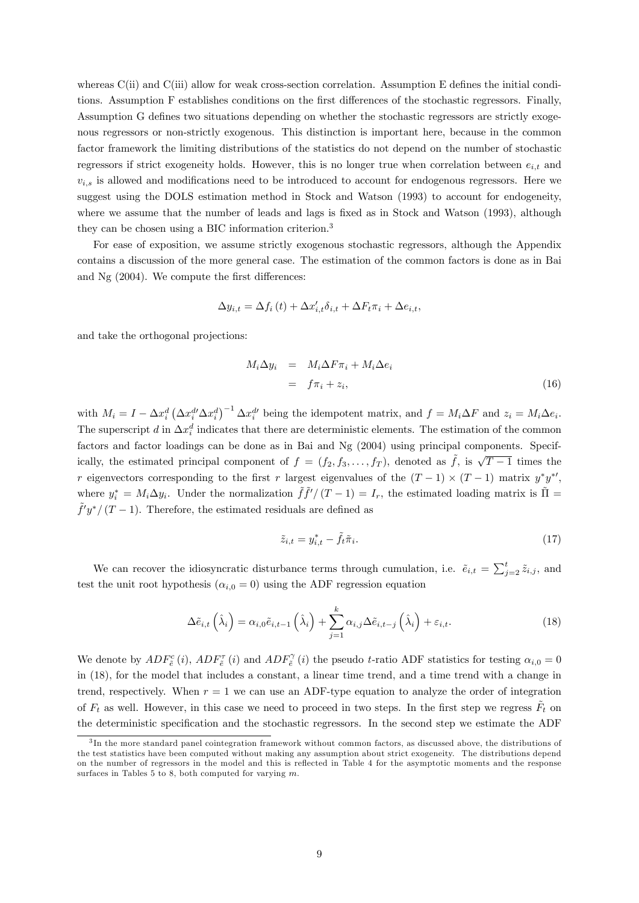whereas C(ii) and C(iii) allow for weak cross-section correlation. Assumption E defines the initial conditions. Assumption F establishes conditions on the first differences of the stochastic regressors. Finally, Assumption G defines two situations depending on whether the stochastic regressors are strictly exogenous regressors or non-strictly exogenous. This distinction is important here, because in the common factor framework the limiting distributions of the statistics do not depend on the number of stochastic regressors if strict exogeneity holds. However, this is no longer true when correlation between $e_{i,t}$ and $v_{i,s}$ is allowed and modifications need to be introduced to account for endogenous regressors. Here we suggest using the DOLS estimation method in Stock and Watson (1993) to account for endogeneity, where we assume that the number of leads and lags is fixed as in Stock and Watson (1993), although they can be chosen using a BIC information criterion.[3]

For ease of exposition, we assume strictly exogenous stochastic regressors, although the Appendix contains a discussion of the more general case. The estimation of the common factors is done as in Bai and Ng (2004). We compute the first differences:

$$\Delta y_{i,t} = \Delta f_i(t) + \Delta x_{i,t}' \delta_{i,t} + \Delta F_t \pi_i + \Delta e_{i,t},$$

and take the orthogonal projections:

$$\begin{aligned} M_i \Delta y_i &= M_i \Delta F \pi_i + M_i \Delta e_i \\ &= f \pi_i + z_i, \end{aligned} \tag{16}$$

with $M_i = I - \Delta x_i^d \left(\Delta x_i^{d\prime} \Delta x_i^d\right)^{-1} \Delta x_i^{d\prime}$ being the idempotent matrix, and $f = M_i \Delta F$ and $z_i = M_i \Delta e_i$. The superscript $d$ in $\Delta x_i^d$ indicates that there are deterministic elements. The estimation of the common factors and factor loadings can be done as in Bai and Ng (2004) using principal components. Specifically, the estimated principal component of $f = (f_2, f_3, \ldots, f_T)$, denoted as $\tilde{f}$, is $\sqrt{T-1}$ times the $r$ eigenvectors corresponding to the first $r$ largest eigenvalues of the $(T-1) \times (T-1)$ matrix $y^* y^{*\prime}$, where $y_i^* = M_i \Delta y_i$. Under the normalization $\tilde{f}\tilde{f}'/(T-1) = I_r$, the estimated loading matrix is $\tilde{\Pi} = \tilde{f}' y^* / (T-1)$. Therefore, the estimated residuals are defined as

$$\tilde{z}_{i,t} = y_{i,t}^* - \tilde{f}_t \tilde{\pi}_i. \tag{17}$$

We can recover the idiosyncratic disturbance terms through cumulation, i.e. $\tilde{e}_{i,t} = \sum_{j=2}^{t} \tilde{z}_{i,j}$, and test the unit root hypothesis ($\alpha_{i,0} = 0$) using the ADF regression equation

$$\Delta \tilde{e}_{i,t}\left(\hat{\lambda}_i\right) = \alpha_{i,0} \tilde{e}_{i,t-1}\left(\hat{\lambda}_i\right) + \sum_{j=1}^{k} \alpha_{i,j} \Delta \tilde{e}_{i,t-j}\left(\hat{\lambda}_i\right) + \varepsilon_{i,t}. \tag{18}$$

We denote by $ADF_{\tilde{e}}^{c}(i)$, $ADF_{\tilde{e}}^{\tau}(i)$ and $ADF_{\tilde{e}}^{\gamma}(i)$ the pseudo $t$-ratio ADF statistics for testing $\alpha_{i,0} = 0$ in (18), for the model that includes a constant, a linear time trend, and a time trend with a change in trend, respectively. When $r = 1$ we can use an ADF-type equation to analyze the order of integration of $F_t$ as well. However, in this case we need to proceed in two steps. In the first step we regress $\tilde{F}_t$ on the deterministic specification and the stochastic regressors. In the second step we estimate the ADF

[3] In the more standard panel cointegration framework without common factors, as discussed above, the distributions of the test statistics have been computed without making any assumption about strict exogeneity. The distributions depend on the number of regressors in the model and this is reflected in Table 4 for the asymptotic moments and the response surfaces in Tables 5 to 8, both computed for varying $m$.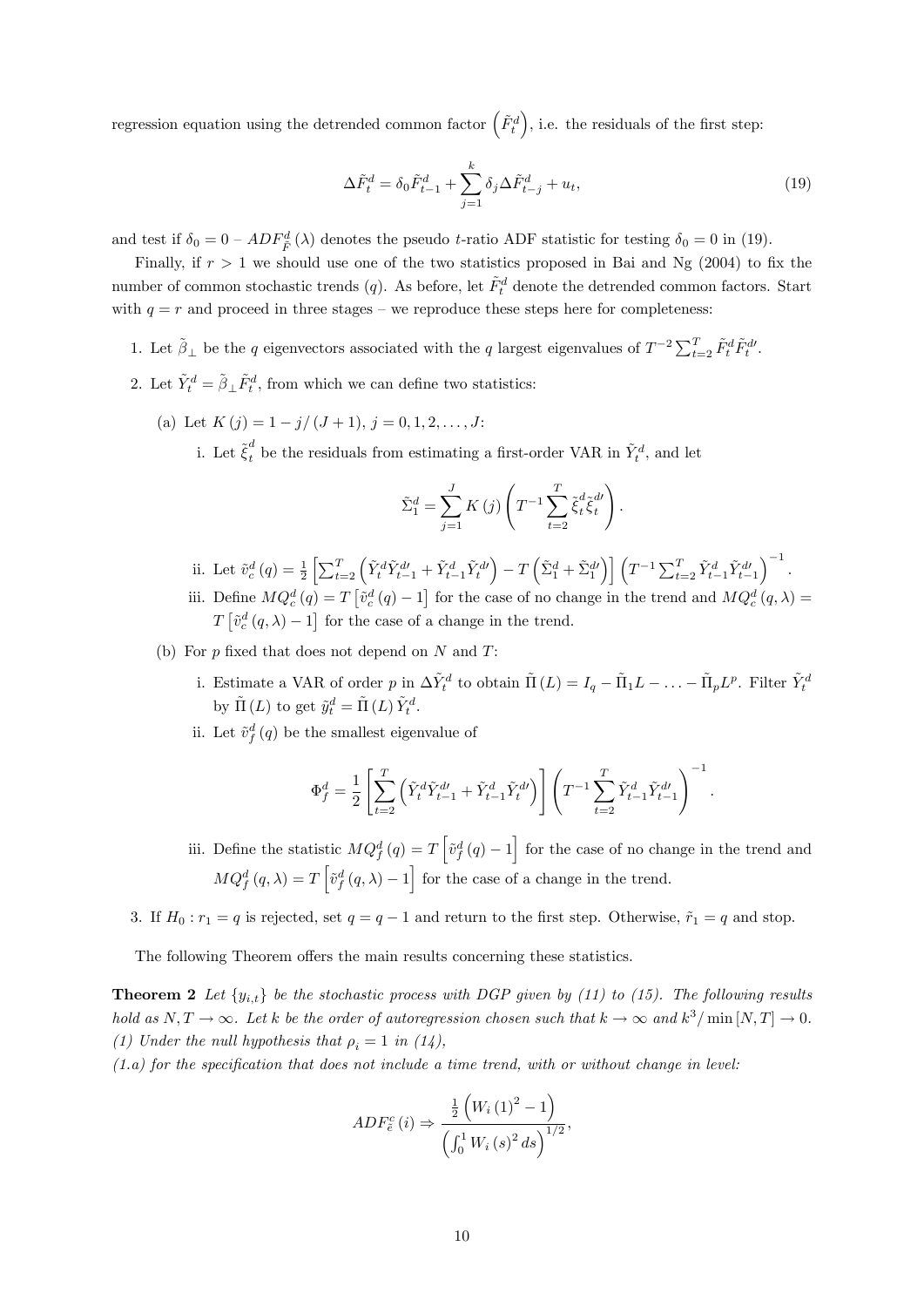regression equation using the detrended common factor $\left(\tilde{F}_t^d\right)$, i.e. the residuals of the first step:

$$\Delta \tilde{F}_t^d = \delta_0 \tilde{F}_{t-1}^d + \sum_{j=1}^{k} \delta_j \Delta \tilde{F}_{t-j}^d + u_t, \tag{19}$$

and test if $\delta_0 = 0$ – $ADF_{\tilde{F}}^d(\lambda)$ denotes the pseudo $t$-ratio ADF statistic for testing $\delta_0 = 0$ in (19).

Finally, if $r > 1$ we should use one of the two statistics proposed in Bai and Ng (2004) to fix the number of common stochastic trends ($q$). As before, let $\tilde{F}_t^d$ denote the detrended common factors. Start with $q = r$ and proceed in three stages – we reproduce these steps here for completeness:

1. Let $\tilde{\beta}_\perp$ be the $q$ eigenvectors associated with the $q$ largest eigenvalues of $T^{-2}\sum_{t=2}^{T} \tilde{F}_t^d \tilde{F}_t^{d\prime}$.
2. Let $\tilde{Y}_t^d = \tilde{\beta}_\perp \tilde{F}_t^d$, from which we can define two statistics:
   (a) Let $K(j) = 1 - j/(J+1)$, $j = 0, 1, 2, \ldots, J$:
      i. Let $\tilde{\xi}_t^d$ be the residuals from estimating a first-order VAR in $\tilde{Y}_t^d$, and let
      $$\tilde{\Sigma}_1^d = \sum_{j=1}^{J} K(j) \left( T^{-1} \sum_{t=2}^{T} \tilde{\xi}_t^d \tilde{\xi}_t^{d\prime} \right).$$
      ii. Let $\tilde{v}_c^d(q) = \frac{1}{2}\left[\sum_{t=2}^{T}\left(\tilde{Y}_t^d \tilde{Y}_{t-1}^{d\prime} + \tilde{Y}_{t-1}^d \tilde{Y}_t^{d\prime}\right) - T\left(\tilde{\Sigma}_1^d + \tilde{\Sigma}_1^{d\prime}\right)\right]\left(T^{-1}\sum_{t=2}^{T} \tilde{Y}_{t-1}^d \tilde{Y}_{t-1}^{d\prime}\right)^{-1}$.
      iii. Define $MQ_c^d(q) = T\left[\tilde{v}_c^d(q) - 1\right]$ for the case of no change in the trend and $MQ_c^d(q,\lambda) = T\left[\tilde{v}_c^d(q,\lambda) - 1\right]$ for the case of a change in the trend.
   (b) For $p$ fixed that does not depend on $N$ and $T$:
      i. Estimate a VAR of order $p$ in $\Delta\tilde{Y}_t^d$ to obtain $\tilde{\Pi}(L) = I_q - \tilde{\Pi}_1 L - \ldots - \tilde{\Pi}_p L^p$. Filter $\tilde{Y}_t^d$ by $\tilde{\Pi}(L)$ to get $\tilde{y}_t^d = \tilde{\Pi}(L)\tilde{Y}_t^d$.
      ii. Let $\tilde{v}_f^d(q)$ be the smallest eigenvalue of
      $$\Phi_f^d = \frac{1}{2}\left[\sum_{t=2}^{T}\left(\tilde{Y}_t^d \tilde{Y}_{t-1}^{d\prime} + \tilde{Y}_{t-1}^d \tilde{Y}_t^{d\prime}\right)\right]\left(T^{-1}\sum_{t=2}^{T}\tilde{Y}_{t-1}^d \tilde{Y}_{t-1}^{d\prime}\right)^{-1}.$$
      iii. Define the statistic $MQ_f^d(q) = T\left[\tilde{v}_f^d(q) - 1\right]$ for the case of no change in the trend and $MQ_f^d(q,\lambda) = T\left[\tilde{v}_f^d(q,\lambda) - 1\right]$ for the case of a change in the trend.
3. If $H_0 : r_1 = q$ is rejected, set $q = q - 1$ and return to the first step. Otherwise, $\tilde{r}_1 = q$ and stop.

The following Theorem offers the main results concerning these statistics.

**Theorem 2** *Let $\{y_{i,t}\}$ be the stochastic process with DGP given by (11) to (15). The following results hold as $N, T \to \infty$. Let $k$ be the order of autoregression chosen such that $k \to \infty$ and $k^3/\min[N,T] \to 0$.*
*(1) Under the null hypothesis that $\rho_i = 1$ in (14),*
*(1.a) for the specification that does not include a time trend, with or without change in level:*

$$ADF_{\tilde{e}}^c(i) \Rightarrow \frac{\frac{1}{2}\left(W_i(1)^2 - 1\right)}{\left(\int_0^1 W_i(s)^2 ds\right)^{1/2}},$$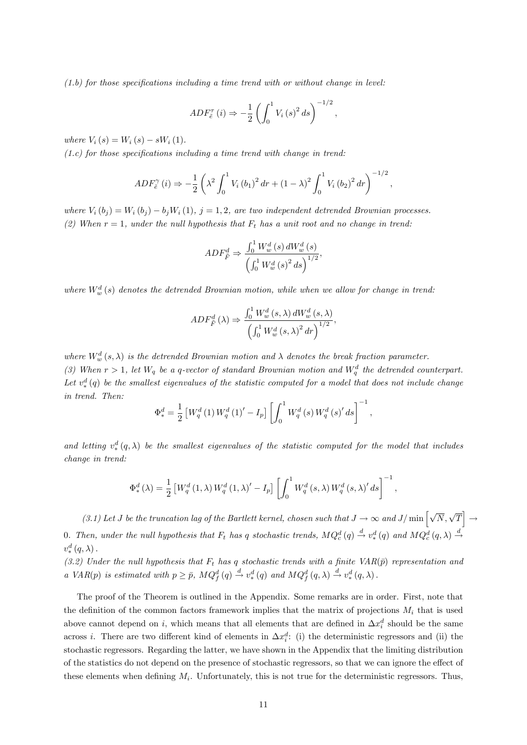*(1.b) for those specifications including a time trend with or without change in level:*

$$ADF_{\hat{e}}^{\tau}(i) \Rightarrow -\frac{1}{2}\left(\int_0^1 V_i(s)^2 ds\right)^{-1/2},$$

*where* $V_i(s) = W_i(s) - sW_i(1)$.

*(1.c) for those specifications including a time trend with change in trend:*

$$ADF_{\hat{e}}^{\gamma}(i) \Rightarrow -\frac{1}{2}\left(\lambda^2 \int_0^1 V_i(b_1)^2 dr + (1-\lambda)^2 \int_0^1 V_i(b_2)^2 dr\right)^{-1/2},$$

*where* $V_i(b_j) = W_i(b_j) - b_j W_i(1)$, $j = 1, 2$, *are two independent detrended Brownian processes.*

*(2) When* $r = 1$, *under the null hypothesis that* $F_t$ *has a unit root and no change in trend:*

$$ADF_{\hat{F}}^{d} \Rightarrow \frac{\int_0^1 W_w^d(s)\, dW_w^d(s)}{\left(\int_0^1 W_w^d(s)^2 ds\right)^{1/2}},$$

*where* $W_w^d(s)$ *denotes the detrended Brownian motion, while when we allow for change in trend:*

$$ADF_{\hat{F}}^{d}(\lambda) \Rightarrow \frac{\int_0^1 W_w^d(s,\lambda)\, dW_w^d(s,\lambda)}{\left(\int_0^1 W_w^d(s,\lambda)^2 dr\right)^{1/2}},$$

*where* $W_w^d(s,\lambda)$ *is the detrended Brownian motion and* $\lambda$ *denotes the break fraction parameter.*

*(3) When* $r > 1$, *let* $W_q$ *be a q-vector of standard Brownian motion and* $W_q^d$ *the detrended counterpart. Let* $v_*^d(q)$ *be the smallest eigenvalues of the statistic computed for a model that does not include change in trend. Then:*

$$\Phi_*^d = \frac{1}{2}\left[W_q^d(1) W_q^d(1)' - I_p\right]\left[\int_0^1 W_q^d(s) W_q^d(s)' ds\right]^{-1},$$

*and letting* $v_*^d(q,\lambda)$ *be the smallest eigenvalues of the statistic computed for the model that includes change in trend:*

$$\Phi_*^d(\lambda) = \frac{1}{2}\left[W_q^d(1,\lambda) W_q^d(1,\lambda)' - I_p\right]\left[\int_0^1 W_q^d(s,\lambda) W_q^d(s,\lambda)' ds\right]^{-1},$$

*(3.1) Let* $J$ *be the truncation lag of the Bartlett kernel, chosen such that* $J \to \infty$ *and* $J/\min\left[\sqrt{N}, \sqrt{T}\right] \to 0$. *Then, under the null hypothesis that* $F_t$ *has* $q$ *stochastic trends,* $MQ_c^d(q) \xrightarrow{d} v_*^d(q)$ *and* $MQ_c^d(q,\lambda) \xrightarrow{d} v_*^d(q,\lambda)$.

*(3.2) Under the null hypothesis that* $F_t$ *has* $q$ *stochastic trends with a finite VAR(*$\bar{p}$*) representation and a VAR(*$p$*) is estimated with* $p \geq \bar{p}$, $MQ_f^d(q) \xrightarrow{d} v_*^d(q)$ *and* $MQ_f^d(q,\lambda) \xrightarrow{d} v_*^d(q,\lambda)$.

The proof of the Theorem is outlined in the Appendix. Some remarks are in order. First, note that the definition of the common factors framework implies that the matrix of projections $M_i$ that is used above cannot depend on $i$, which means that all elements that are defined in $\Delta x_i^d$ should be the same across $i$. There are two different kind of elements in $\Delta x_i^d$: (i) the deterministic regressors and (ii) the stochastic regressors. Regarding the latter, we have shown in the Appendix that the limiting distribution of the statistics do not depend on the presence of stochastic regressors, so that we can ignore the effect of these elements when defining $M_i$. Unfortunately, this is not true for the deterministic regressors. Thus,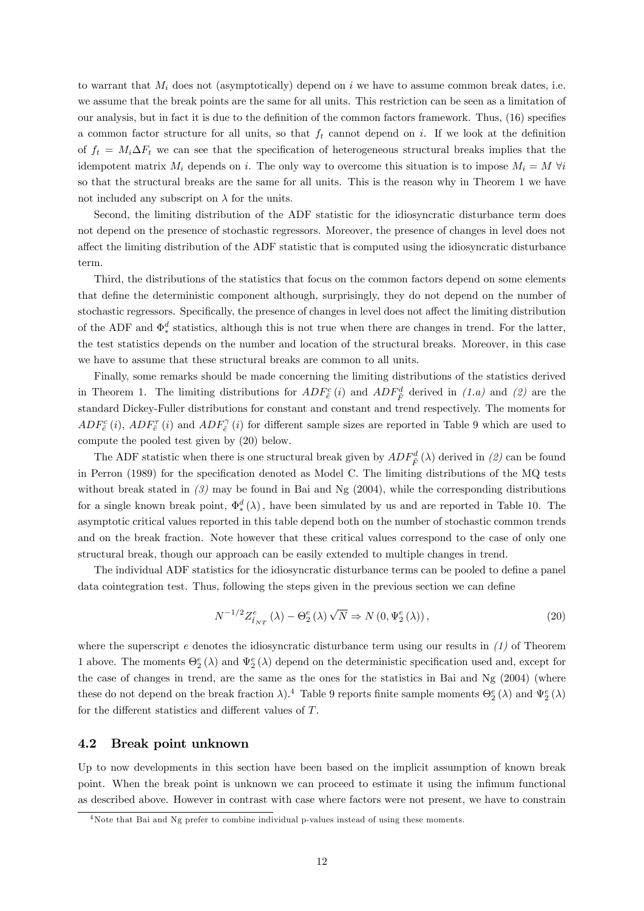to warrant that $M_i$ does not (asymptotically) depend on $i$ we have to assume common break dates, i.e. we assume that the break points are the same for all units. This restriction can be seen as a limitation of our analysis, but in fact it is due to the definition of the common factors framework. Thus, (16) specifies a common factor structure for all units, so that $f_t$ cannot depend on $i$. If we look at the definition of $f_t = M_i \Delta F_t$ we can see that the specification of heterogeneous structural breaks implies that the idempotent matrix $M_i$ depends on $i$. The only way to overcome this situation is to impose $M_i = M \ \forall i$ so that the structural breaks are the same for all units. This is the reason why in Theorem 1 we have not included any subscript on $\lambda$ for the units.

Second, the limiting distribution of the ADF statistic for the idiosyncratic disturbance term does not depend on the presence of stochastic regressors. Moreover, the presence of changes in level does not affect the limiting distribution of the ADF statistic that is computed using the idiosyncratic disturbance term.

Third, the distributions of the statistics that focus on the common factors depend on some elements that define the deterministic component although, surprisingly, they do not depend on the number of stochastic regressors. Specifically, the presence of changes in level does not affect the limiting distribution of the ADF and $\Phi_*^d$ statistics, although this is not true when there are changes in trend. For the latter, the test statistics depends on the number and location of the structural breaks. Moreover, in this case we have to assume that these structural breaks are common to all units.

Finally, some remarks should be made concerning the limiting distributions of the statistics derived in Theorem 1. The limiting distributions for $ADF_{\hat{e}}^c(i)$ and $ADF_{\hat{F}}^d$ derived in *(1.a)* and *(2)* are the standard Dickey-Fuller distributions for constant and constant and trend respectively. The moments for $ADF_{\hat{e}}^c(i)$, $ADF_{\hat{e}}^\tau(i)$ and $ADF_{\hat{e}}^\gamma(i)$ for different sample sizes are reported in Table 9 which are used to compute the pooled test given by (20) below.

The ADF statistic when there is one structural break given by $ADF_{\hat{F}}^d(\lambda)$ derived in *(2)* can be found in Perron (1989) for the specification denoted as Model C. The limiting distributions of the MQ tests without break stated in *(3)* may be found in Bai and Ng (2004), while the corresponding distributions for a single known break point, $\Phi_*^d(\lambda)$, have been simulated by us and are reported in Table 10. The asymptotic critical values reported in this table depend both on the number of stochastic common trends and on the break fraction. Note however that these critical values correspond to the case of only one structural break, though our approach can be easily extended to multiple changes in trend.

The individual ADF statistics for the idiosyncratic disturbance terms can be pooled to define a panel data cointegration test. Thus, following the steps given in the previous section we can define

$$N^{-1/2} Z_{\hat{t}_{NT}}^e(\lambda) - \Theta_2^e(\lambda)\sqrt{N} \Rightarrow N\left(0, \Psi_2^e(\lambda)\right), \tag{20}$$

where the superscript $e$ denotes the idiosyncratic disturbance term using our results in *(1)* of Theorem 1 above. The moments $\Theta_2^e(\lambda)$ and $\Psi_2^e(\lambda)$ depend on the deterministic specification used and, except for the case of changes in trend, are the same as the ones for the statistics in Bai and Ng (2004) (where these do not depend on the break fraction $\lambda$).[4] Table 9 reports finite sample moments $\Theta_2^e(\lambda)$ and $\Psi_2^e(\lambda)$ for the different statistics and different values of $T$.

## 4.2 Break point unknown

Up to now developments in this section have been based on the implicit assumption of known break point. When the break point is unknown we can proceed to estimate it using the infimum functional as described above. However in contrast with case where factors were not present, we have to constrain

[4] Note that Bai and Ng prefer to combine individual p-values instead of using these moments.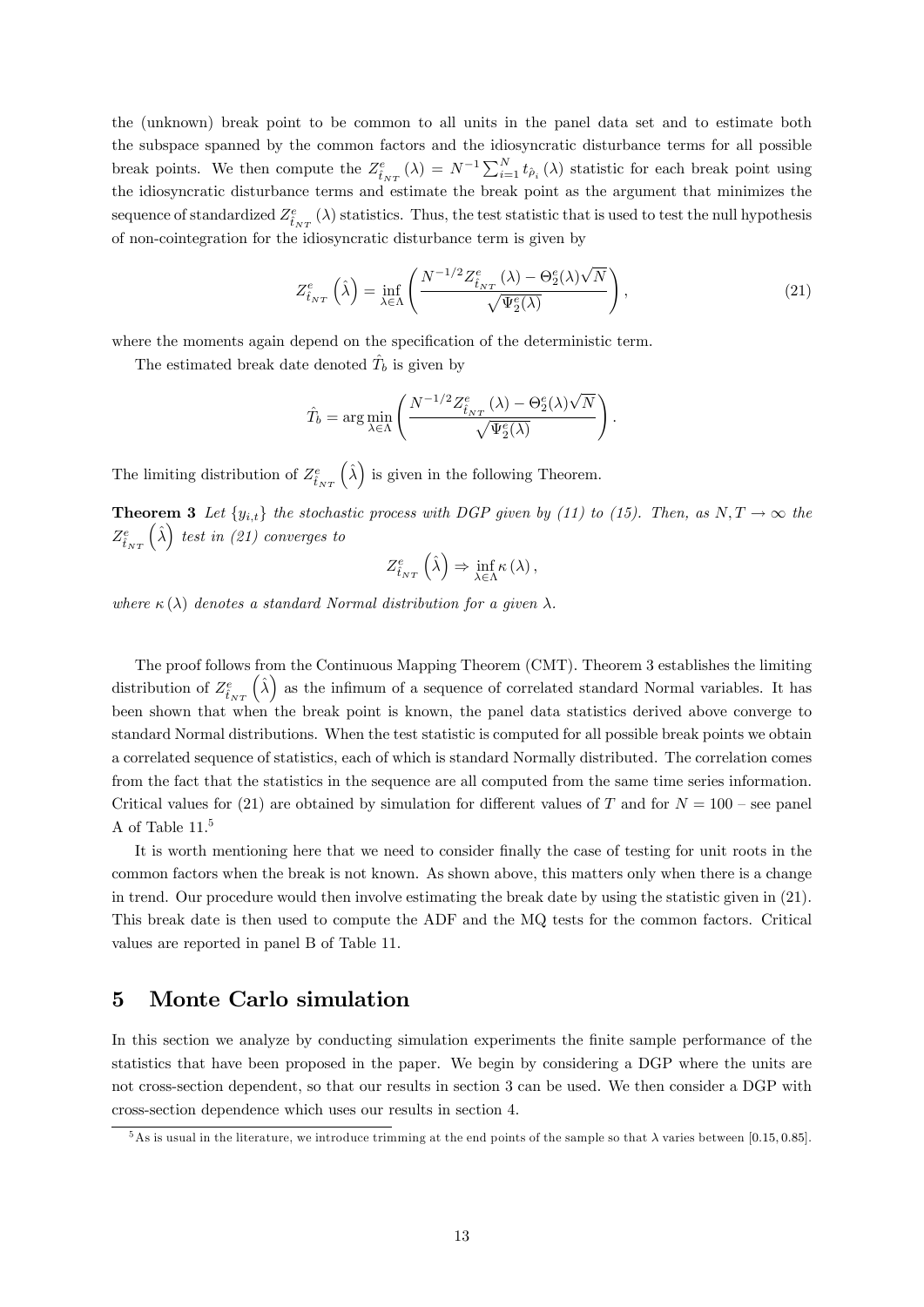the (unknown) break point to be common to all units in the panel data set and to estimate both the subspace spanned by the common factors and the idiosyncratic disturbance terms for all possible break points. We then compute the $Z^{e}_{\hat{t}_{NT}}(\lambda) = N^{-1}\sum_{i=1}^{N} t_{\hat{\rho}_i}(\lambda)$ statistic for each break point using the idiosyncratic disturbance terms and estimate the break point as the argument that minimizes the sequence of standardized $Z^{e}_{\hat{t}_{NT}}(\lambda)$ statistics. Thus, the test statistic that is used to test the null hypothesis of non-cointegration for the idiosyncratic disturbance term is given by

$$Z^{e}_{\hat{t}_{NT}}\left(\hat{\lambda}\right) = \inf_{\lambda \in \Lambda} \left( \frac{N^{-1/2} Z^{e}_{\hat{t}_{NT}}(\lambda) - \Theta^{e}_{2}(\lambda)\sqrt{N}}{\sqrt{\Psi^{e}_{2}(\lambda)}} \right), \tag{21}$$

where the moments again depend on the specification of the deterministic term.

The estimated break date denoted $\hat{T}_b$ is given by

$$\hat{T}_b = \arg\min_{\lambda \in \Lambda} \left( \frac{N^{-1/2} Z^{e}_{\hat{t}_{NT}}(\lambda) - \Theta^{e}_{2}(\lambda)\sqrt{N}}{\sqrt{\Psi^{e}_{2}(\lambda)}} \right).$$

The limiting distribution of $Z^{e}_{\hat{t}_{NT}}\left(\hat{\lambda}\right)$ is given in the following Theorem.

**Theorem 3** *Let $\{y_{i,t}\}$ the stochastic process with DGP given by (11) to (15). Then, as $N, T \to \infty$ the $Z^{e}_{\hat{t}_{NT}}\left(\hat{\lambda}\right)$ test in (21) converges to*

$$Z^{e}_{\hat{t}_{NT}}\left(\hat{\lambda}\right) \Rightarrow \inf_{\lambda \in \Lambda} \kappa(\lambda),$$

*where $\kappa(\lambda)$ denotes a standard Normal distribution for a given $\lambda$.*

The proof follows from the Continuous Mapping Theorem (CMT). Theorem 3 establishes the limiting distribution of $Z^{e}_{\hat{t}_{NT}}\left(\hat{\lambda}\right)$ as the infimum of a sequence of correlated standard Normal variables. It has been shown that when the break point is known, the panel data statistics derived above converge to standard Normal distributions. When the test statistic is computed for all possible break points we obtain a correlated sequence of statistics, each of which is standard Normally distributed. The correlation comes from the fact that the statistics in the sequence are all computed from the same time series information. Critical values for (21) are obtained by simulation for different values of $T$ and for $N = 100$ – see panel A of Table 11.[5]

It is worth mentioning here that we need to consider finally the case of testing for unit roots in the common factors when the break is not known. As shown above, this matters only when there is a change in trend. Our procedure would then involve estimating the break date by using the statistic given in (21). This break date is then used to compute the ADF and the MQ tests for the common factors. Critical values are reported in panel B of Table 11.

# 5 Monte Carlo simulation

In this section we analyze by conducting simulation experiments the finite sample performance of the statistics that have been proposed in the paper. We begin by considering a DGP where the units are not cross-section dependent, so that our results in section 3 can be used. We then consider a DGP with cross-section dependence which uses our results in section 4.

[5] As is usual in the literature, we introduce trimming at the end points of the sample so that $\lambda$ varies between $[0.15, 0.85]$.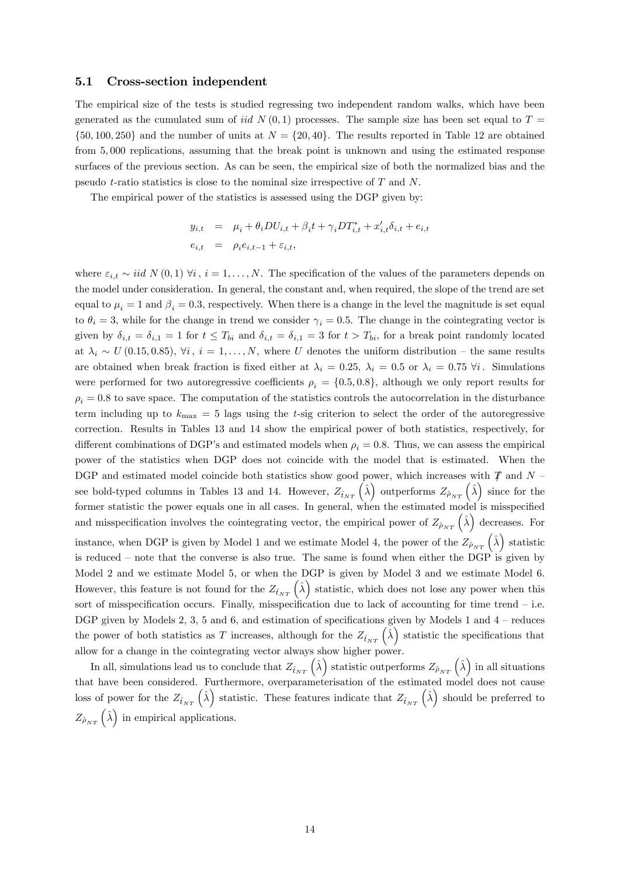### 5.1 Cross-section independent

The empirical size of the tests is studied regressing two independent random walks, which have been generated as the cumulated sum of *iid* $N(0,1)$ processes. The sample size has been set equal to $T = \{50, 100, 250\}$ and the number of units at $N = \{20, 40\}$. The results reported in Table 12 are obtained from 5,000 replications, assuming that the break point is unknown and using the estimated response surfaces of the previous section. As can be seen, the empirical size of both the normalized bias and the pseudo $t$-ratio statistics is close to the nominal size irrespective of $T$ and $N$.

The empirical power of the statistics is assessed using the DGP given by:

$$
\begin{aligned}
y_{i,t} &= \mu_i + \theta_i DU_{i,t} + \beta_i t + \gamma_i DT^*_{i,t} + x'_{i,t}\delta_{i,t} + e_{i,t} \\
e_{i,t} &= \rho_i e_{i,t-1} + \varepsilon_{i,t},
\end{aligned}
$$

where $\varepsilon_{i,t} \sim iid\ N(0,1)\ \forall i$, $i = 1, \ldots, N$. The specification of the values of the parameters depends on the model under consideration. In general, the constant and, when required, the slope of the trend are set equal to $\mu_i = 1$ and $\beta_i = 0.3$, respectively. When there is a change in the level the magnitude is set equal to $\theta_i = 3$, while for the change in trend we consider $\gamma_i = 0.5$. The change in the cointegrating vector is given by $\delta_{i,t} = \delta_{i,1} = 1$ for $t \leq T_{bi}$ and $\delta_{i,t} = \delta_{i,1} = 3$ for $t > T_{bi}$, for a break point randomly located at $\lambda_i \sim U(0.15, 0.85)$, $\forall i$, $i = 1, \ldots, N$, where $U$ denotes the uniform distribution – the same results are obtained when break fraction is fixed either at $\lambda_i = 0.25$, $\lambda_i = 0.5$ or $\lambda_i = 0.75\ \forall i$. Simulations were performed for two autoregressive coefficients $\rho_i = \{0.5, 0.8\}$, although we only report results for $\rho_i = 0.8$ to save space. The computation of the statistics controls the autocorrelation in the disturbance term including up to $k_{\max} = 5$ lags using the $t$-sig criterion to select the order of the autoregressive correction. Results in Tables 13 and 14 show the empirical power of both statistics, respectively, for different combinations of DGP's and estimated models when $\rho_i = 0.8$. Thus, we can assess the empirical power of the statistics when DGP does not coincide with the model that is estimated. When the DGP and estimated model coincide both statistics show good power, which increases with $T$ and $N$ – see bold-typed columns in Tables 13 and 14. However, $Z_{\hat{t}_{NT}}\left(\hat{\lambda}\right)$ outperforms $Z_{\hat{\rho}_{NT}}\left(\hat{\lambda}\right)$ since for the former statistic the power equals one in all cases. In general, when the estimated model is misspecified and misspecification involves the cointegrating vector, the empirical power of $Z_{\hat{\rho}_{NT}}\left(\hat{\lambda}\right)$ decreases. For instance, when DGP is given by Model 1 and we estimate Model 4, the power of the $Z_{\hat{\rho}_{NT}}\left(\hat{\lambda}\right)$ statistic is reduced – note that the converse is also true. The same is found when either the DGP is given by Model 2 and we estimate Model 5, or when the DGP is given by Model 3 and we estimate Model 6. However, this feature is not found for the $Z_{\hat{t}_{NT}}\left(\hat{\lambda}\right)$ statistic, which does not lose any power when this sort of misspecification occurs. Finally, misspecification due to lack of accounting for time trend – i.e. DGP given by Models 2, 3, 5 and 6, and estimation of specifications given by Models 1 and 4 – reduces the power of both statistics as $T$ increases, although for the $Z_{\hat{t}_{NT}}\left(\hat{\lambda}\right)$ statistic the specifications that allow for a change in the cointegrating vector always show higher power.

In all, simulations lead us to conclude that $Z_{\hat{t}_{NT}}\left(\hat{\lambda}\right)$ statistic outperforms $Z_{\hat{\rho}_{NT}}\left(\hat{\lambda}\right)$ in all situations that have been considered. Furthermore, overparameterisation of the estimated model does not cause loss of power for the $Z_{\hat{t}_{NT}}\left(\hat{\lambda}\right)$ statistic. These features indicate that $Z_{\hat{t}_{NT}}\left(\hat{\lambda}\right)$ should be preferred to $Z_{\hat{\rho}_{NT}}\left(\hat{\lambda}\right)$ in empirical applications.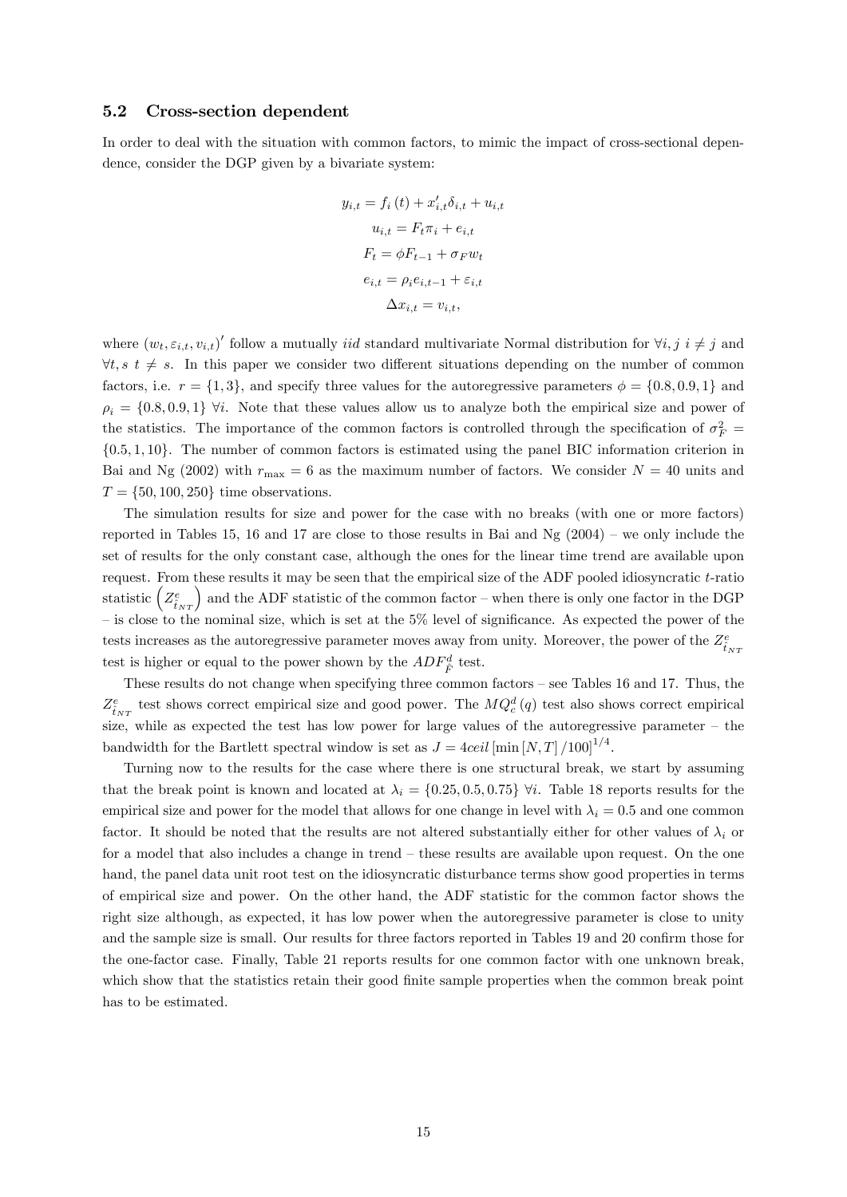### 5.2 Cross-section dependent

In order to deal with the situation with common factors, to mimic the impact of cross-sectional dependence, consider the DGP given by a bivariate system:

$$y_{i,t} = f_i(t) + x_{i,t}'\delta_{i,t} + u_{i,t}$$
$$u_{i,t} = F_t \pi_i + e_{i,t}$$
$$F_t = \phi F_{t-1} + \sigma_F w_t$$
$$e_{i,t} = \rho_i e_{i,t-1} + \varepsilon_{i,t}$$
$$\Delta x_{i,t} = v_{i,t},$$

where $(w_t, \varepsilon_{i,t}, v_{i,t})'$ follow a mutually *iid* standard multivariate Normal distribution for $\forall i, j \; i \neq j$ and $\forall t, s \; t \neq s$. In this paper we consider two different situations depending on the number of common factors, i.e. $r = \{1, 3\}$, and specify three values for the autoregressive parameters $\phi = \{0.8, 0.9, 1\}$ and $\rho_i = \{0.8, 0.9, 1\} \; \forall i$. Note that these values allow us to analyze both the empirical size and power of the statistics. The importance of the common factors is controlled through the specification of $\sigma_F^2 = \{0.5, 1, 10\}$. The number of common factors is estimated using the panel BIC information criterion in Bai and Ng (2002) with $r_{\max} = 6$ as the maximum number of factors. We consider $N = 40$ units and $T = \{50, 100, 250\}$ time observations.

The simulation results for size and power for the case with no breaks (with one or more factors) reported in Tables 15, 16 and 17 are close to those results in Bai and Ng (2004) – we only include the set of results for the only constant case, although the ones for the linear time trend are available upon request. From these results it may be seen that the empirical size of the ADF pooled idiosyncratic $t$-ratio statistic $\left(Z_{t_{NT}}^{e}\right)$ and the ADF statistic of the common factor – when there is only one factor in the DGP – is close to the nominal size, which is set at the 5% level of significance. As expected the power of the tests increases as the autoregressive parameter moves away from unity. Moreover, the power of the $Z_{t_{NT}}^{e}$ test is higher or equal to the power shown by the $ADF_{\hat{F}}^{d}$ test.

These results do not change when specifying three common factors – see Tables 16 and 17. Thus, the $Z_{t_{NT}}^{e}$ test shows correct empirical size and good power. The $MQ_{c}^{d}(q)$ test also shows correct empirical size, while as expected the test has low power for large values of the autoregressive parameter – the bandwidth for the Bartlett spectral window is set as $J = 4ceil\left[\min\left[N, T\right]/100\right]^{1/4}$.

Turning now to the results for the case where there is one structural break, we start by assuming that the break point is known and located at $\lambda_i = \{0.25, 0.5, 0.75\} \; \forall i$. Table 18 reports results for the empirical size and power for the model that allows for one change in level with $\lambda_i = 0.5$ and one common factor. It should be noted that the results are not altered substantially either for other values of $\lambda_i$ or for a model that also includes a change in trend – these results are available upon request. On the one hand, the panel data unit root test on the idiosyncratic disturbance terms show good properties in terms of empirical size and power. On the other hand, the ADF statistic for the common factor shows the right size although, as expected, it has low power when the autoregressive parameter is close to unity and the sample size is small. Our results for three factors reported in Tables 19 and 20 confirm those for the one-factor case. Finally, Table 21 reports results for one common factor with one unknown break, which show that the statistics retain their good finite sample properties when the common break point has to be estimated.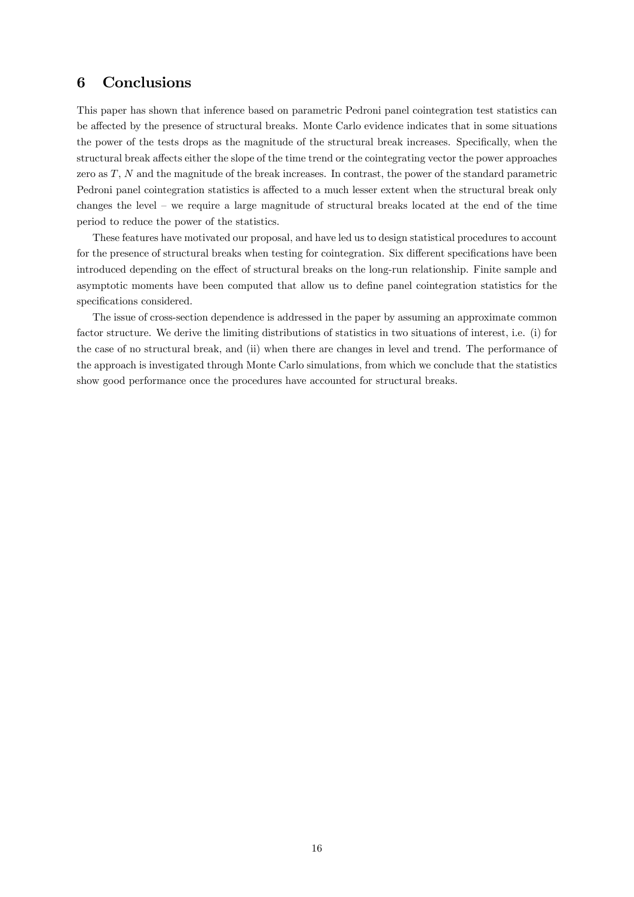## 6 Conclusions

This paper has shown that inference based on parametric Pedroni panel cointegration test statistics can be affected by the presence of structural breaks. Monte Carlo evidence indicates that in some situations the power of the tests drops as the magnitude of the structural break increases. Specifically, when the structural break affects either the slope of the time trend or the cointegrating vector the power approaches zero as $T$, $N$ and the magnitude of the break increases. In contrast, the power of the standard parametric Pedroni panel cointegration statistics is affected to a much lesser extent when the structural break only changes the level – we require a large magnitude of structural breaks located at the end of the time period to reduce the power of the statistics.

These features have motivated our proposal, and have led us to design statistical procedures to account for the presence of structural breaks when testing for cointegration. Six different specifications have been introduced depending on the effect of structural breaks on the long-run relationship. Finite sample and asymptotic moments have been computed that allow us to define panel cointegration statistics for the specifications considered.

The issue of cross-section dependence is addressed in the paper by assuming an approximate common factor structure. We derive the limiting distributions of statistics in two situations of interest, i.e. (i) for the case of no structural break, and (ii) when there are changes in level and trend. The performance of the approach is investigated through Monte Carlo simulations, from which we conclude that the statistics show good performance once the procedures have accounted for structural breaks.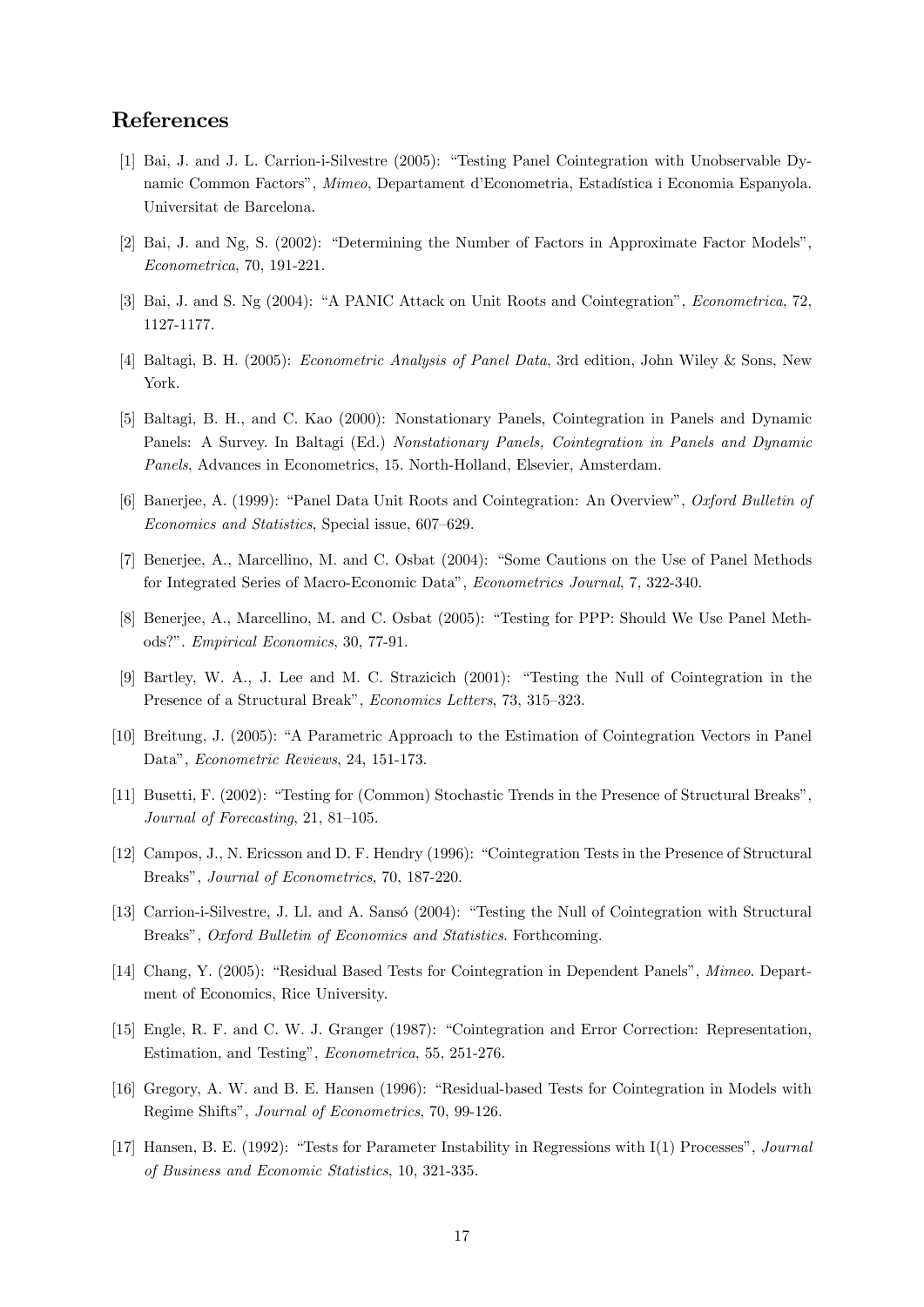## References

[1] Bai, J. and J. L. Carrion-i-Silvestre (2005): "Testing Panel Cointegration with Unobservable Dynamic Common Factors", *Mimeo*, Departament d'Econometria, Estadística i Economia Espanyola. Universitat de Barcelona.

[2] Bai, J. and Ng, S. (2002): "Determining the Number of Factors in Approximate Factor Models", *Econometrica*, 70, 191-221.

[3] Bai, J. and S. Ng (2004): "A PANIC Attack on Unit Roots and Cointegration", *Econometrica*, 72, 1127-1177.

[4] Baltagi, B. H. (2005): *Econometric Analysis of Panel Data*, 3rd edition, John Wiley & Sons, New York.

[5] Baltagi, B. H., and C. Kao (2000): Nonstationary Panels, Cointegration in Panels and Dynamic Panels: A Survey. In Baltagi (Ed.) *Nonstationary Panels, Cointegration in Panels and Dynamic Panels*, Advances in Econometrics, 15. North-Holland, Elsevier, Amsterdam.

[6] Banerjee, A. (1999): "Panel Data Unit Roots and Cointegration: An Overview", *Oxford Bulletin of Economics and Statistics*, Special issue, 607–629.

[7] Benerjee, A., Marcellino, M. and C. Osbat (2004): "Some Cautions on the Use of Panel Methods for Integrated Series of Macro-Economic Data", *Econometrics Journal*, 7, 322-340.

[8] Benerjee, A., Marcellino, M. and C. Osbat (2005): "Testing for PPP: Should We Use Panel Methods?". *Empirical Economics*, 30, 77-91.

[9] Bartley, W. A., J. Lee and M. C. Strazicich (2001): "Testing the Null of Cointegration in the Presence of a Structural Break", *Economics Letters*, 73, 315–323.

[10] Breitung, J. (2005): "A Parametric Approach to the Estimation of Cointegration Vectors in Panel Data", *Econometric Reviews*, 24, 151-173.

[11] Busetti, F. (2002): "Testing for (Common) Stochastic Trends in the Presence of Structural Breaks", *Journal of Forecasting*, 21, 81–105.

[12] Campos, J., N. Ericsson and D. F. Hendry (1996): "Cointegration Tests in the Presence of Structural Breaks", *Journal of Econometrics*, 70, 187-220.

[13] Carrion-i-Silvestre, J. Ll. and A. Sansó (2004): "Testing the Null of Cointegration with Structural Breaks", *Oxford Bulletin of Economics and Statistics*. Forthcoming.

[14] Chang, Y. (2005): "Residual Based Tests for Cointegration in Dependent Panels", *Mimeo*. Department of Economics, Rice University.

[15] Engle, R. F. and C. W. J. Granger (1987): "Cointegration and Error Correction: Representation, Estimation, and Testing", *Econometrica*, 55, 251-276.

[16] Gregory, A. W. and B. E. Hansen (1996): "Residual-based Tests for Cointegration in Models with Regime Shifts", *Journal of Econometrics*, 70, 99-126.

[17] Hansen, B. E. (1992): "Tests for Parameter Instability in Regressions with I(1) Processes", *Journal of Business and Economic Statistics*, 10, 321-335.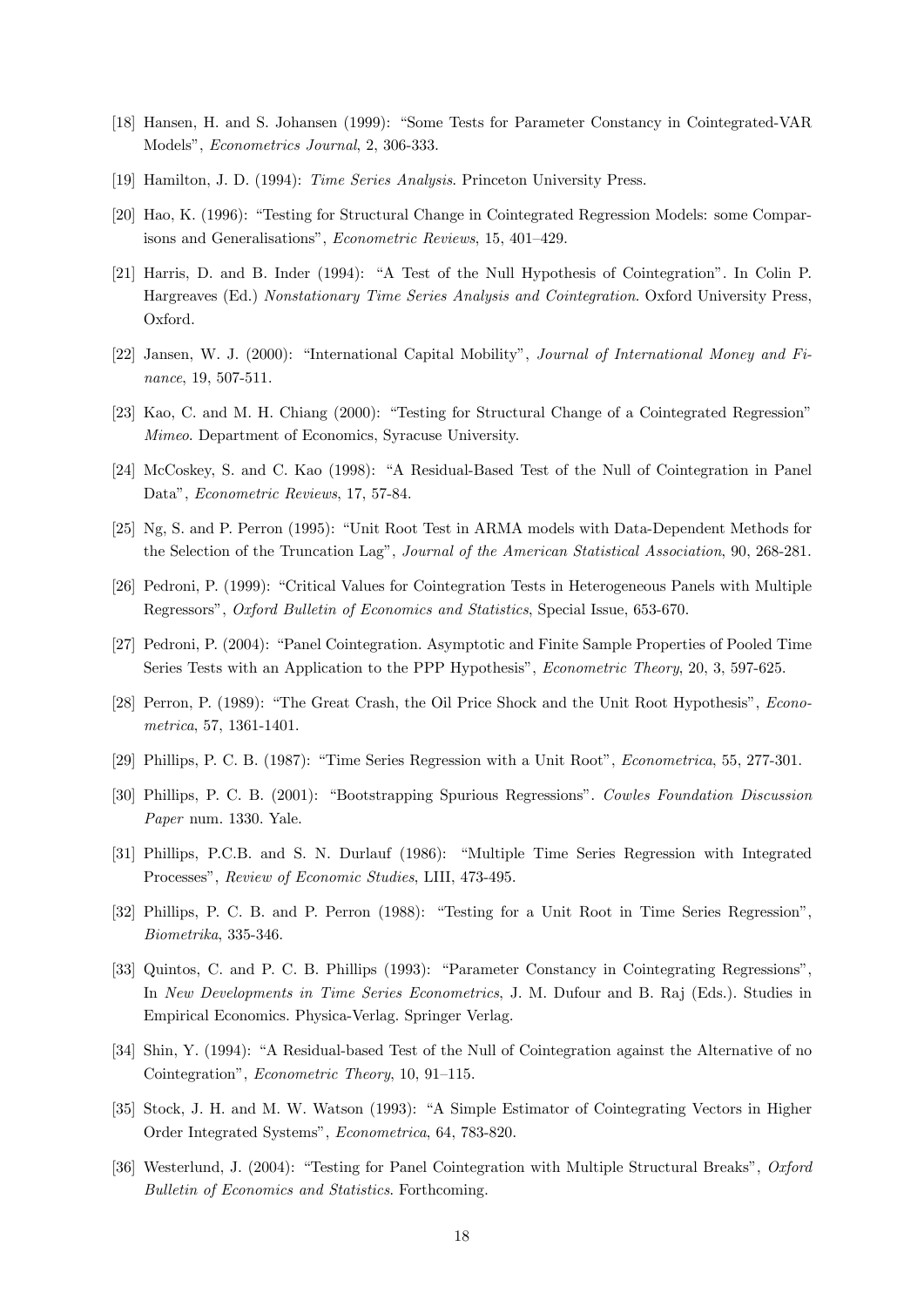[18] Hansen, H. and S. Johansen (1999): "Some Tests for Parameter Constancy in Cointegrated-VAR Models", *Econometrics Journal*, 2, 306-333.

[19] Hamilton, J. D. (1994): *Time Series Analysis*. Princeton University Press.

[20] Hao, K. (1996): "Testing for Structural Change in Cointegrated Regression Models: some Comparisons and Generalisations", *Econometric Reviews*, 15, 401–429.

[21] Harris, D. and B. Inder (1994): "A Test of the Null Hypothesis of Cointegration". In Colin P. Hargreaves (Ed.) *Nonstationary Time Series Analysis and Cointegration*. Oxford University Press, Oxford.

[22] Jansen, W. J. (2000): "International Capital Mobility", *Journal of International Money and Finance*, 19, 507-511.

[23] Kao, C. and M. H. Chiang (2000): "Testing for Structural Change of a Cointegrated Regression" *Mimeo*. Department of Economics, Syracuse University.

[24] McCoskey, S. and C. Kao (1998): "A Residual-Based Test of the Null of Cointegration in Panel Data", *Econometric Reviews*, 17, 57-84.

[25] Ng, S. and P. Perron (1995): "Unit Root Test in ARMA models with Data-Dependent Methods for the Selection of the Truncation Lag", *Journal of the American Statistical Association*, 90, 268-281.

[26] Pedroni, P. (1999): "Critical Values for Cointegration Tests in Heterogeneous Panels with Multiple Regressors", *Oxford Bulletin of Economics and Statistics*, Special Issue, 653-670.

[27] Pedroni, P. (2004): "Panel Cointegration. Asymptotic and Finite Sample Properties of Pooled Time Series Tests with an Application to the PPP Hypothesis", *Econometric Theory*, 20, 3, 597-625.

[28] Perron, P. (1989): "The Great Crash, the Oil Price Shock and the Unit Root Hypothesis", *Econometrica*, 57, 1361-1401.

[29] Phillips, P. C. B. (1987): "Time Series Regression with a Unit Root", *Econometrica*, 55, 277-301.

[30] Phillips, P. C. B. (2001): "Bootstrapping Spurious Regressions". *Cowles Foundation Discussion Paper* num. 1330. Yale.

[31] Phillips, P.C.B. and S. N. Durlauf (1986): "Multiple Time Series Regression with Integrated Processes", *Review of Economic Studies*, LIII, 473-495.

[32] Phillips, P. C. B. and P. Perron (1988): "Testing for a Unit Root in Time Series Regression", *Biometrika*, 335-346.

[33] Quintos, C. and P. C. B. Phillips (1993): "Parameter Constancy in Cointegrating Regressions", In *New Developments in Time Series Econometrics*, J. M. Dufour and B. Raj (Eds.). Studies in Empirical Economics. Physica-Verlag. Springer Verlag.

[34] Shin, Y. (1994): "A Residual-based Test of the Null of Cointegration against the Alternative of no Cointegration", *Econometric Theory*, 10, 91–115.

[35] Stock, J. H. and M. W. Watson (1993): "A Simple Estimator of Cointegrating Vectors in Higher Order Integrated Systems", *Econometrica*, 64, 783-820.

[36] Westerlund, J. (2004): "Testing for Panel Cointegration with Multiple Structural Breaks", *Oxford Bulletin of Economics and Statistics*. Forthcoming.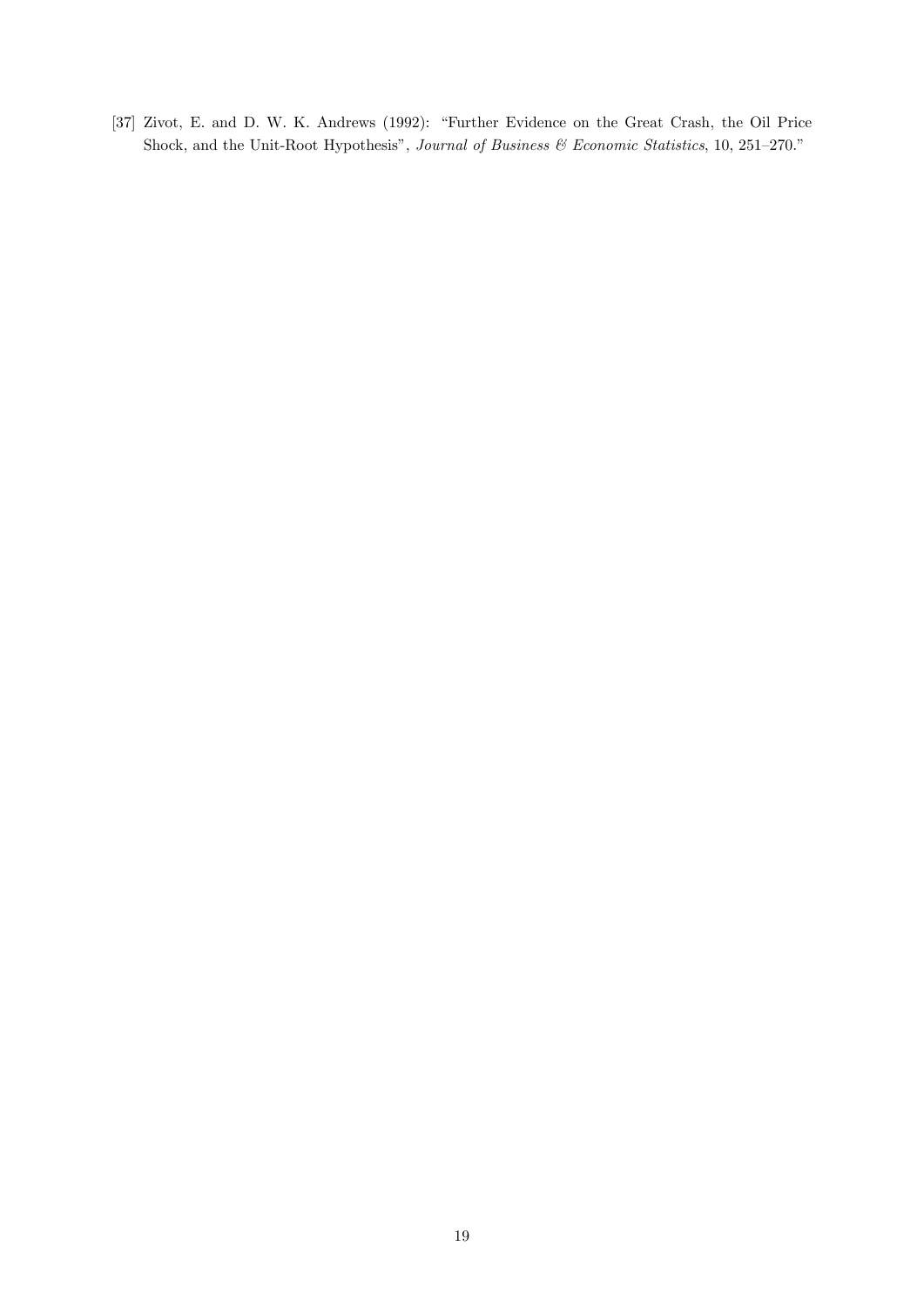[37] Zivot, E. and D. W. K. Andrews (1992): "Further Evidence on the Great Crash, the Oil Price Shock, and the Unit-Root Hypothesis", *Journal of Business & Economic Statistics*, 10, 251–270."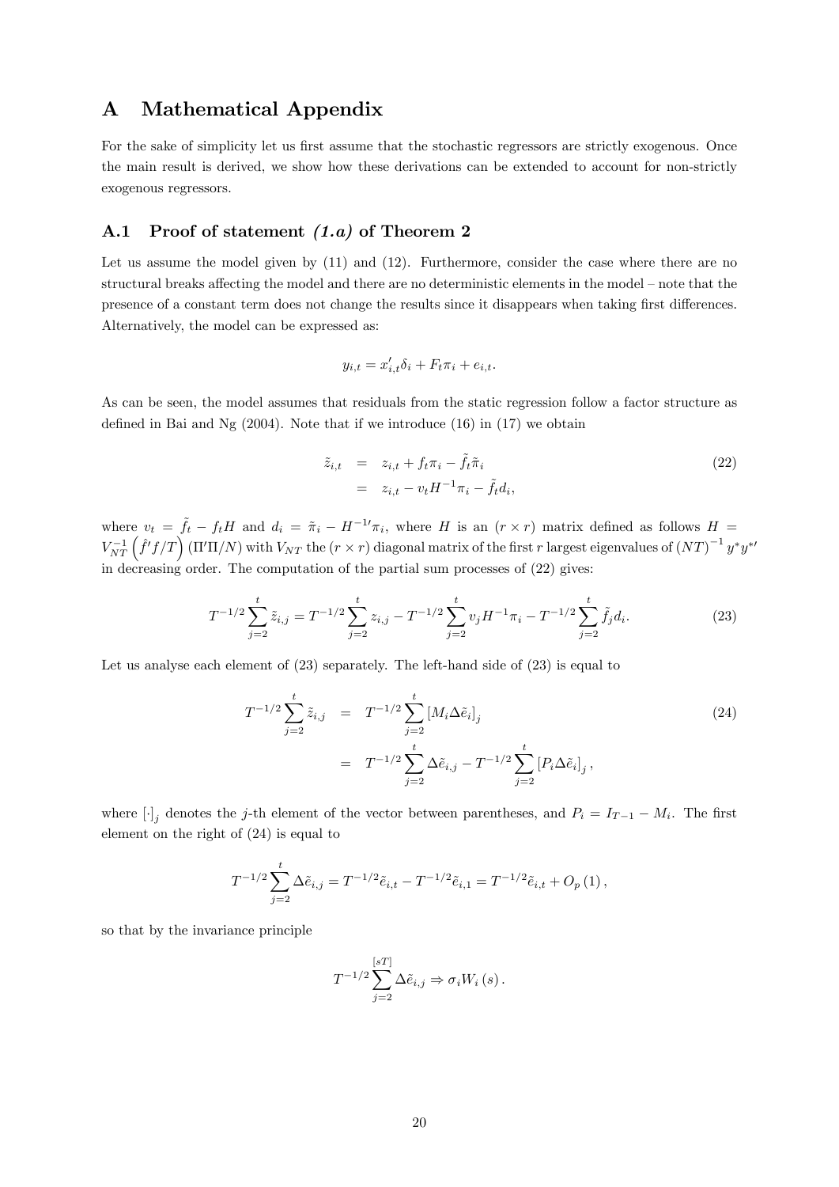# A Mathematical Appendix

For the sake of simplicity let us first assume that the stochastic regressors are strictly exogenous. Once the main result is derived, we show how these derivations can be extended to account for non-strictly exogenous regressors.

## A.1 Proof of statement *(1.a)* of Theorem 2

Let us assume the model given by (11) and (12). Furthermore, consider the case where there are no structural breaks affecting the model and there are no deterministic elements in the model – note that the presence of a constant term does not change the results since it disappears when taking first differences. Alternatively, the model can be expressed as:

$$y_{i,t} = x_{i,t}'\delta_i + F_t\pi_i + e_{i,t}.$$

As can be seen, the model assumes that residuals from the static regression follow a factor structure as defined in Bai and Ng (2004). Note that if we introduce (16) in (17) we obtain

$$\begin{aligned} \tilde{z}_{i,t} &= z_{i,t} + f_t\pi_i - \tilde{f}_t\tilde{\pi}_i \\ &= z_{i,t} - v_t H^{-1}\pi_i - \tilde{f}_t d_i, \end{aligned} \tag{22}$$

where $v_t = \tilde{f}_t - f_t H$ and $d_i = \tilde{\pi}_i - H^{-1\prime}\pi_i$, where $H$ is an $(r \times r)$ matrix defined as follows $H = V_{NT}^{-1}\left(\hat{f}'f/T\right)(\Pi'\Pi/N)$ with $V_{NT}$ the $(r \times r)$ diagonal matrix of the first $r$ largest eigenvalues of $(NT)^{-1}y^*y^{*\prime}$ in decreasing order. The computation of the partial sum processes of (22) gives:

$$T^{-1/2}\sum_{j=2}^{t}\tilde{z}_{i,j} = T^{-1/2}\sum_{j=2}^{t}z_{i,j} - T^{-1/2}\sum_{j=2}^{t}v_j H^{-1}\pi_i - T^{-1/2}\sum_{j=2}^{t}\tilde{f}_j d_i. \tag{23}$$

Let us analyse each element of (23) separately. The left-hand side of (23) is equal to

$$\begin{aligned} T^{-1/2}\sum_{j=2}^{t}\tilde{z}_{i,j} &= T^{-1/2}\sum_{j=2}^{t}\left[M_i\Delta\tilde{e}_i\right]_j \\ &= T^{-1/2}\sum_{j=2}^{t}\Delta\tilde{e}_{i,j} - T^{-1/2}\sum_{j=2}^{t}\left[P_i\Delta\tilde{e}_i\right]_j, \end{aligned} \tag{24}$$

where $[\cdot]_j$ denotes the $j$-th element of the vector between parentheses, and $P_i = I_{T-1} - M_i$. The first element on the right of (24) is equal to

$$T^{-1/2}\sum_{j=2}^{t}\Delta\tilde{e}_{i,j} = T^{-1/2}\tilde{e}_{i,t} - T^{-1/2}\tilde{e}_{i,1} = T^{-1/2}\tilde{e}_{i,t} + O_p(1),$$

so that by the invariance principle

$$T^{-1/2}\sum_{j=2}^{[sT]}\Delta\tilde{e}_{i,j} \Rightarrow \sigma_i W_i(s).$$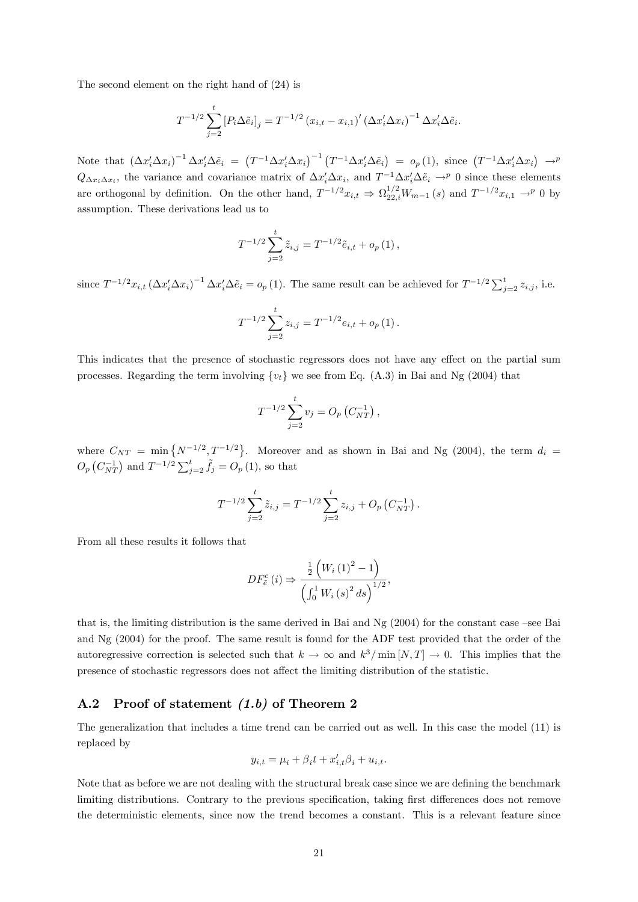The second element on the right hand of (24) is

$$T^{-1/2}\sum_{j=2}^{t}\left[P_i\Delta\tilde{e}_i\right]_j = T^{-1/2}\left(x_{i,t}-x_{i,1}\right)'\left(\Delta x_i'\Delta x_i\right)^{-1}\Delta x_i'\Delta\tilde{e}_i.$$

Note that $\left(\Delta x_i'\Delta x_i\right)^{-1}\Delta x_i'\Delta\tilde{e}_i = \left(T^{-1}\Delta x_i'\Delta x_i\right)^{-1}\left(T^{-1}\Delta x_i'\Delta\tilde{e}_i\right) = o_p(1)$, since $\left(T^{-1}\Delta x_i'\Delta x_i\right) \to^p Q_{\Delta x_i \Delta x_i}$, the variance and covariance matrix of $\Delta x_i'\Delta x_i$, and $T^{-1}\Delta x_i'\Delta\tilde{e}_i \to^p 0$ since these elements are orthogonal by definition. On the other hand, $T^{-1/2}x_{i,t} \Rightarrow \Omega_{22,i}^{1/2}W_{m-1}(s)$ and $T^{-1/2}x_{i,1} \to^p 0$ by assumption. These derivations lead us to

$$T^{-1/2}\sum_{j=2}^{t}\tilde{z}_{i,j} = T^{-1/2}\tilde{e}_{i,t} + o_p(1),$$

since $T^{-1/2}x_{i,t}\left(\Delta x_i'\Delta x_i\right)^{-1}\Delta x_i'\Delta\tilde{e}_i = o_p(1)$. The same result can be achieved for $T^{-1/2}\sum_{j=2}^{t} z_{i,j}$, i.e.

$$T^{-1/2}\sum_{j=2}^{t} z_{i,j} = T^{-1/2}e_{i,t} + o_p(1).$$

This indicates that the presence of stochastic regressors does not have any effect on the partial sum processes. Regarding the term involving $\{v_t\}$ we see from Eq. (A.3) in Bai and Ng (2004) that

$$T^{-1/2}\sum_{j=2}^{t} v_j = O_p\left(C_{NT}^{-1}\right),$$

where $C_{NT} = \min\left\{N^{-1/2}, T^{-1/2}\right\}$. Moreover and as shown in Bai and Ng (2004), the term $d_i = O_p\left(C_{NT}^{-1}\right)$ and $T^{-1/2}\sum_{j=2}^{t}\tilde{f}_j = O_p(1)$, so that

$$T^{-1/2}\sum_{j=2}^{t}\tilde{z}_{i,j} = T^{-1/2}\sum_{j=2}^{t} z_{i,j} + O_p\left(C_{NT}^{-1}\right).$$

From all these results it follows that

$$DF_{\tilde{e}}^{c}(i) \Rightarrow \frac{\frac{1}{2}\left(W_i(1)^2 - 1\right)}{\left(\int_0^1 W_i(s)^2\,ds\right)^{1/2}},$$

that is, the limiting distribution is the same derived in Bai and Ng (2004) for the constant case –see Bai and Ng (2004) for the proof. The same result is found for the ADF test provided that the order of the autoregressive correction is selected such that $k \to \infty$ and $k^3/\min[N,T] \to 0$. This implies that the presence of stochastic regressors does not affect the limiting distribution of the statistic.

## A.2 Proof of statement *(1.b)* of Theorem 2

The generalization that includes a time trend can be carried out as well. In this case the model (11) is replaced by

$$y_{i,t} = \mu_i + \beta_i t + x_{i,t}'\beta_i + u_{i,t}.$$

Note that as before we are not dealing with the structural break case since we are defining the benchmark limiting distributions. Contrary to the previous specification, taking first differences does not remove the deterministic elements, since now the trend becomes a constant. This is a relevant feature since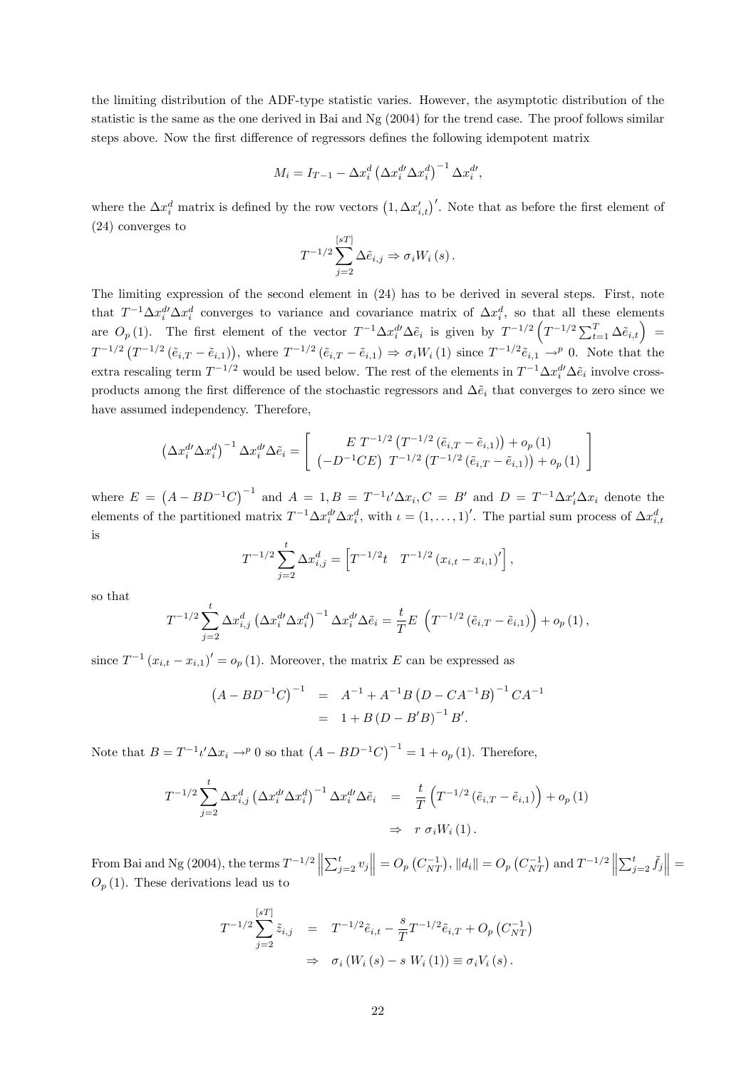the limiting distribution of the ADF-type statistic varies. However, the asymptotic distribution of the statistic is the same as the one derived in Bai and Ng (2004) for the trend case. The proof follows similar steps above. Now the first difference of regressors defines the following idempotent matrix

$$M_i = I_{T-1} - \Delta x_i^d \left(\Delta x_i^{d\prime} \Delta x_i^d\right)^{-1} \Delta x_i^{d\prime},$$

where the $\Delta x_i^d$ matrix is defined by the row vectors $\left(1, \Delta x_{i,t}'\right)'$. Note that as before the first element of (24) converges to

$$T^{-1/2} \sum_{j=2}^{[sT]} \Delta \tilde{e}_{i,j} \Rightarrow \sigma_i W_i(s).$$

The limiting expression of the second element in (24) has to be derived in several steps. First, note that $T^{-1} \Delta x_i^{d\prime} \Delta x_i^d$ converges to variance and covariance matrix of $\Delta x_i^d$, so that all these elements are $O_p(1)$. The first element of the vector $T^{-1} \Delta x_i^{d\prime} \Delta \tilde{e}_i$ is given by $T^{-1/2}\left(T^{-1/2} \sum_{t=1}^{T} \Delta \tilde{e}_{i,t}\right) = T^{-1/2}\left(T^{-1/2}\left(\tilde{e}_{i,T} - \tilde{e}_{i,1}\right)\right)$, where $T^{-1/2}\left(\tilde{e}_{i,T} - \tilde{e}_{i,1}\right) \Rightarrow \sigma_i W_i(1)$ since $T^{-1/2} \tilde{e}_{i,1} \rightarrow^p 0$. Note that the extra rescaling term $T^{-1/2}$ would be used below. The rest of the elements in $T^{-1} \Delta x_i^{d\prime} \Delta \tilde{e}_i$ involve cross-products among the first difference of the stochastic regressors and $\Delta \tilde{e}_i$ that converges to zero since we have assumed independency. Therefore,

$$\left(\Delta x_i^{d\prime} \Delta x_i^d\right)^{-1} \Delta x_i^{d\prime} \Delta \tilde{e}_i = \left[ \begin{array}{c} E \; T^{-1/2}\left(T^{-1/2}\left(\tilde{e}_{i,T} - \tilde{e}_{i,1}\right)\right) + o_p(1) \\ \left(-D^{-1} C E\right) \; T^{-1/2}\left(T^{-1/2}\left(\tilde{e}_{i,T} - \tilde{e}_{i,1}\right)\right) + o_p(1) \end{array} \right]$$

where $E = \left(A - B D^{-1} C\right)^{-1}$ and $A = 1, B = T^{-1} \iota' \Delta x_i, C = B'$ and $D = T^{-1} \Delta x_i' \Delta x_i$ denote the elements of the partitioned matrix $T^{-1} \Delta x_i^{d\prime} \Delta x_i^d$, with $\iota = (1, \ldots, 1)'$. The partial sum process of $\Delta x_{i,t}^d$ is

$$T^{-1/2} \sum_{j=2}^{t} \Delta x_{i,j}^d = \left[T^{-1/2} t \quad T^{-1/2}\left(x_{i,t} - x_{i,1}\right)'\right],$$

so that

$$T^{-1/2} \sum_{j=2}^{t} \Delta x_{i,j}^d \left(\Delta x_i^{d\prime} \Delta x_i^d\right)^{-1} \Delta x_i^{d\prime} \Delta \tilde{e}_i = \frac{t}{T} E \; \left(T^{-1/2}\left(\tilde{e}_{i,T} - \tilde{e}_{i,1}\right)\right) + o_p(1),$$

since $T^{-1}\left(x_{i,t} - x_{i,1}\right)' = o_p(1)$. Moreover, the matrix $E$ can be expressed as

$$\begin{aligned} \left(A - B D^{-1} C\right)^{-1} &= A^{-1} + A^{-1} B \left(D - C A^{-1} B\right)^{-1} C A^{-1} \\ &= 1 + B \left(D - B' B\right)^{-1} B'. \end{aligned}$$

Note that $B = T^{-1} \iota' \Delta x_i \rightarrow^p 0$ so that $\left(A - B D^{-1} C\right)^{-1} = 1 + o_p(1)$. Therefore,

$$\begin{aligned} T^{-1/2} \sum_{j=2}^{t} \Delta x_{i,j}^d \left(\Delta x_i^{d\prime} \Delta x_i^d\right)^{-1} \Delta x_i^{d\prime} \Delta \tilde{e}_i &= \frac{t}{T}\left(T^{-1/2}\left(\tilde{e}_{i,T} - \tilde{e}_{i,1}\right)\right) + o_p(1) \\ &\Rightarrow r \; \sigma_i W_i(1). \end{aligned}$$

From Bai and Ng (2004), the terms $T^{-1/2}\left\|\sum_{j=2}^{t} v_j\right\| = O_p\left(C_{NT}^{-1}\right)$, $\|d_i\| = O_p\left(C_{NT}^{-1}\right)$ and $T^{-1/2}\left\|\sum_{j=2}^{t} \tilde{f}_j\right\| = O_p(1)$. These derivations lead us to

$$\begin{aligned} T^{-1/2} \sum_{j=2}^{[sT]} \tilde{z}_{i,j} &= T^{-1/2} \tilde{e}_{i,t} - \frac{s}{T} T^{-1/2} \tilde{e}_{i,T} + O_p\left(C_{NT}^{-1}\right) \\ &\Rightarrow \sigma_i \left(W_i(s) - s \; W_i(1)\right) \equiv \sigma_i V_i(s). \end{aligned}$$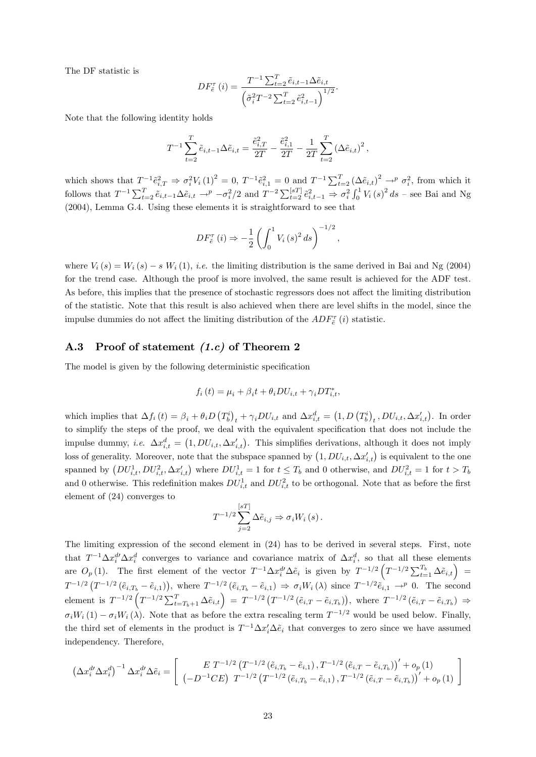The DF statistic is

$$DF_{\tilde{e}}^{\tau}(i) = \frac{T^{-1}\sum_{t=2}^{T} \tilde{e}_{i,t-1}\Delta\tilde{e}_{i,t}}{\left(\tilde{\sigma}_i^2 T^{-2}\sum_{t=2}^{T}\tilde{e}_{i,t-1}^2\right)^{1/2}}.$$

Note that the following identity holds

$$T^{-1}\sum_{t=2}^{T}\tilde{e}_{i,t-1}\Delta\tilde{e}_{i,t} = \frac{\tilde{e}_{i,T}^2}{2T} - \frac{\tilde{e}_{i,1}^2}{2T} - \frac{1}{2T}\sum_{t=2}^{T}\left(\Delta\tilde{e}_{i,t}\right)^2,$$

which shows that $T^{-1}\tilde{e}_{i,T}^2 \Rightarrow \sigma_i^2 V_i(1)^2 = 0$, $T^{-1}\tilde{e}_{i,1}^2 = 0$ and $T^{-1}\sum_{t=2}^{T}\left(\Delta\tilde{e}_{i,t}\right)^2 \rightarrow^p \sigma_i^2$, from which it follows that $T^{-1}\sum_{t=2}^{T}\tilde{e}_{i,t-1}\Delta\tilde{e}_{i,t} \rightarrow^p -\sigma_i^2/2$ and $T^{-2}\sum_{t=2}^{[sT]}\tilde{e}_{i,t-1}^2 \Rightarrow \sigma_i^2\int_0^1 V_i(s)^2 ds$ – see Bai and Ng (2004), Lemma G.4. Using these elements it is straightforward to see that

$$DF_{\tilde{e}}^{\tau}(i) \Rightarrow -\frac{1}{2}\left(\int_0^1 V_i(s)^2 ds\right)^{-1/2},$$

where $V_i(s) = W_i(s) - s\, W_i(1)$, *i.e.* the limiting distribution is the same derived in Bai and Ng (2004) for the trend case. Although the proof is more involved, the same result is achieved for the ADF test. As before, this implies that the presence of stochastic regressors does not affect the limiting distribution of the statistic. Note that this result is also achieved when there are level shifts in the model, since the impulse dummies do not affect the limiting distribution of the $ADF_{\tilde{e}}^{\tau}(i)$ statistic.

### A.3 Proof of statement *(1.c)* of Theorem 2

The model is given by the following deterministic specification

$$f_i(t) = \mu_i + \beta_i t + \theta_i DU_{i,t} + \gamma_i DT_{i,t}^*,$$

which implies that $\Delta f_i(t) = \beta_i + \theta_i D\left(T_b^i\right)_t + \gamma_i DU_{i,t}$ and $\Delta x_{i,t}^d = \left(1, D\left(T_b^i\right)_t, DU_{i,t}, \Delta x_{i,t}'\right)$. In order to simplify the steps of the proof, we deal with the equivalent specification that does not include the impulse dummy, *i.e.* $\Delta x_{i,t}^d = \left(1, DU_{i,t}, \Delta x_{i,t}'\right)$. This simplifies derivations, although it does not imply loss of generality. Moreover, note that the subspace spanned by $\left(1, DU_{i,t}, \Delta x_{i,t}'\right)$ is equivalent to the one spanned by $\left(DU_{i,t}^1, DU_{i,t}^2, \Delta x_{i,t}'\right)$ where $DU_{i,t}^1 = 1$ for $t \leq T_b$ and 0 otherwise, and $DU_{i,t}^2 = 1$ for $t > T_b$ and 0 otherwise. This redefinition makes $DU_{i,t}^1$ and $DU_{i,t}^2$ to be orthogonal. Note that as before the first element of (24) converges to

$$T^{-1/2}\sum_{j=2}^{[sT]}\Delta\tilde{e}_{i,j} \Rightarrow \sigma_i W_i(s).$$

The limiting expression of the second element in (24) has to be derived in several steps. First, note that $T^{-1}\Delta x_i^{d\prime}\Delta x_i^d$ converges to variance and covariance matrix of $\Delta x_i^d$, so that all these elements are $O_p(1)$. The first element of the vector $T^{-1}\Delta x_i^{d\prime}\Delta\tilde{e}_i$ is given by $T^{-1/2}\left(T^{-1/2}\sum_{t=1}^{T_b}\Delta\tilde{e}_{i,t}\right) = T^{-1/2}\left(T^{-1/2}\left(\tilde{e}_{i,T_b} - \tilde{e}_{i,1}\right)\right)$, where $T^{-1/2}\left(\tilde{e}_{i,T_b} - \tilde{e}_{i,1}\right) \Rightarrow \sigma_i W_i(\lambda)$ since $T^{-1/2}\tilde{e}_{i,1} \rightarrow^p 0$. The second element is $T^{-1/2}\left(T^{-1/2}\sum_{t=T_b+1}^{T}\Delta\tilde{e}_{i,t}\right) = T^{-1/2}\left(T^{-1/2}\left(\tilde{e}_{i,T} - \tilde{e}_{i,T_b}\right)\right)$, where $T^{-1/2}\left(\tilde{e}_{i,T} - \tilde{e}_{i,T_b}\right) \Rightarrow \sigma_i W_i(1) - \sigma_i W_i(\lambda)$. Note that as before the extra rescaling term $T^{-1/2}$ would be used below. Finally, the third set of elements in the product is $T^{-1}\Delta x_i'\Delta\tilde{e}_i$ that converges to zero since we have assumed independency. Therefore,

$$\left(\Delta x_i^{d\prime}\Delta x_i^d\right)^{-1}\Delta x_i^{d\prime}\Delta\tilde{e}_i = \left[\begin{array}{c} E\ T^{-1/2}\left(T^{-1/2}\left(\tilde{e}_{i,T_b} - \tilde{e}_{i,1}\right), T^{-1/2}\left(\tilde{e}_{i,T} - \tilde{e}_{i,T_b}\right)\right)' + o_p(1) \\ \left(-D^{-1}CE\right)\ T^{-1/2}\left(T^{-1/2}\left(\tilde{e}_{i,T_b} - \tilde{e}_{i,1}\right), T^{-1/2}\left(\tilde{e}_{i,T} - \tilde{e}_{i,T_b}\right)\right)' + o_p(1) \end{array}\right]$$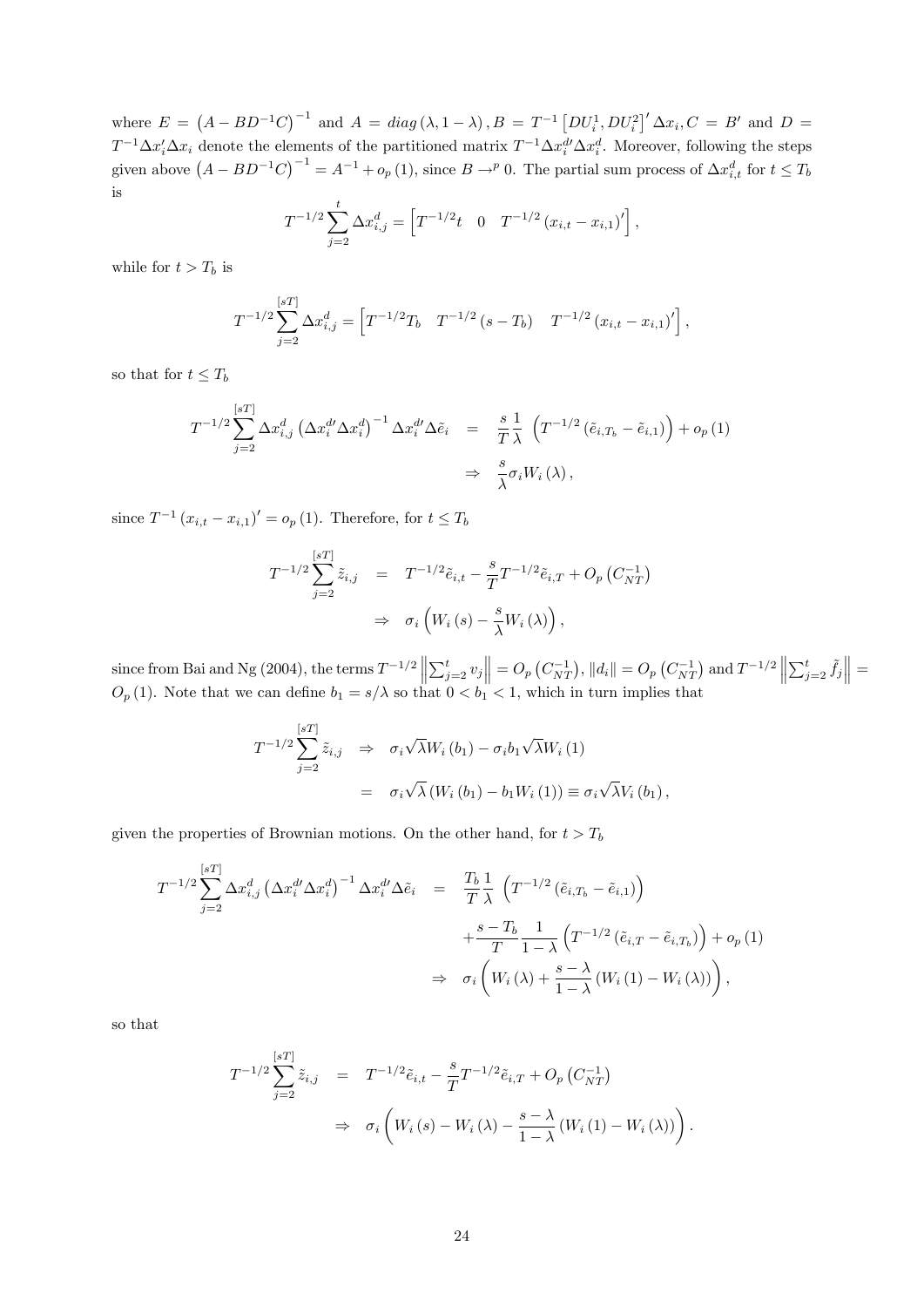where $E = \left(A - BD^{-1}C\right)^{-1}$ and $A = diag\left(\lambda, 1-\lambda\right), B = T^{-1}\left[DU_i^1, DU_i^2\right]' \Delta x_i, C = B'$ and $D = T^{-1}\Delta x_i' \Delta x_i$ denote the elements of the partitioned matrix $T^{-1}\Delta x_i^{d\prime} \Delta x_i^d$. Moreover, following the steps given above $\left(A - BD^{-1}C\right)^{-1} = A^{-1} + o_p(1)$, since $B \to^p 0$. The partial sum process of $\Delta x_{i,t}^d$ for $t \leq T_b$ is

$$T^{-1/2}\sum_{j=2}^{t}\Delta x_{i,j}^d = \left[T^{-1/2}t \quad 0 \quad T^{-1/2}\left(x_{i,t} - x_{i,1}\right)'\right],$$

while for $t > T_b$ is

$$T^{-1/2}\sum_{j=2}^{[sT]}\Delta x_{i,j}^d = \left[T^{-1/2}T_b \quad T^{-1/2}\left(s - T_b\right) \quad T^{-1/2}\left(x_{i,t} - x_{i,1}\right)'\right],$$

so that for $t \leq T_b$

$$\begin{aligned}
T^{-1/2}\sum_{j=2}^{[sT]}\Delta x_{i,j}^d\left(\Delta x_i^{d\prime}\Delta x_i^d\right)^{-1}\Delta x_i^{d\prime}\Delta\tilde{e}_i &= \frac{s}{T}\frac{1}{\lambda}\left(T^{-1/2}\left(\tilde{e}_{i,T_b} - \tilde{e}_{i,1}\right)\right) + o_p(1) \\
&\Rightarrow \frac{s}{\lambda}\sigma_i W_i(\lambda),
\end{aligned}$$

since $T^{-1}\left(x_{i,t} - x_{i,1}\right)' = o_p(1)$. Therefore, for $t \leq T_b$

$$\begin{aligned}
T^{-1/2}\sum_{j=2}^{[sT]}\tilde{z}_{i,j} &= T^{-1/2}\tilde{e}_{i,t} - \frac{s}{T}T^{-1/2}\tilde{e}_{i,T} + O_p\left(C_{NT}^{-1}\right) \\
&\Rightarrow \sigma_i\left(W_i(s) - \frac{s}{\lambda}W_i(\lambda)\right),
\end{aligned}$$

since from Bai and Ng (2004), the terms $T^{-1/2}\left\|\sum_{j=2}^{t}v_j\right\| = O_p\left(C_{NT}^{-1}\right)$, $\|d_i\| = O_p\left(C_{NT}^{-1}\right)$ and $T^{-1/2}\left\|\sum_{j=2}^{t}\tilde{f}_j\right\| = O_p(1)$. Note that we can define $b_1 = s/\lambda$ so that $0 < b_1 < 1$, which in turn implies that

$$\begin{aligned}
T^{-1/2}\sum_{j=2}^{[sT]}\tilde{z}_{i,j} &\Rightarrow \sigma_i\sqrt{\lambda}W_i(b_1) - \sigma_i b_1\sqrt{\lambda}W_i(1) \\
&= \sigma_i\sqrt{\lambda}\left(W_i(b_1) - b_1 W_i(1)\right) \equiv \sigma_i\sqrt{\lambda}V_i(b_1),
\end{aligned}$$

given the properties of Brownian motions. On the other hand, for $t > T_b$

$$\begin{aligned}
T^{-1/2}\sum_{j=2}^{[sT]}\Delta x_{i,j}^d\left(\Delta x_i^{d\prime}\Delta x_i^d\right)^{-1}\Delta x_i^{d\prime}\Delta\tilde{e}_i &= \frac{T_b}{T}\frac{1}{\lambda}\left(T^{-1/2}\left(\tilde{e}_{i,T_b} - \tilde{e}_{i,1}\right)\right) \\
&\quad + \frac{s - T_b}{T}\frac{1}{1-\lambda}\left(T^{-1/2}\left(\tilde{e}_{i,T} - \tilde{e}_{i,T_b}\right)\right) + o_p(1) \\
&\Rightarrow \sigma_i\left(W_i(\lambda) + \frac{s-\lambda}{1-\lambda}\left(W_i(1) - W_i(\lambda)\right)\right),
\end{aligned}$$

so that

$$\begin{aligned}
T^{-1/2}\sum_{j=2}^{[sT]}\tilde{z}_{i,j} &= T^{-1/2}\tilde{e}_{i,t} - \frac{s}{T}T^{-1/2}\tilde{e}_{i,T} + O_p\left(C_{NT}^{-1}\right) \\
&\Rightarrow \sigma_i\left(W_i(s) - W_i(\lambda) - \frac{s-\lambda}{1-\lambda}\left(W_i(1) - W_i(\lambda)\right)\right).
\end{aligned}$$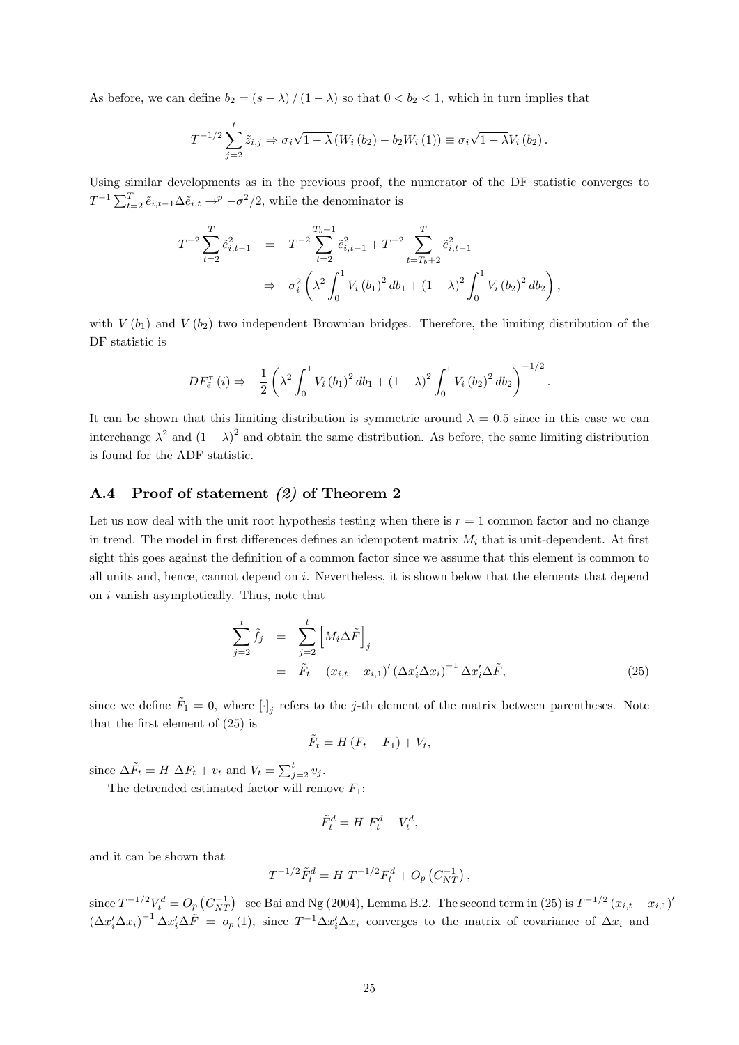As before, we can define $b_2 = (s - \lambda) / (1 - \lambda)$ so that $0 < b_2 < 1$, which in turn implies that

$$T^{-1/2} \sum_{j=2}^{t} \tilde{z}_{i,j} \Rightarrow \sigma_i \sqrt{1-\lambda} \left( W_i(b_2) - b_2 W_i(1) \right) \equiv \sigma_i \sqrt{1-\lambda} V_i(b_2).$$

Using similar developments as in the previous proof, the numerator of the DF statistic converges to $T^{-1} \sum_{t=2}^{T} \tilde{e}_{i,t-1} \Delta \tilde{e}_{i,t} \to^p -\sigma^2/2$, while the denominator is

$$\begin{aligned} T^{-2} \sum_{t=2}^{T} \tilde{e}_{i,t-1}^2 &= T^{-2} \sum_{t=2}^{T_b+1} \tilde{e}_{i,t-1}^2 + T^{-2} \sum_{t=T_b+2}^{T} \tilde{e}_{i,t-1}^2 \\ &\Rightarrow \sigma_i^2 \left( \lambda^2 \int_0^1 V_i(b_1)^2 \, db_1 + (1-\lambda)^2 \int_0^1 V_i(b_2)^2 \, db_2 \right), \end{aligned}$$

with $V(b_1)$ and $V(b_2)$ two independent Brownian bridges. Therefore, the limiting distribution of the DF statistic is

$$DF_{\tilde{e}}^{\tau}(i) \Rightarrow -\frac{1}{2} \left( \lambda^2 \int_0^1 V_i(b_1)^2 \, db_1 + (1-\lambda)^2 \int_0^1 V_i(b_2)^2 \, db_2 \right)^{-1/2}.$$

It can be shown that this limiting distribution is symmetric around $\lambda = 0.5$ since in this case we can interchange $\lambda^2$ and $(1-\lambda)^2$ and obtain the same distribution. As before, the same limiting distribution is found for the ADF statistic.

## A.4 Proof of statement *(2)* of Theorem 2

Let us now deal with the unit root hypothesis testing when there is $r = 1$ common factor and no change in trend. The model in first differences defines an idempotent matrix $M_i$ that is unit-dependent. At first sight this goes against the definition of a common factor since we assume that this element is common to all units and, hence, cannot depend on $i$. Nevertheless, it is shown below that the elements that depend on $i$ vanish asymptotically. Thus, note that

$$\begin{aligned} \sum_{j=2}^{t} \tilde{f}_j &= \sum_{j=2}^{t} \left[ M_i \Delta \tilde{F} \right]_j \\ &= \tilde{F}_t - (x_{i,t} - x_{i,1})' \left( \Delta x_i' \Delta x_i \right)^{-1} \Delta x_i' \Delta \tilde{F}, \end{aligned} \tag{25}$$

since we define $\tilde{F}_1 = 0$, where $[\cdot]_j$ refers to the $j$-th element of the matrix between parentheses. Note that the first element of (25) is

$$\tilde{F}_t = H (F_t - F_1) + V_t,$$

since $\Delta \tilde{F}_t = H \, \Delta F_t + v_t$ and $V_t = \sum_{j=2}^{t} v_j$.

The detrended estimated factor will remove $F_1$:

$$\tilde{F}_t^d = H \, F_t^d + V_t^d,$$

and it can be shown that

$$T^{-1/2} \tilde{F}_t^d = H \, T^{-1/2} F_t^d + O_p\left( C_{NT}^{-1} \right),$$

since $T^{-1/2} V_t^d = O_p\left( C_{NT}^{-1} \right)$ –see Bai and Ng (2004), Lemma B.2. The second term in (25) is $T^{-1/2} (x_{i,t} - x_{i,1})'$ $\left( \Delta x_i' \Delta x_i \right)^{-1} \Delta x_i' \Delta \tilde{F} = o_p(1)$, since $T^{-1} \Delta x_i' \Delta x_i$ converges to the matrix of covariance of $\Delta x_i$ and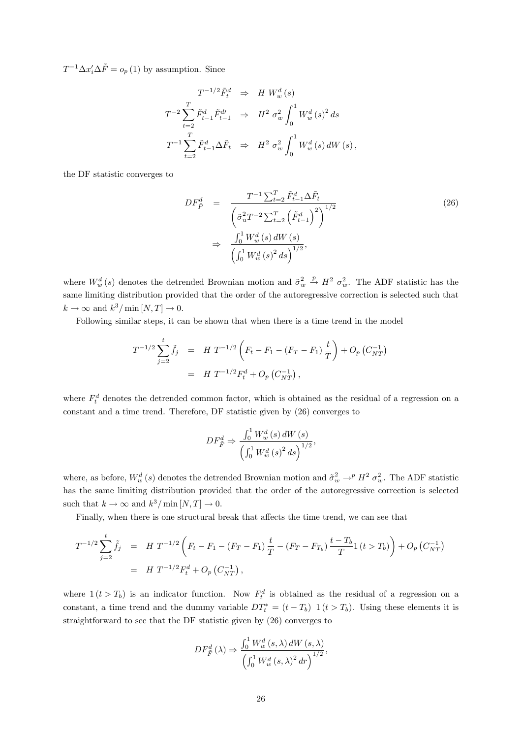$T^{-1}\Delta x_i' \Delta \tilde{F} = o_p(1)$ by assumption. Since

$$
\begin{aligned}
T^{-1/2}\tilde{F}_t^d &\Rightarrow H\ W_w^d(s) \\
T^{-2}\sum_{t=2}^{T}\tilde{F}_{t-1}^d \tilde{F}_{t-1}^{d\prime} &\Rightarrow H^2\ \sigma_w^2 \int_0^1 W_w^d(s)^2\, ds \\
T^{-1}\sum_{t=2}^{T}\tilde{F}_{t-1}^d \Delta\tilde{F}_t &\Rightarrow H^2\ \sigma_w^2 \int_0^1 W_w^d(s)\, dW(s),
\end{aligned}
$$

the DF statistic converges to

$$
\begin{aligned}
DF_{\tilde{F}}^d &= \frac{T^{-1}\sum_{t=2}^{T}\tilde{F}_{t-1}^d \Delta\tilde{F}_t}{\left(\tilde{\sigma}_u^2 T^{-2}\sum_{t=2}^{T}\left(\tilde{F}_{t-1}^d\right)^2\right)^{1/2}} \qquad (26) \\
&\Rightarrow \frac{\int_0^1 W_w^d(s)\, dW(s)}{\left(\int_0^1 W_w^d(s)^2\, ds\right)^{1/2}},
\end{aligned}
$$

where $W_w^d(s)$ denotes the detrended Brownian motion and $\tilde{\sigma}_w^2 \xrightarrow{p} H^2\ \sigma_w^2$. The ADF statistic has the same limiting distribution provided that the order of the autoregressive correction is selected such that $k \to \infty$ and $k^3/\min[N,T] \to 0$.

Following similar steps, it can be shown that when there is a time trend in the model

$$
\begin{aligned}
T^{-1/2}\sum_{j=2}^{t}\tilde{f}_j &= H\ T^{-1/2}\left(F_t - F_1 - (F_T - F_1)\frac{t}{T}\right) + O_p\left(C_{NT}^{-1}\right) \\
&= H\ T^{-1/2}F_t^d + O_p\left(C_{NT}^{-1}\right),
\end{aligned}
$$

where $F_t^d$ denotes the detrended common factor, which is obtained as the residual of a regression on a constant and a time trend. Therefore, DF statistic given by (26) converges to

$$
DF_{\tilde{F}}^d \Rightarrow \frac{\int_0^1 W_w^d(s)\, dW(s)}{\left(\int_0^1 W_w^d(s)^2\, ds\right)^{1/2}},
$$

where, as before, $W_w^d(s)$ denotes the detrended Brownian motion and $\tilde{\sigma}_w^2 \to^p H^2\ \sigma_w^2$. The ADF statistic has the same limiting distribution provided that the order of the autoregressive correction is selected such that $k \to \infty$ and $k^3/\min[N,T] \to 0$.

Finally, when there is one structural break that affects the time trend, we can see that

$$
\begin{aligned}
T^{-1/2}\sum_{j=2}^{t}\tilde{f}_j &= H\ T^{-1/2}\left(F_t - F_1 - (F_T - F_1)\frac{t}{T} - (F_T - F_{T_b})\frac{t - T_b}{T}1(t > T_b)\right) + O_p\left(C_{NT}^{-1}\right) \\
&= H\ T^{-1/2}F_t^d + O_p\left(C_{NT}^{-1}\right),
\end{aligned}
$$

where $1(t > T_b)$ is an indicator function. Now $F_t^d$ is obtained as the residual of a regression on a constant, a time trend and the dummy variable $DT_t^* = (t - T_b)\ 1(t > T_b)$. Using these elements it is straightforward to see that the DF statistic given by (26) converges to

$$
DF_{\tilde{F}}^d(\lambda) \Rightarrow \frac{\int_0^1 W_w^d(s,\lambda)\, dW(s,\lambda)}{\left(\int_0^1 W_w^d(s,\lambda)^2\, dr\right)^{1/2}},
$$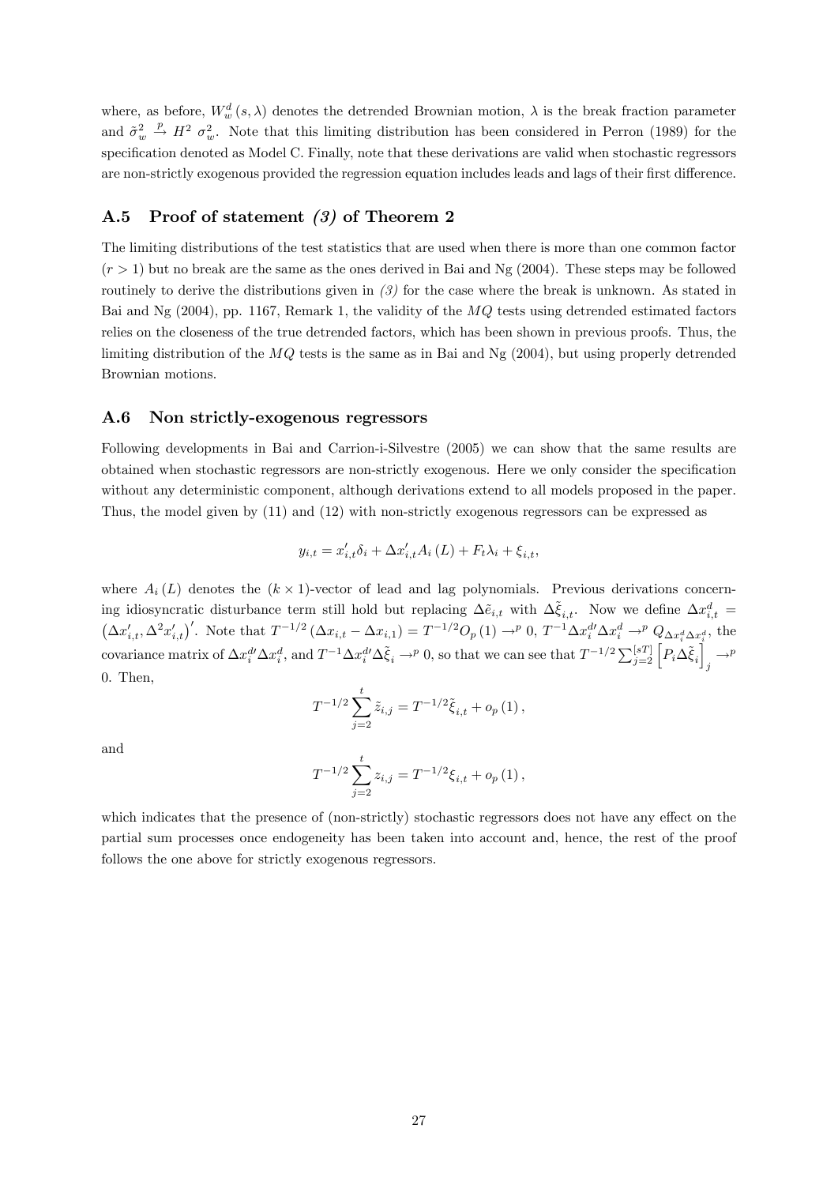where, as before, $W_w^d(s,\lambda)$ denotes the detrended Brownian motion, $\lambda$ is the break fraction parameter and $\tilde{\sigma}_w^2 \xrightarrow{p} H^2\ \sigma_w^2$. Note that this limiting distribution has been considered in Perron (1989) for the specification denoted as Model C. Finally, note that these derivations are valid when stochastic regressors are non-strictly exogenous provided the regression equation includes leads and lags of their first difference.

### A.5 Proof of statement *(3)* of Theorem 2

The limiting distributions of the test statistics that are used when there is more than one common factor ($r > 1$) but no break are the same as the ones derived in Bai and Ng (2004). These steps may be followed routinely to derive the distributions given in *(3)* for the case where the break is unknown. As stated in Bai and Ng (2004), pp. 1167, Remark 1, the validity of the $MQ$ tests using detrended estimated factors relies on the closeness of the true detrended factors, which has been shown in previous proofs. Thus, the limiting distribution of the $MQ$ tests is the same as in Bai and Ng (2004), but using properly detrended Brownian motions.

### A.6 Non strictly-exogenous regressors

Following developments in Bai and Carrion-i-Silvestre (2005) we can show that the same results are obtained when stochastic regressors are non-strictly exogenous. Here we only consider the specification without any deterministic component, although derivations extend to all models proposed in the paper. Thus, the model given by (11) and (12) with non-strictly exogenous regressors can be expressed as

$$y_{i,t} = x_{i,t}'\delta_i + \Delta x_{i,t}' A_i(L) + F_t\lambda_i + \xi_{i,t},$$

where $A_i(L)$ denotes the $(k \times 1)$-vector of lead and lag polynomials. Previous derivations concerning idiosyncratic disturbance term still hold but replacing $\Delta\tilde{e}_{i,t}$ with $\Delta\tilde{\xi}_{i,t}$. Now we define $\Delta x_{i,t}^d = \left(\Delta x_{i,t}', \Delta^2 x_{i,t}'\right)'$. Note that $T^{-1/2}(\Delta x_{i,t} - \Delta x_{i,1}) = T^{-1/2}O_p(1) \rightarrow^p 0$, $T^{-1}\Delta x_i^{d\prime}\Delta x_i^d \rightarrow^p Q_{\Delta x_i^d \Delta x_i^d}$, the covariance matrix of $\Delta x_i^{d\prime}\Delta x_i^d$, and $T^{-1}\Delta x_i^{d\prime}\Delta\tilde{\xi}_i \rightarrow^p 0$, so that we can see that $T^{-1/2}\sum_{j=2}^{[sT]}\left[P_i\Delta\tilde{\xi}_i\right]_j \rightarrow^p 0$. Then,

$$T^{-1/2}\sum_{j=2}^{t}\tilde{z}_{i,j} = T^{-1/2}\tilde{\xi}_{i,t} + o_p(1),$$

and

$$T^{-1/2}\sum_{j=2}^{t} z_{i,j} = T^{-1/2}\xi_{i,t} + o_p(1),$$

which indicates that the presence of (non-strictly) stochastic regressors does not have any effect on the partial sum processes once endogeneity has been taken into account and, hence, the rest of the proof follows the one above for strictly exogenous regressors.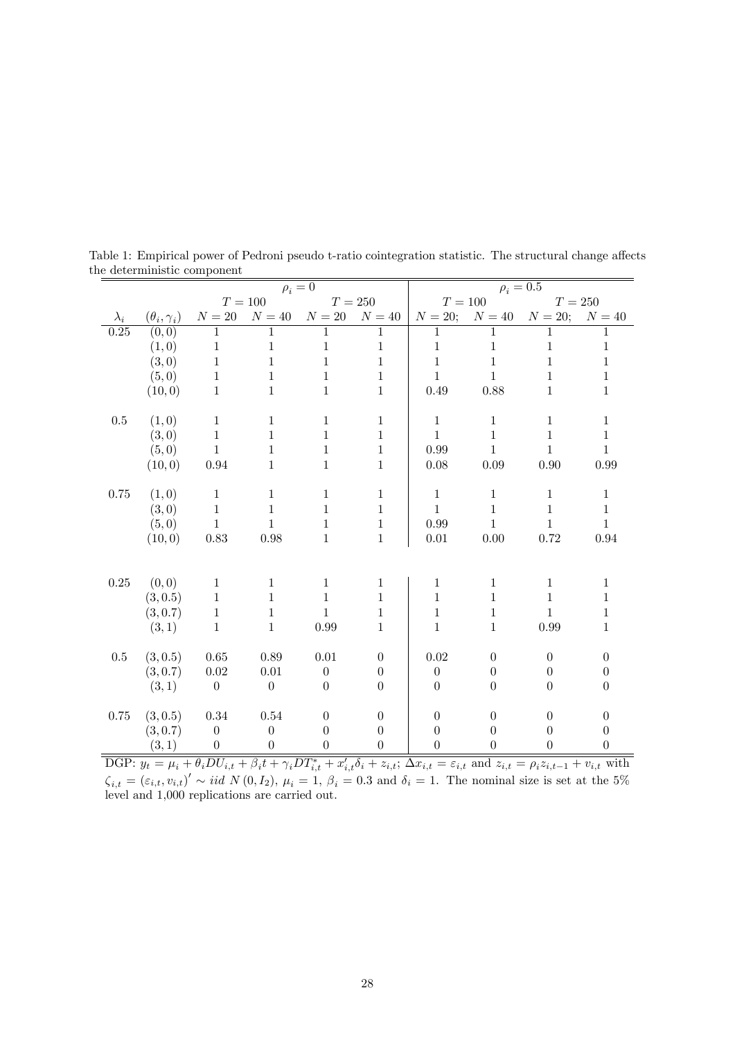Table 1: Empirical power of Pedroni pseudo t-ratio cointegration statistic. The structural change affects the deterministic component

| | | $\rho_i = 0$ | | | | $\rho_i = 0.5$ | | | |
|---|---|---|---|---|---|---|---|---|---|
| | | $T = 100$ | | $T = 250$ | | $T = 100$ | | $T = 250$ | |
| $\lambda_i$ | $(\theta_i, \gamma_i)$ | $N = 20$ | $N = 40$ | $N = 20$ | $N = 40$ | $N = 20;$ | $N = 40$ | $N = 20;$ | $N = 40$ |
| 0.25 | $(0, 0)$ | 1 | 1 | 1 | 1 | 1 | 1 | 1 | 1 |
| | $(1, 0)$ | 1 | 1 | 1 | 1 | 1 | 1 | 1 | 1 |
| | $(3, 0)$ | 1 | 1 | 1 | 1 | 1 | 1 | 1 | 1 |
| | $(5, 0)$ | 1 | 1 | 1 | 1 | 1 | 1 | 1 | 1 |
| | $(10, 0)$ | 1 | 1 | 1 | 1 | 0.49 | 0.88 | 1 | 1 |
| 0.5 | $(1, 0)$ | 1 | 1 | 1 | 1 | 1 | 1 | 1 | 1 |
| | $(3, 0)$ | 1 | 1 | 1 | 1 | 1 | 1 | 1 | 1 |
| | $(5, 0)$ | 1 | 1 | 1 | 1 | 0.99 | 1 | 1 | 1 |
| | $(10, 0)$ | 0.94 | 1 | 1 | 1 | 0.08 | 0.09 | 0.90 | 0.99 |
| 0.75 | $(1, 0)$ | 1 | 1 | 1 | 1 | 1 | 1 | 1 | 1 |
| | $(3, 0)$ | 1 | 1 | 1 | 1 | 1 | 1 | 1 | 1 |
| | $(5, 0)$ | 1 | 1 | 1 | 1 | 0.99 | 1 | 1 | 1 |
| | $(10, 0)$ | 0.83 | 0.98 | 1 | 1 | 0.01 | 0.00 | 0.72 | 0.94 |
| 0.25 | $(0, 0)$ | 1 | 1 | 1 | 1 | 1 | 1 | 1 | 1 |
| | $(3, 0.5)$ | 1 | 1 | 1 | 1 | 1 | 1 | 1 | 1 |
| | $(3, 0.7)$ | 1 | 1 | 1 | 1 | 1 | 1 | 1 | 1 |
| | $(3, 1)$ | 1 | 1 | 0.99 | 1 | 1 | 1 | 0.99 | 1 |
| 0.5 | $(3, 0.5)$ | 0.65 | 0.89 | 0.01 | 0 | 0.02 | 0 | 0 | 0 |
| | $(3, 0.7)$ | 0.02 | 0.01 | 0 | 0 | 0 | 0 | 0 | 0 |
| | $(3, 1)$ | 0 | 0 | 0 | 0 | 0 | 0 | 0 | 0 |
| 0.75 | $(3, 0.5)$ | 0.34 | 0.54 | 0 | 0 | 0 | 0 | 0 | 0 |
| | $(3, 0.7)$ | 0 | 0 | 0 | 0 | 0 | 0 | 0 | 0 |
| | $(3, 1)$ | 0 | 0 | 0 | 0 | 0 | 0 | 0 | 0 |

DGP: $y_t = \mu_i + \theta_i DU_{i,t} + \beta_i t + \gamma_i DT^*_{i,t} + x'_{i,t}\delta_i + z_{i,t}$; $\Delta x_{i,t} = \varepsilon_{i,t}$ and $z_{i,t} = \rho_i z_{i,t-1} + v_{i,t}$ with $\zeta_{i,t} = (\varepsilon_{i,t}, v_{i,t})' \sim iid\ N(0, I_2)$, $\mu_i = 1$, $\beta_i = 0.3$ and $\delta_i = 1$. The nominal size is set at the 5% level and 1,000 replications are carried out.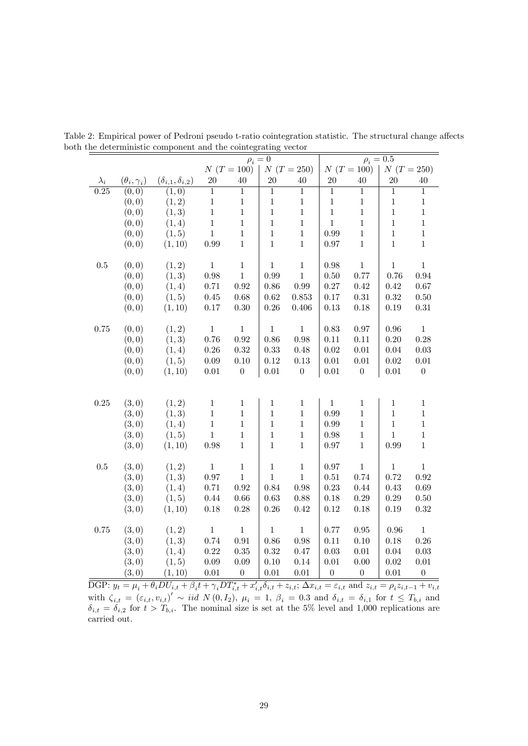Table 2: Empirical power of Pedroni pseudo t-ratio cointegration statistic. The structural change affects both the deterministic component and the cointegrating vector

| | | | $\rho_i = 0$ | | | | $\rho_i = 0.5$ | | | |
|---|---|---|---|---|---|---|---|---|---|---|
| | | | $N$ $(T = 100)$ | | $N$ $(T = 250)$ | | $N$ $(T = 100)$ | | $N$ $(T = 250)$ | |
| $\lambda_i$ | $(\theta_i, \gamma_i)$ | $(\delta_{i,1}, \delta_{i,2})$ | 20 | 40 | 20 | 40 | 20 | 40 | 20 | 40 |
| 0.25 | $(0,0)$ | $(1,0)$ | 1 | 1 | 1 | 1 | 1 | 1 | 1 | 1 |
| | $(0,0)$ | $(1,2)$ | 1 | 1 | 1 | 1 | 1 | 1 | 1 | 1 |
| | $(0,0)$ | $(1,3)$ | 1 | 1 | 1 | 1 | 1 | 1 | 1 | 1 |
| | $(0,0)$ | $(1,4)$ | 1 | 1 | 1 | 1 | 1 | 1 | 1 | 1 |
| | $(0,0)$ | $(1,5)$ | 1 | 1 | 1 | 1 | 0.99 | 1 | 1 | 1 |
| | $(0,0)$ | $(1,10)$ | 0.99 | 1 | 1 | 1 | 0.97 | 1 | 1 | 1 |
| 0.5 | $(0,0)$ | $(1,2)$ | 1 | 1 | 1 | 1 | 0.98 | 1 | 1 | 1 |
| | $(0,0)$ | $(1,3)$ | 0.98 | 1 | 0.99 | 1 | 0.50 | 0.77 | 0.76 | 0.94 |
| | $(0,0)$ | $(1,4)$ | 0.71 | 0.92 | 0.86 | 0.99 | 0.27 | 0.42 | 0.42 | 0.67 |
| | $(0,0)$ | $(1,5)$ | 0.45 | 0.68 | 0.62 | 0.853 | 0.17 | 0.31 | 0.32 | 0.50 |
| | $(0,0)$ | $(1,10)$ | 0.17 | 0.30 | 0.26 | 0.406 | 0.13 | 0.18 | 0.19 | 0.31 |
| 0.75 | $(0,0)$ | $(1,2)$ | 1 | 1 | 1 | 1 | 0.83 | 0.97 | 0.96 | 1 |
| | $(0,0)$ | $(1,3)$ | 0.76 | 0.92 | 0.86 | 0.98 | 0.11 | 0.11 | 0.20 | 0.28 |
| | $(0,0)$ | $(1,4)$ | 0.26 | 0.32 | 0.33 | 0.48 | 0.02 | 0.01 | 0.04 | 0.03 |
| | $(0,0)$ | $(1,5)$ | 0.09 | 0.10 | 0.12 | 0.13 | 0.01 | 0.01 | 0.02 | 0.01 |
| | $(0,0)$ | $(1,10)$ | 0.01 | 0 | 0.01 | 0 | 0.01 | 0 | 0.01 | 0 |
| 0.25 | $(3,0)$ | $(1,2)$ | 1 | 1 | 1 | 1 | 1 | 1 | 1 | 1 |
| | $(3,0)$ | $(1,3)$ | 1 | 1 | 1 | 1 | 0.99 | 1 | 1 | 1 |
| | $(3,0)$ | $(1,4)$ | 1 | 1 | 1 | 1 | 0.99 | 1 | 1 | 1 |
| | $(3,0)$ | $(1,5)$ | 1 | 1 | 1 | 1 | 0.98 | 1 | 1 | 1 |
| | $(3,0)$ | $(1,10)$ | 0.98 | 1 | 1 | 1 | 0.97 | 1 | 0.99 | 1 |
| 0.5 | $(3,0)$ | $(1,2)$ | 1 | 1 | 1 | 1 | 0.97 | 1 | 1 | 1 |
| | $(3,0)$ | $(1,3)$ | 0.97 | 1 | 1 | 1 | 0.51 | 0.74 | 0.72 | 0.92 |
| | $(3,0)$ | $(1,4)$ | 0.71 | 0.92 | 0.84 | 0.98 | 0.23 | 0.44 | 0.43 | 0.69 |
| | $(3,0)$ | $(1,5)$ | 0.44 | 0.66 | 0.63 | 0.88 | 0.18 | 0.29 | 0.29 | 0.50 |
| | $(3,0)$ | $(1,10)$ | 0.18 | 0.28 | 0.26 | 0.42 | 0.12 | 0.18 | 0.19 | 0.32 |
| 0.75 | $(3,0)$ | $(1,2)$ | 1 | 1 | 1 | 1 | 0.77 | 0.95 | 0.96 | 1 |
| | $(3,0)$ | $(1,3)$ | 0.74 | 0.91 | 0.86 | 0.98 | 0.11 | 0.10 | 0.18 | 0.26 |
| | $(3,0)$ | $(1,4)$ | 0.22 | 0.35 | 0.32 | 0.47 | 0.03 | 0.01 | 0.04 | 0.03 |
| | $(3,0)$ | $(1,5)$ | 0.09 | 0.09 | 0.10 | 0.14 | 0.01 | 0.00 | 0.02 | 0.01 |
| | $(3,0)$ | $(1,10)$ | 0.01 | 0 | 0.01 | 0.01 | 0 | 0 | 0.01 | 0 |

DGP: $y_t = \mu_i + \theta_i DU_{i,t} + \beta_i t + \gamma_i DT^*_{i,t} + x'_{i,t}\delta_{i,t} + z_{i,t}$; $\Delta x_{i,t} = \varepsilon_{i,t}$ and $z_{i,t} = \rho_i z_{i,t-1} + v_{i,t}$ with $\zeta_{i,t} = (\varepsilon_{i,t}, v_{i,t})' \sim iid\ N(0, I_2)$, $\mu_i = 1$, $\beta_i = 0.3$ and $\delta_{i,t} = \delta_{i,1}$ for $t \leq T_{b,i}$ and $\delta_{i,t} = \delta_{i,2}$ for $t > T_{b,i}$. The nominal size is set at the 5% level and 1,000 replications are carried out.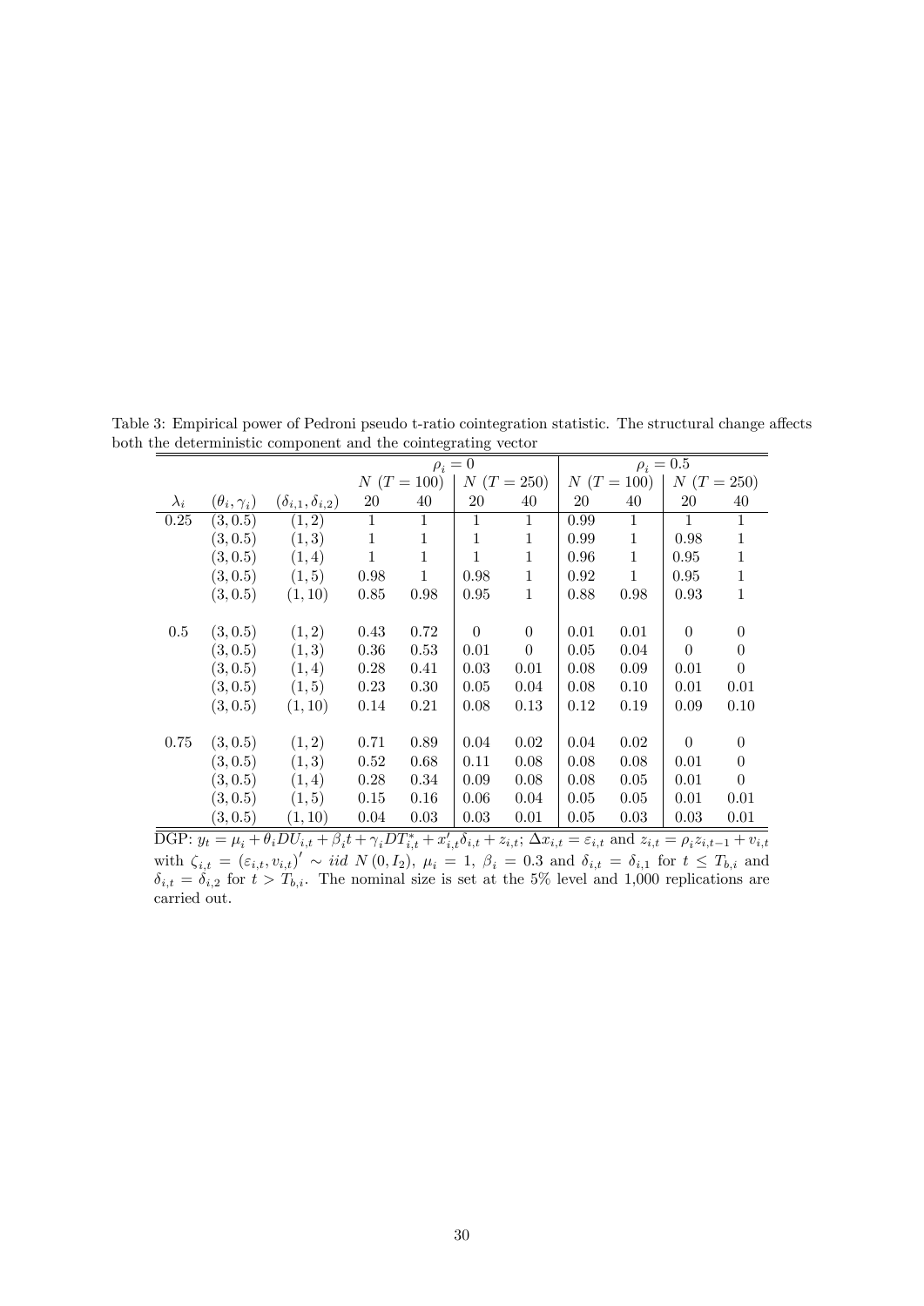Table 3: Empirical power of Pedroni pseudo t-ratio cointegration statistic. The structural change affects both the deterministic component and the cointegrating vector

| | | | $\rho_i = 0$ | | | | $\rho_i = 0.5$ | | | |
|---|---|---|---|---|---|---|---|---|---|---|
| | | | $N$ $(T = 100)$ | | $N$ $(T = 250)$ | | $N$ $(T = 100)$ | | $N$ $(T = 250)$ | |
| $\lambda_i$ | $(\theta_i, \gamma_i)$ | $(\delta_{i,1}, \delta_{i,2})$ | 20 | 40 | 20 | 40 | 20 | 40 | 20 | 40 |
| 0.25 | $(3, 0.5)$ | $(1, 2)$ | 1 | 1 | 1 | 1 | 0.99 | 1 | 1 | 1 |
| | $(3, 0.5)$ | $(1, 3)$ | 1 | 1 | 1 | 1 | 0.99 | 1 | 0.98 | 1 |
| | $(3, 0.5)$ | $(1, 4)$ | 1 | 1 | 1 | 1 | 0.96 | 1 | 0.95 | 1 |
| | $(3, 0.5)$ | $(1, 5)$ | 0.98 | 1 | 0.98 | 1 | 0.92 | 1 | 0.95 | 1 |
| | $(3, 0.5)$ | $(1, 10)$ | 0.85 | 0.98 | 0.95 | 1 | 0.88 | 0.98 | 0.93 | 1 |
| 0.5 | $(3, 0.5)$ | $(1, 2)$ | 0.43 | 0.72 | 0 | 0 | 0.01 | 0.01 | 0 | 0 |
| | $(3, 0.5)$ | $(1, 3)$ | 0.36 | 0.53 | 0.01 | 0 | 0.05 | 0.04 | 0 | 0 |
| | $(3, 0.5)$ | $(1, 4)$ | 0.28 | 0.41 | 0.03 | 0.01 | 0.08 | 0.09 | 0.01 | 0 |
| | $(3, 0.5)$ | $(1, 5)$ | 0.23 | 0.30 | 0.05 | 0.04 | 0.08 | 0.10 | 0.01 | 0.01 |
| | $(3, 0.5)$ | $(1, 10)$ | 0.14 | 0.21 | 0.08 | 0.13 | 0.12 | 0.19 | 0.09 | 0.10 |
| 0.75 | $(3, 0.5)$ | $(1, 2)$ | 0.71 | 0.89 | 0.04 | 0.02 | 0.04 | 0.02 | 0 | 0 |
| | $(3, 0.5)$ | $(1, 3)$ | 0.52 | 0.68 | 0.11 | 0.08 | 0.08 | 0.08 | 0.01 | 0 |
| | $(3, 0.5)$ | $(1, 4)$ | 0.28 | 0.34 | 0.09 | 0.08 | 0.08 | 0.05 | 0.01 | 0 |
| | $(3, 0.5)$ | $(1, 5)$ | 0.15 | 0.16 | 0.06 | 0.04 | 0.05 | 0.05 | 0.01 | 0.01 |
| | $(3, 0.5)$ | $(1, 10)$ | 0.04 | 0.03 | 0.03 | 0.01 | 0.05 | 0.03 | 0.03 | 0.01 |

DGP: $y_t = \mu_i + \theta_i DU_{i,t} + \beta_i t + \gamma_i DT^*_{i,t} + x'_{i,t}\delta_{i,t} + z_{i,t}$; $\Delta x_{i,t} = \varepsilon_{i,t}$ and $z_{i,t} = \rho_i z_{i,t-1} + v_{i,t}$ with $\zeta_{i,t} = (\varepsilon_{i,t}, v_{i,t})' \sim iid\ N(0, I_2)$, $\mu_i = 1$, $\beta_i = 0.3$ and $\delta_{i,t} = \delta_{i,1}$ for $t \leq T_{b,i}$ and $\delta_{i,t} = \delta_{i,2}$ for $t > T_{b,i}$. The nominal size is set at the 5% level and 1,000 replications are carried out.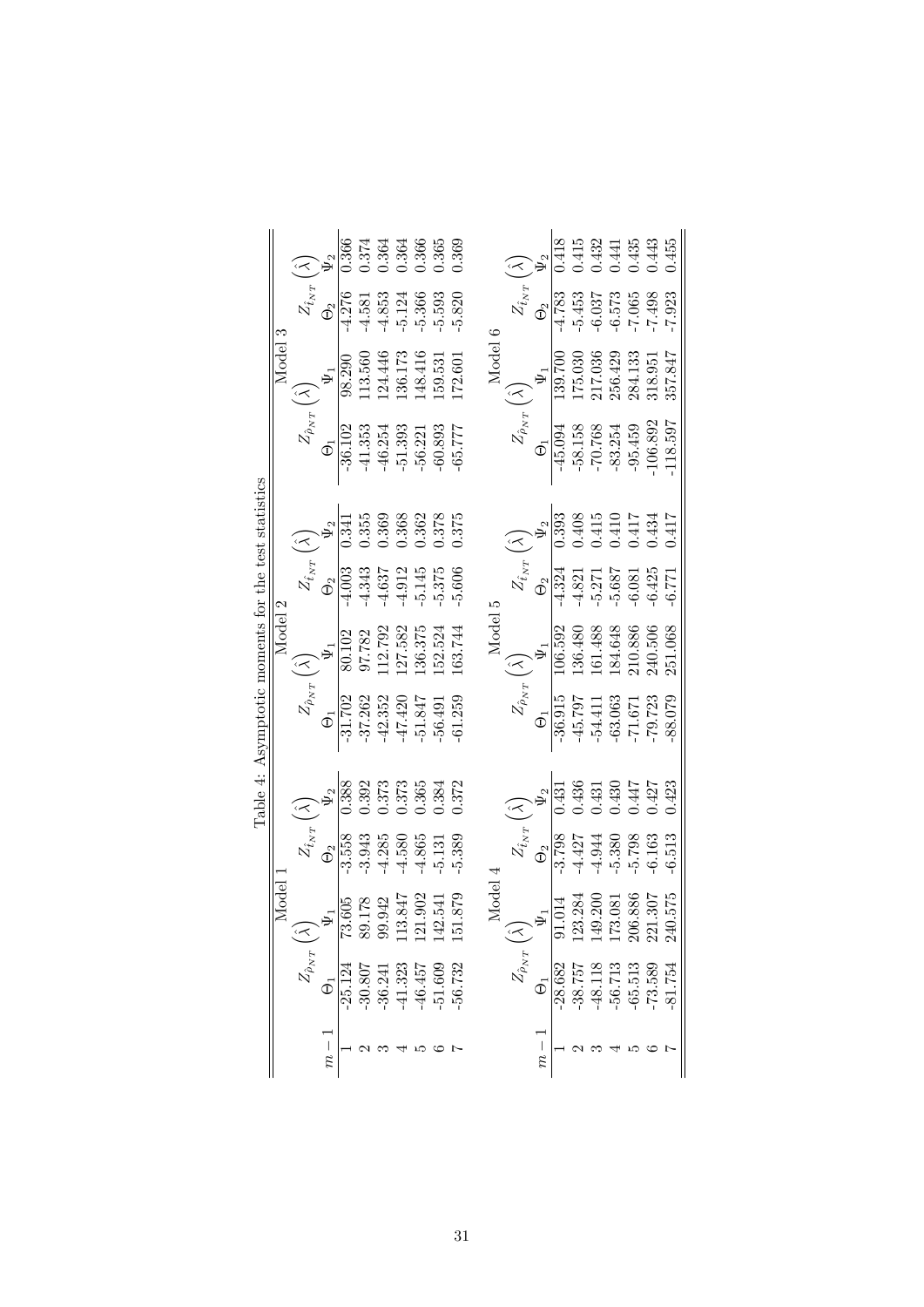Table 4: Asymptotic moments for the test statistics

| | Model 1 | | | | Model 2 | | | | Model 3 | | | |
|---|---|---|---|---|---|---|---|---|---|---|---|---|
| | $Z_{\hat{\rho}_{NT}}\left(\hat{\lambda}\right)$ | | $Z_{\hat{t}_{NT}}\left(\hat{\lambda}\right)$ | | $Z_{\hat{\rho}_{NT}}\left(\hat{\lambda}\right)$ | | $Z_{\hat{t}_{NT}}\left(\hat{\lambda}\right)$ | | $Z_{\hat{\rho}_{NT}}\left(\hat{\lambda}\right)$ | | $Z_{\hat{t}_{NT}}\left(\hat{\lambda}\right)$ | |
| $m-1$ | $\Theta_1$ | $\Psi_1$ | $\Theta_2$ | $\Psi_2$ | $\Theta_1$ | $\Psi_1$ | $\Theta_2$ | $\Psi_2$ | $\Theta_1$ | $\Psi_1$ | $\Theta_2$ | $\Psi_2$ |
| 1 | -25.124 | 73.605 | -3.558 | 0.388 | -31.702 | 80.102 | -4.003 | 0.341 | -36.102 | 98.290 | -4.276 | 0.366 |
| 2 | -30.807 | 89.178 | -3.943 | 0.392 | -37.262 | 97.782 | -4.343 | 0.355 | -41.353 | 113.560 | -4.581 | 0.374 |
| 3 | -36.241 | 99.942 | -4.285 | 0.373 | -42.352 | 112.792 | -4.637 | 0.369 | -46.254 | 124.446 | -4.853 | 0.364 |
| 4 | -41.323 | 113.847 | -4.580 | 0.373 | -47.420 | 127.582 | -4.912 | 0.368 | -51.393 | 136.173 | -5.124 | 0.364 |
| 5 | -46.457 | 121.902 | -4.865 | 0.365 | -51.847 | 136.375 | -5.145 | 0.362 | -56.221 | 148.416 | -5.366 | 0.366 |
| 6 | -51.609 | 142.541 | -5.131 | 0.384 | -56.491 | 152.524 | -5.375 | 0.378 | -60.893 | 159.531 | -5.593 | 0.365 |
| 7 | -56.732 | 151.879 | -5.389 | 0.372 | -61.259 | 163.744 | -5.606 | 0.375 | -65.777 | 172.601 | -5.820 | 0.369 |
| | Model 4 | | | | Model 5 | | | | Model 6 | | | |
| | $Z_{\hat{\rho}_{NT}}\left(\hat{\lambda}\right)$ | | $Z_{\hat{t}_{NT}}\left(\hat{\lambda}\right)$ | | $Z_{\hat{\rho}_{NT}}\left(\hat{\lambda}\right)$ | | $Z_{\hat{t}_{NT}}\left(\hat{\lambda}\right)$ | | $Z_{\hat{\rho}_{NT}}\left(\hat{\lambda}\right)$ | | $Z_{\hat{t}_{NT}}\left(\hat{\lambda}\right)$ | |
| $m-1$ | $\Theta_1$ | $\Psi_1$ | $\Theta_2$ | $\Psi_2$ | $\Theta_1$ | $\Psi_1$ | $\Theta_2$ | $\Psi_2$ | $\Theta_1$ | $\Psi_1$ | $\Theta_2$ | $\Psi_2$ |
| 1 | -28.682 | 91.014 | -3.798 | 0.431 | -36.915 | 106.592 | -4.324 | 0.393 | -45.094 | 139.700 | -4.783 | 0.418 |
| 2 | -38.757 | 123.284 | -4.427 | 0.436 | -45.797 | 136.480 | -4.821 | 0.408 | -58.158 | 175.030 | -5.453 | 0.415 |
| 3 | -48.118 | 149.200 | -4.944 | 0.431 | -54.411 | 161.488 | -5.271 | 0.415 | -70.768 | 217.036 | -6.037 | 0.432 |
| 4 | -56.713 | 173.081 | -5.380 | 0.430 | -63.063 | 184.648 | -5.687 | 0.410 | -83.254 | 256.429 | -6.573 | 0.441 |
| 5 | -65.513 | 206.886 | -5.798 | 0.447 | -71.671 | 210.886 | -6.081 | 0.417 | -95.459 | 284.133 | -7.065 | 0.435 |
| 6 | -73.589 | 221.307 | -6.163 | 0.427 | -79.723 | 240.506 | -6.425 | 0.434 | -106.892 | 318.951 | -7.498 | 0.443 |
| 7 | -81.754 | 240.575 | -6.513 | 0.423 | -88.079 | 251.068 | -6.771 | 0.417 | -118.597 | 357.847 | -7.923 | 0.455 |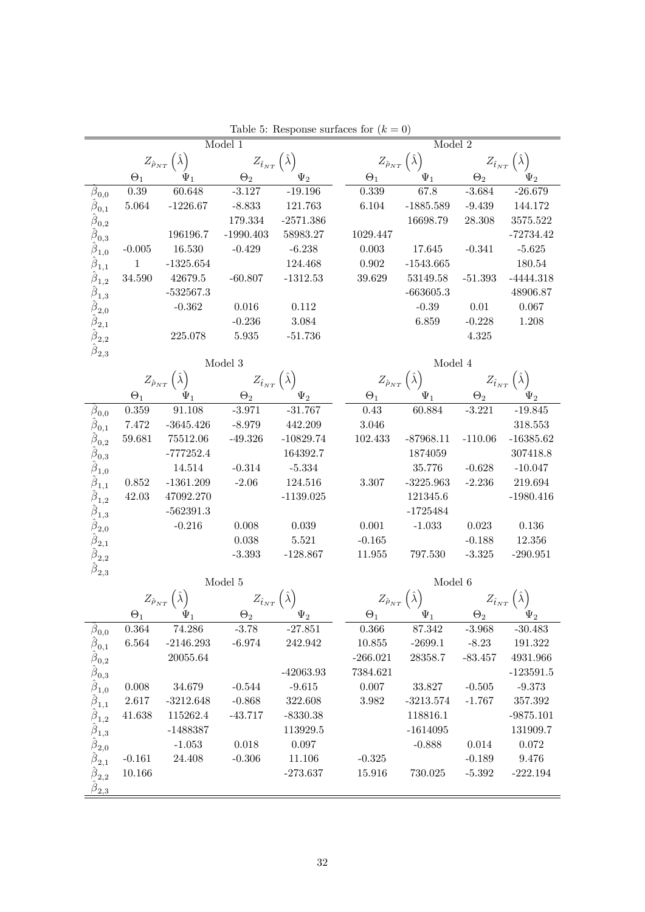Table 5: Response surfaces for $(k = 0)$

| | Model 1 | | | | Model 2 | | | |
|---|---|---|---|---|---|---|---|---|
| | $Z_{\hat{\rho}_{NT}}\left(\hat{\lambda}\right)$ | | $Z_{\hat{t}_{NT}}\left(\hat{\lambda}\right)$ | | $Z_{\hat{\rho}_{NT}}\left(\hat{\lambda}\right)$ | | $Z_{\hat{t}_{NT}}\left(\hat{\lambda}\right)$ | |
| | $\Theta_1$ | $\Psi_1$ | $\Theta_2$ | $\Psi_2$ | $\Theta_1$ | $\Psi_1$ | $\Theta_2$ | $\Psi_2$ |
| $\hat{\beta}_{0,0}$ | 0.39 | 60.648 | -3.127 | -19.196 | 0.339 | 67.8 | -3.684 | -26.679 |
| $\hat{\beta}_{0,1}$ | 5.064 | -1226.67 | -8.833 | 121.763 | 6.104 | -1885.589 | -9.439 | 144.172 |
| $\hat{\beta}_{0,2}$ | | | 179.334 | -2571.386 | | 16698.79 | 28.308 | 3575.522 |
| $\hat{\beta}_{0,3}$ | | 196196.7 | -1990.403 | 58983.27 | 1029.447 | | | -72734.42 |
| $\hat{\beta}_{1,0}$ | -0.005 | 16.530 | -0.429 | -6.238 | 0.003 | 17.645 | -0.341 | -5.625 |
| $\hat{\beta}_{1,1}$ | 1 | -1325.654 | | 124.468 | 0.902 | -1543.665 | | 180.54 |
| $\hat{\beta}_{1,2}$ | 34.590 | 42679.5 | -60.807 | -1312.53 | 39.629 | 53149.58 | -51.393 | -4444.318 |
| $\hat{\beta}_{1,3}$ | | -532567.3 | | | | -663605.3 | | 48906.87 |
| $\hat{\beta}_{2,0}$ | | -0.362 | 0.016 | 0.112 | | -0.39 | 0.01 | 0.067 |
| $\hat{\beta}_{2,1}$ | | | -0.236 | 3.084 | | 6.859 | -0.228 | 1.208 |
| $\hat{\beta}_{2,2}$ | | 225.078 | 5.935 | -51.736 | | | 4.325 | |
| $\hat{\beta}_{2,3}$ | | | | | | | | |
| | Model 3 | | | | Model 4 | | | |
| | $Z_{\hat{\rho}_{NT}}\left(\hat{\lambda}\right)$ | | $Z_{\hat{t}_{NT}}\left(\hat{\lambda}\right)$ | | $Z_{\hat{\rho}_{NT}}\left(\hat{\lambda}\right)$ | | $Z_{\hat{t}_{NT}}\left(\hat{\lambda}\right)$ | |
| | $\Theta_1$ | $\Psi_1$ | $\Theta_2$ | $\Psi_2$ | $\Theta_1$ | $\Psi_1$ | $\Theta_2$ | $\Psi_2$ |
| $\hat{\beta}_{0,0}$ | 0.359 | 91.108 | -3.971 | -31.767 | 0.43 | 60.884 | -3.221 | -19.845 |
| $\hat{\beta}_{0,1}$ | 7.472 | -3645.426 | -8.979 | 442.209 | 3.046 | | | 318.553 |
| $\hat{\beta}_{0,2}$ | 59.681 | 75512.06 | -49.326 | -10829.74 | 102.433 | -87968.11 | -110.06 | -16385.62 |
| $\hat{\beta}_{0,3}$ | | -777252.4 | | 164392.7 | | 1874059 | | 307418.8 |
| $\hat{\beta}_{1,0}$ | | 14.514 | -0.314 | -5.334 | | 35.776 | -0.628 | -10.047 |
| $\hat{\beta}_{1,1}$ | 0.852 | -1361.209 | -2.06 | 124.516 | 3.307 | -3225.963 | -2.236 | 219.694 |
| $\hat{\beta}_{1,2}$ | 42.03 | 47092.270 | | -1139.025 | | 121345.6 | | -1980.416 |
| $\hat{\beta}_{1,3}$ | | -562391.3 | | | | -1725484 | | |
| $\hat{\beta}_{2,0}$ | | -0.216 | 0.008 | 0.039 | 0.001 | -1.033 | 0.023 | 0.136 |
| $\hat{\beta}_{2,1}$ | | | 0.038 | 5.521 | -0.165 | | -0.188 | 12.356 |
| $\hat{\beta}_{2,2}$ | | | -3.393 | -128.867 | 11.955 | 797.530 | -3.325 | -290.951 |
| $\hat{\beta}_{2,3}$ | | | | | | | | |
| | Model 5 | | | | Model 6 | | | |
| | $Z_{\hat{\rho}_{NT}}\left(\hat{\lambda}\right)$ | | $Z_{\hat{t}_{NT}}\left(\hat{\lambda}\right)$ | | $Z_{\hat{\rho}_{NT}}\left(\hat{\lambda}\right)$ | | $Z_{\hat{t}_{NT}}\left(\hat{\lambda}\right)$ | |
| | $\Theta_1$ | $\Psi_1$ | $\Theta_2$ | $\Psi_2$ | $\Theta_1$ | $\Psi_1$ | $\Theta_2$ | $\Psi_2$ |
| $\hat{\beta}_{0,0}$ | 0.364 | 74.286 | -3.78 | -27.851 | 0.366 | 87.342 | -3.968 | -30.483 |
| $\hat{\beta}_{0,1}$ | 6.564 | -2146.293 | -6.974 | 242.942 | 10.855 | -2699.1 | -8.23 | 191.322 |
| $\hat{\beta}_{0,2}$ | | 20055.64 | | | -266.021 | 28358.7 | -83.457 | 4931.966 |
| $\hat{\beta}_{0,3}$ | | | | -42063.93 | 7384.621 | | | -123591.5 |
| $\hat{\beta}_{1,0}$ | 0.008 | 34.679 | -0.544 | -9.615 | 0.007 | 33.827 | -0.505 | -9.373 |
| $\hat{\beta}_{1,1}$ | 2.617 | -3212.648 | -0.868 | 322.608 | 3.982 | -3213.574 | -1.767 | 357.392 |
| $\hat{\beta}_{1,2}$ | 41.638 | 115262.4 | -43.717 | -8330.38 | | 118816.1 | | -9875.101 |
| $\hat{\beta}_{1,3}$ | | -1488387 | | 113929.5 | | -1614095 | | 131909.7 |
| $\hat{\beta}_{2,0}$ | | -1.053 | 0.018 | 0.097 | | -0.888 | 0.014 | 0.072 |
| $\hat{\beta}_{2,1}$ | -0.161 | 24.408 | -0.306 | 11.106 | -0.325 | | -0.189 | 9.476 |
| $\hat{\beta}_{2,2}$ | 10.166 | | | -273.637 | 15.916 | 730.025 | -5.392 | -222.194 |
| $\hat{\beta}_{2,3}$ | | | | | | | | |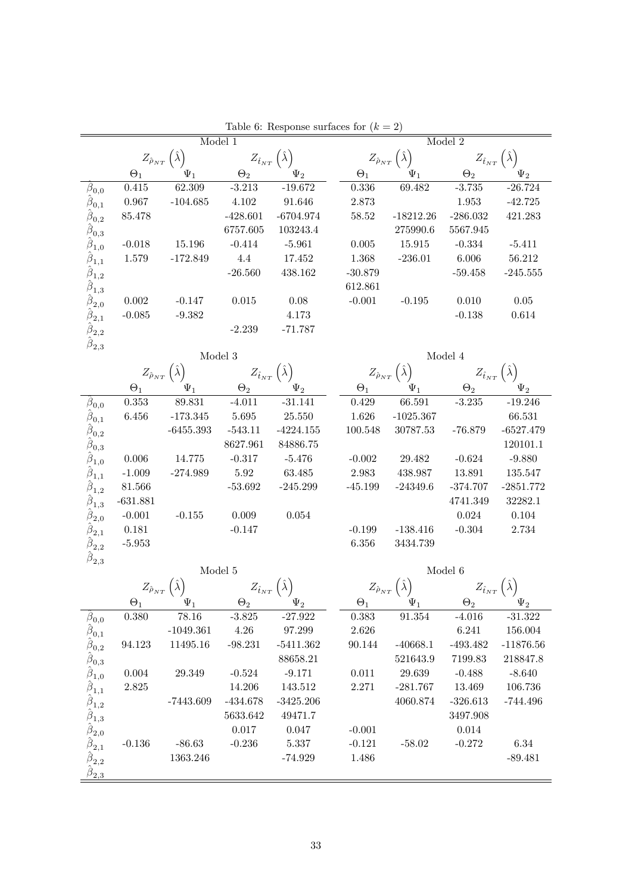Table 6: Response surfaces for $(k = 2)$

| | Model 1 | | | | Model 2 | | | |
|---|---|---|---|---|---|---|---|---|
| | $Z_{\hat{\rho}_{NT}}\left(\hat{\lambda}\right)$ | | $Z_{\hat{t}_{NT}}\left(\hat{\lambda}\right)$ | | $Z_{\hat{\rho}_{NT}}\left(\hat{\lambda}\right)$ | | $Z_{\hat{t}_{NT}}\left(\hat{\lambda}\right)$ | |
| | $\Theta_1$ | $\Psi_1$ | $\Theta_2$ | $\Psi_2$ | $\Theta_1$ | $\Psi_1$ | $\Theta_2$ | $\Psi_2$ |
| $\hat{\beta}_{0,0}$ | 0.415 | 62.309 | -3.213 | -19.672 | 0.336 | 69.482 | -3.735 | -26.724 |
| $\hat{\beta}_{0,1}$ | 0.967 | -104.685 | 4.102 | 91.646 | 2.873 | | 1.953 | -42.725 |
| $\hat{\beta}_{0,2}$ | 85.478 | | -428.601 | -6704.974 | 58.52 | -18212.26 | -286.032 | 421.283 |
| $\hat{\beta}_{0,3}$ | | | 6757.605 | 103243.4 | | 275990.6 | 5567.945 | |
| $\hat{\beta}_{1,0}$ | -0.018 | 15.196 | -0.414 | -5.961 | 0.005 | 15.915 | -0.334 | -5.411 |
| $\hat{\beta}_{1,1}$ | 1.579 | -172.849 | 4.4 | 17.452 | 1.368 | -236.01 | 6.006 | 56.212 |
| $\hat{\beta}_{1,2}$ | | | -26.560 | 438.162 | -30.879 | | -59.458 | -245.555 |
| $\hat{\beta}_{1,3}$ | | | | | 612.861 | | | |
| $\hat{\beta}_{2,0}$ | 0.002 | -0.147 | 0.015 | 0.08 | -0.001 | -0.195 | 0.010 | 0.05 |
| $\hat{\beta}_{2,1}$ | -0.085 | -9.382 | | 4.173 | | | -0.138 | 0.614 |
| $\hat{\beta}_{2,2}$ | | | -2.239 | -71.787 | | | | |
| $\hat{\beta}_{2,3}$ | | | | | | | | |

| | Model 3 | | | | Model 4 | | | |
|---|---|---|---|---|---|---|---|---|
| | $Z_{\hat{\rho}_{NT}}\left(\hat{\lambda}\right)$ | | $Z_{\hat{t}_{NT}}\left(\hat{\lambda}\right)$ | | $Z_{\hat{\rho}_{NT}}\left(\hat{\lambda}\right)$ | | $Z_{\hat{t}_{NT}}\left(\hat{\lambda}\right)$ | |
| | $\Theta_1$ | $\Psi_1$ | $\Theta_2$ | $\Psi_2$ | $\Theta_1$ | $\Psi_1$ | $\Theta_2$ | $\Psi_2$ |
| $\hat{\beta}_{0,0}$ | 0.353 | 89.831 | -4.011 | -31.141 | 0.429 | 66.591 | -3.235 | -19.246 |
| $\hat{\beta}_{0,1}$ | 6.456 | -173.345 | 5.695 | 25.550 | 1.626 | -1025.367 | | 66.531 |
| $\hat{\beta}_{0,2}$ | | -6455.393 | -543.11 | -4224.155 | 100.548 | 30787.53 | -76.879 | -6527.479 |
| $\hat{\beta}_{0,3}$ | | | 8627.961 | 84886.75 | | | | 120101.1 |
| $\hat{\beta}_{1,0}$ | 0.006 | 14.775 | -0.317 | -5.476 | -0.002 | 29.482 | -0.624 | -9.880 |
| $\hat{\beta}_{1,1}$ | -1.009 | -274.989 | 5.92 | 63.485 | 2.983 | 438.987 | 13.891 | 135.547 |
| $\hat{\beta}_{1,2}$ | 81.566 | | -53.692 | -245.299 | -45.199 | -24349.6 | -374.707 | -2851.772 |
| $\hat{\beta}_{1,3}$ | -631.881 | | | | | | 4741.349 | 32282.1 |
| $\hat{\beta}_{2,0}$ | -0.001 | -0.155 | 0.009 | 0.054 | | | 0.024 | 0.104 |
| $\hat{\beta}_{2,1}$ | 0.181 | | -0.147 | | -0.199 | -138.416 | -0.304 | 2.734 |
| $\hat{\beta}_{2,2}$ | -5.953 | | | | 6.356 | 3434.739 | | |
| $\hat{\beta}_{2,3}$ | | | | | | | | |

| | Model 5 | | | | Model 6 | | | |
|---|---|---|---|---|---|---|---|---|
| | $Z_{\hat{\rho}_{NT}}\left(\hat{\lambda}\right)$ | | $Z_{\hat{t}_{NT}}\left(\hat{\lambda}\right)$ | | $Z_{\hat{\rho}_{NT}}\left(\hat{\lambda}\right)$ | | $Z_{\hat{t}_{NT}}\left(\hat{\lambda}\right)$ | |
| | $\Theta_1$ | $\Psi_1$ | $\Theta_2$ | $\Psi_2$ | $\Theta_1$ | $\Psi_1$ | $\Theta_2$ | $\Psi_2$ |
| $\hat{\beta}_{0,0}$ | 0.380 | 78.16 | -3.825 | -27.922 | 0.383 | 91.354 | -4.016 | -31.322 |
| $\hat{\beta}_{0,1}$ | | -1049.361 | 4.26 | 97.299 | 2.626 | | 6.241 | 156.004 |
| $\hat{\beta}_{0,2}$ | 94.123 | 11495.16 | -98.231 | -5411.362 | 90.144 | -40668.1 | -493.482 | -11876.56 |
| $\hat{\beta}_{0,3}$ | | | | 88658.21 | | 521643.9 | 7199.83 | 218847.8 |
| $\hat{\beta}_{1,0}$ | 0.004 | 29.349 | -0.524 | -9.171 | 0.011 | 29.639 | -0.488 | -8.640 |
| $\hat{\beta}_{1,1}$ | 2.825 | | 14.206 | 143.512 | 2.271 | -281.767 | 13.469 | 106.736 |
| $\hat{\beta}_{1,2}$ | | -7443.609 | -434.678 | -3425.206 | | 4060.874 | -326.613 | -744.496 |
| $\hat{\beta}_{1,3}$ | | | 5633.642 | 49471.7 | | | 3497.908 | |
| $\hat{\beta}_{2,0}$ | | | 0.017 | 0.047 | -0.001 | | 0.014 | |
| $\hat{\beta}_{2,1}$ | -0.136 | -86.63 | -0.236 | 5.337 | -0.121 | -58.02 | -0.272 | 6.34 |
| $\hat{\beta}_{2,2}$ | | 1363.246 | | -74.929 | 1.486 | | | -89.481 |
| $\hat{\beta}_{2,3}$ | | | | | | | | |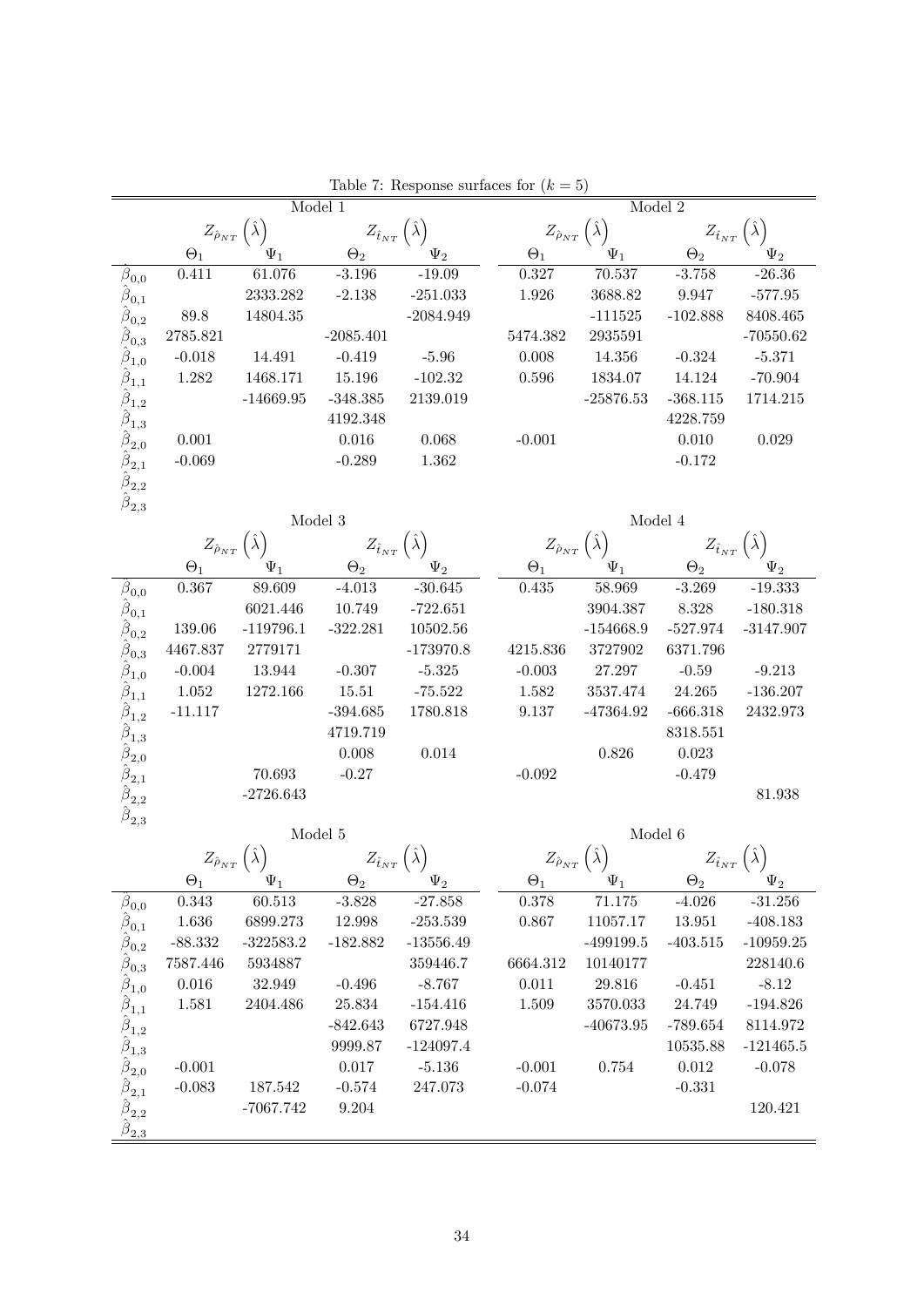Table 7: Response surfaces for $(k = 5)$

| | Model 1 | | | | Model 2 | | | |
|---|---|---|---|---|---|---|---|---|
| | $Z_{\hat{\rho}_{NT}}(\hat{\lambda})$ | | $Z_{\hat{t}_{NT}}(\hat{\lambda})$ | | $Z_{\hat{\rho}_{NT}}(\hat{\lambda})$ | | $Z_{\hat{t}_{NT}}(\hat{\lambda})$ | |
| | $\Theta_1$ | $\Psi_1$ | $\Theta_2$ | $\Psi_2$ | $\Theta_1$ | $\Psi_1$ | $\Theta_2$ | $\Psi_2$ |
| $\hat{\beta}_{0,0}$ | 0.411 | 61.076 | -3.196 | -19.09 | 0.327 | 70.537 | -3.758 | -26.36 |
| $\hat{\beta}_{0,1}$ | | 2333.282 | -2.138 | -251.033 | 1.926 | 3688.82 | 9.947 | -577.95 |
| $\hat{\beta}_{0,2}$ | 89.8 | 14804.35 | | -2084.949 | | -111525 | -102.888 | 8408.465 |
| $\hat{\beta}_{0,3}$ | 2785.821 | | -2085.401 | | 5474.382 | 2935591 | | -70550.62 |
| $\hat{\beta}_{1,0}$ | -0.018 | 14.491 | -0.419 | -5.96 | 0.008 | 14.356 | -0.324 | -5.371 |
| $\hat{\beta}_{1,1}$ | 1.282 | 1468.171 | 15.196 | -102.32 | 0.596 | 1834.07 | 14.124 | -70.904 |
| $\hat{\beta}_{1,2}$ | | -14669.95 | -348.385 | 2139.019 | | -25876.53 | -368.115 | 1714.215 |
| $\hat{\beta}_{1,3}$ | | | 4192.348 | | | | 4228.759 | |
| $\hat{\beta}_{2,0}$ | 0.001 | | 0.016 | 0.068 | -0.001 | | 0.010 | 0.029 |
| $\hat{\beta}_{2,1}$ | -0.069 | | -0.289 | 1.362 | | | -0.172 | |
| $\hat{\beta}_{2,2}$ | | | | | | | | |
| $\hat{\beta}_{2,3}$ | | | | | | | | |

| | Model 3 | | | | Model 4 | | | |
|---|---|---|---|---|---|---|---|---|
| | $Z_{\hat{\rho}_{NT}}(\hat{\lambda})$ | | $Z_{\hat{t}_{NT}}(\hat{\lambda})$ | | $Z_{\hat{\rho}_{NT}}(\hat{\lambda})$ | | $Z_{\hat{t}_{NT}}(\hat{\lambda})$ | |
| | $\Theta_1$ | $\Psi_1$ | $\Theta_2$ | $\Psi_2$ | $\Theta_1$ | $\Psi_1$ | $\Theta_2$ | $\Psi_2$ |
| $\hat{\beta}_{0,0}$ | 0.367 | 89.609 | -4.013 | -30.645 | 0.435 | 58.969 | -3.269 | -19.333 |
| $\hat{\beta}_{0,1}$ | | 6021.446 | 10.749 | -722.651 | | 3904.387 | 8.328 | -180.318 |
| $\hat{\beta}_{0,2}$ | 139.06 | -119796.1 | -322.281 | 10502.56 | | -154668.9 | -527.974 | -3147.907 |
| $\hat{\beta}_{0,3}$ | 4467.837 | 2779171 | | -173970.8 | 4215.836 | 3727902 | 6371.796 | |
| $\hat{\beta}_{1,0}$ | -0.004 | 13.944 | -0.307 | -5.325 | -0.003 | 27.297 | -0.59 | -9.213 |
| $\hat{\beta}_{1,1}$ | 1.052 | 1272.166 | 15.51 | -75.522 | 1.582 | 3537.474 | 24.265 | -136.207 |
| $\hat{\beta}_{1,2}$ | -11.117 | | -394.685 | 1780.818 | 9.137 | -47364.92 | -666.318 | 2432.973 |
| $\hat{\beta}_{1,3}$ | | | 4719.719 | | | | 8318.551 | |
| $\hat{\beta}_{2,0}$ | | | 0.008 | 0.014 | | 0.826 | 0.023 | |
| $\hat{\beta}_{2,1}$ | | 70.693 | -0.27 | | -0.092 | | -0.479 | |
| $\hat{\beta}_{2,2}$ | | -2726.643 | | | | | | 81.938 |
| $\hat{\beta}_{2,3}$ | | | | | | | | |

| | Model 5 | | | | Model 6 | | | |
|---|---|---|---|---|---|---|---|---|
| | $Z_{\hat{\rho}_{NT}}(\hat{\lambda})$ | | $Z_{\hat{t}_{NT}}(\hat{\lambda})$ | | $Z_{\hat{\rho}_{NT}}(\hat{\lambda})$ | | $Z_{\hat{t}_{NT}}(\hat{\lambda})$ | |
| | $\Theta_1$ | $\Psi_1$ | $\Theta_2$ | $\Psi_2$ | $\Theta_1$ | $\Psi_1$ | $\Theta_2$ | $\Psi_2$ |
| $\hat{\beta}_{0,0}$ | 0.343 | 60.513 | -3.828 | -27.858 | 0.378 | 71.175 | -4.026 | -31.256 |
| $\hat{\beta}_{0,1}$ | 1.636 | 6899.273 | 12.998 | -253.539 | 0.867 | 11057.17 | 13.951 | -408.183 |
| $\hat{\beta}_{0,2}$ | -88.332 | -322583.2 | -182.882 | -13556.49 | | -499199.5 | -403.515 | -10959.25 |
| $\hat{\beta}_{0,3}$ | 7587.446 | 5934887 | | 359446.7 | 6664.312 | 10140177 | | 228140.6 |
| $\hat{\beta}_{1,0}$ | 0.016 | 32.949 | -0.496 | -8.767 | 0.011 | 29.816 | -0.451 | -8.12 |
| $\hat{\beta}_{1,1}$ | 1.581 | 2404.486 | 25.834 | -154.416 | 1.509 | 3570.033 | 24.749 | -194.826 |
| $\hat{\beta}_{1,2}$ | | | -842.643 | 6727.948 | | -40673.95 | -789.654 | 8114.972 |
| $\hat{\beta}_{1,3}$ | | | 9999.87 | -124097.4 | | | 10535.88 | -121465.5 |
| $\hat{\beta}_{2,0}$ | -0.001 | | 0.017 | -5.136 | -0.001 | 0.754 | 0.012 | -0.078 |
| $\hat{\beta}_{2,1}$ | -0.083 | 187.542 | -0.574 | 247.073 | -0.074 | | -0.331 | |
| $\hat{\beta}_{2,2}$ | | -7067.742 | 9.204 | | | | | 120.421 |
| $\hat{\beta}_{2,3}$ | | | | | | | | |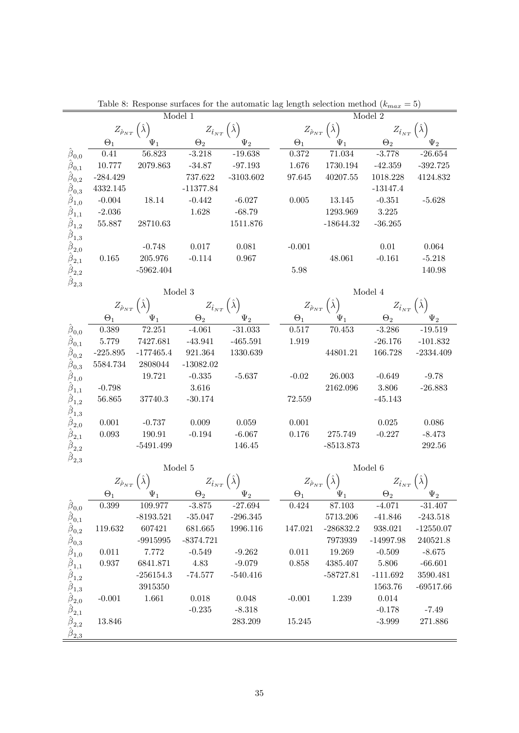Table 8: Response surfaces for the automatic lag length selection method ($k_{max} = 5$)

| | Model 1 | | | | Model 2 | | | |
|---|---|---|---|---|---|---|---|---|
| | $Z_{\hat{\rho}_{NT}}\left(\hat{\lambda}\right)$ | | $Z_{\hat{t}_{NT}}\left(\hat{\lambda}\right)$ | | $Z_{\hat{\rho}_{NT}}\left(\hat{\lambda}\right)$ | | $Z_{\hat{t}_{NT}}\left(\hat{\lambda}\right)$ | |
| | $\Theta_1$ | $\Psi_1$ | $\Theta_2$ | $\Psi_2$ | $\Theta_1$ | $\Psi_1$ | $\Theta_2$ | $\Psi_2$ |
| $\hat{\beta}_{0,0}$ | 0.41 | 56.823 | -3.218 | -19.638 | 0.372 | 71.034 | -3.778 | -26.654 |
| $\hat{\beta}_{0,1}$ | 10.777 | 2079.863 | -34.87 | -97.193 | 1.676 | 1730.194 | -42.359 | -392.725 |
| $\hat{\beta}_{0,2}$ | -284.429 | | 737.622 | -3103.602 | 97.645 | 40207.55 | 1018.228 | 4124.832 |
| $\hat{\beta}_{0,3}$ | 4332.145 | | -11377.84 | | | | -13147.4 | |
| $\hat{\beta}_{1,0}$ | -0.004 | 18.14 | -0.442 | -6.027 | 0.005 | 13.145 | -0.351 | -5.628 |
| $\hat{\beta}_{1,1}$ | -2.036 | | 1.628 | -68.79 | | 1293.969 | 3.225 | |
| $\hat{\beta}_{1,2}$ | 55.887 | 28710.63 | | 1511.876 | | -18644.32 | -36.265 | |
| $\hat{\beta}_{1,3}$ | | | | | | | | |
| $\hat{\beta}_{2,0}$ | | -0.748 | 0.017 | 0.081 | -0.001 | | 0.01 | 0.064 |
| $\hat{\beta}_{2,1}$ | 0.165 | 205.976 | -0.114 | 0.967 | | 48.061 | -0.161 | -5.218 |
| $\hat{\beta}_{2,2}$ | | -5962.404 | | | 5.98 | | | 140.98 |
| $\hat{\beta}_{2,3}$ | | | | | | | | |
| | Model 3 | | | | Model 4 | | | |
| | $Z_{\hat{\rho}_{NT}}\left(\hat{\lambda}\right)$ | | $Z_{\hat{t}_{NT}}\left(\hat{\lambda}\right)$ | | $Z_{\hat{\rho}_{NT}}\left(\hat{\lambda}\right)$ | | $Z_{\hat{t}_{NT}}\left(\hat{\lambda}\right)$ | |
| | $\Theta_1$ | $\Psi_1$ | $\Theta_2$ | $\Psi_2$ | $\Theta_1$ | $\Psi_1$ | $\Theta_2$ | $\Psi_2$ |
| $\hat{\beta}_{0,0}$ | 0.389 | 72.251 | -4.061 | -31.033 | 0.517 | 70.453 | -3.286 | -19.519 |
| $\hat{\beta}_{0,1}$ | 5.779 | 7427.681 | -43.941 | -465.591 | 1.919 | | -26.176 | -101.832 |
| $\hat{\beta}_{0,2}$ | -225.895 | -177465.4 | 921.364 | 1330.639 | | 44801.21 | 166.728 | -2334.409 |
| $\hat{\beta}_{0,3}$ | 5584.734 | 2808044 | -13082.02 | | | | | |
| $\hat{\beta}_{1,0}$ | | 19.721 | -0.335 | -5.637 | -0.02 | 26.003 | -0.649 | -9.78 |
| $\hat{\beta}_{1,1}$ | -0.798 | | 3.616 | | | 2162.096 | 3.806 | -26.883 |
| $\hat{\beta}_{1,2}$ | 56.865 | 37740.3 | -30.174 | | 72.559 | | -45.143 | |
| $\hat{\beta}_{1,3}$ | | | | | | | | |
| $\hat{\beta}_{2,0}$ | 0.001 | -0.737 | 0.009 | 0.059 | 0.001 | | 0.025 | 0.086 |
| $\hat{\beta}_{2,1}$ | 0.093 | 190.91 | -0.194 | -6.067 | 0.176 | 275.749 | -0.227 | -8.473 |
| $\hat{\beta}_{2,2}$ | | -5491.499 | | 146.45 | | -8513.873 | | 292.56 |
| $\hat{\beta}_{2,3}$ | | | | | | | | |
| | Model 5 | | | | Model 6 | | | |
| | $Z_{\hat{\rho}_{NT}}\left(\hat{\lambda}\right)$ | | $Z_{\hat{t}_{NT}}\left(\hat{\lambda}\right)$ | | $Z_{\hat{\rho}_{NT}}\left(\hat{\lambda}\right)$ | | $Z_{\hat{t}_{NT}}\left(\hat{\lambda}\right)$ | |
| | $\Theta_1$ | $\Psi_1$ | $\Theta_2$ | $\Psi_2$ | $\Theta_1$ | $\Psi_1$ | $\Theta_2$ | $\Psi_2$ |
| $\hat{\beta}_{0,0}$ | 0.399 | 109.977 | -3.875 | -27.694 | 0.424 | 87.103 | -4.071 | -31.407 |
| $\hat{\beta}_{0,1}$ | | -8193.521 | -35.047 | -296.345 | | 5713.206 | -41.846 | -243.518 |
| $\hat{\beta}_{0,2}$ | 119.632 | 607421 | 681.665 | 1996.116 | 147.021 | -286832.2 | 938.021 | -12550.07 |
| $\hat{\beta}_{0,3}$ | | -9915995 | -8374.721 | | | 7973939 | -14997.98 | 240521.8 |
| $\hat{\beta}_{1,0}$ | 0.011 | 7.772 | -0.549 | -9.262 | 0.011 | 19.269 | -0.509 | -8.675 |
| $\hat{\beta}_{1,1}$ | 0.937 | 6841.871 | 4.83 | -9.079 | 0.858 | 4385.407 | 5.806 | -66.601 |
| $\hat{\beta}_{1,2}$ | | -256154.3 | -74.577 | -540.416 | | -58727.81 | -111.692 | 3590.481 |
| $\hat{\beta}_{1,3}$ | | 3915350 | | | | | 1563.76 | -69517.66 |
| $\hat{\beta}_{2,0}$ | -0.001 | 1.661 | 0.018 | 0.048 | -0.001 | 1.239 | 0.014 | |
| $\hat{\beta}_{2,1}$ | | | -0.235 | -8.318 | | | -0.178 | -7.49 |
| $\hat{\beta}_{2,2}$ | 13.846 | | | 283.209 | 15.245 | | -3.999 | 271.886 |
| $\hat{\beta}_{2,3}$ | | | | | | | | |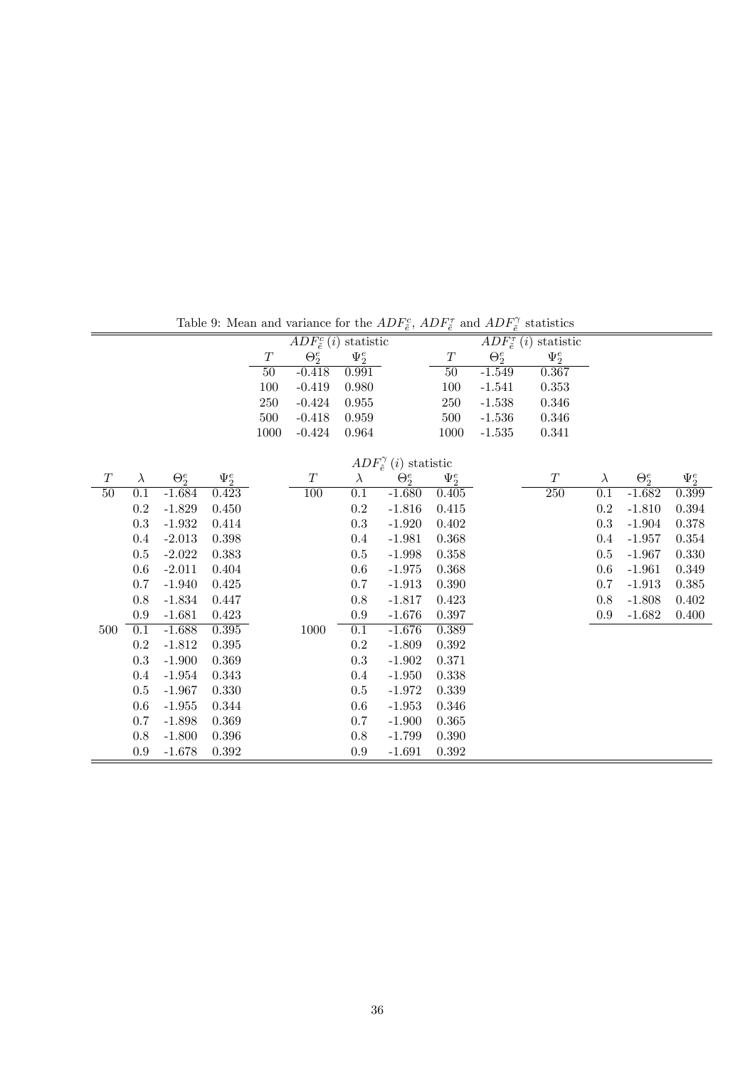Table 9: Mean and variance for the $ADF_{\tilde{e}}^{c}$, $ADF_{\tilde{e}}^{\tau}$ and $ADF_{\tilde{e}}^{\gamma}$ statistics

| $ADF_{\tilde{e}}^{c}(i)$ statistic | | |
|---|---|---|
| $T$ | $\Theta_2^e$ | $\Psi_2^e$ |
| 50 | -0.418 | 0.991 |
| 100 | -0.419 | 0.980 |
| 250 | -0.424 | 0.955 |
| 500 | -0.418 | 0.959 |
| 1000 | -0.424 | 0.964 |

| $ADF_{\tilde{e}}^{\tau}(i)$ statistic | | |
|---|---|---|
| $T$ | $\Theta_2^e$ | $\Psi_2^e$ |
| 50 | -1.549 | 0.367 |
| 100 | -1.541 | 0.353 |
| 250 | -1.538 | 0.346 |
| 500 | -1.536 | 0.346 |
| 1000 | -1.535 | 0.341 |

$ADF_{\tilde{e}}^{\gamma}(i)$ statistic

| $T$ | $\lambda$ | $\Theta_2^e$ | $\Psi_2^e$ | $T$ | $\lambda$ | $\Theta_2^e$ | $\Psi_2^e$ | $T$ | $\lambda$ | $\Theta_2^e$ | $\Psi_2^e$ |
|---|---|---|---|---|---|---|---|---|---|---|---|
| 50 | 0.1 | -1.684 | 0.423 | 100 | 0.1 | -1.680 | 0.405 | 250 | 0.1 | -1.682 | 0.399 |
| | 0.2 | -1.829 | 0.450 | | 0.2 | -1.816 | 0.415 | | 0.2 | -1.810 | 0.394 |
| | 0.3 | -1.932 | 0.414 | | 0.3 | -1.920 | 0.402 | | 0.3 | -1.904 | 0.378 |
| | 0.4 | -2.013 | 0.398 | | 0.4 | -1.981 | 0.368 | | 0.4 | -1.957 | 0.354 |
| | 0.5 | -2.022 | 0.383 | | 0.5 | -1.998 | 0.358 | | 0.5 | -1.967 | 0.330 |
| | 0.6 | -2.011 | 0.404 | | 0.6 | -1.975 | 0.368 | | 0.6 | -1.961 | 0.349 |
| | 0.7 | -1.940 | 0.425 | | 0.7 | -1.913 | 0.390 | | 0.7 | -1.913 | 0.385 |
| | 0.8 | -1.834 | 0.447 | | 0.8 | -1.817 | 0.423 | | 0.8 | -1.808 | 0.402 |
| | 0.9 | -1.681 | 0.423 | | 0.9 | -1.676 | 0.397 | | 0.9 | -1.682 | 0.400 |
| 500 | 0.1 | -1.688 | 0.395 | 1000 | 0.1 | -1.676 | 0.389 | | | | |
| | 0.2 | -1.812 | 0.395 | | 0.2 | -1.809 | 0.392 | | | | |
| | 0.3 | -1.900 | 0.369 | | 0.3 | -1.902 | 0.371 | | | | |
| | 0.4 | -1.954 | 0.343 | | 0.4 | -1.950 | 0.338 | | | | |
| | 0.5 | -1.967 | 0.330 | | 0.5 | -1.972 | 0.339 | | | | |
| | 0.6 | -1.955 | 0.344 | | 0.6 | -1.953 | 0.346 | | | | |
| | 0.7 | -1.898 | 0.369 | | 0.7 | -1.900 | 0.365 | | | | |
| | 0.8 | -1.800 | 0.396 | | 0.8 | -1.799 | 0.390 | | | | |
| | 0.9 | -1.678 | 0.392 | | 0.9 | -1.691 | 0.392 | | | | |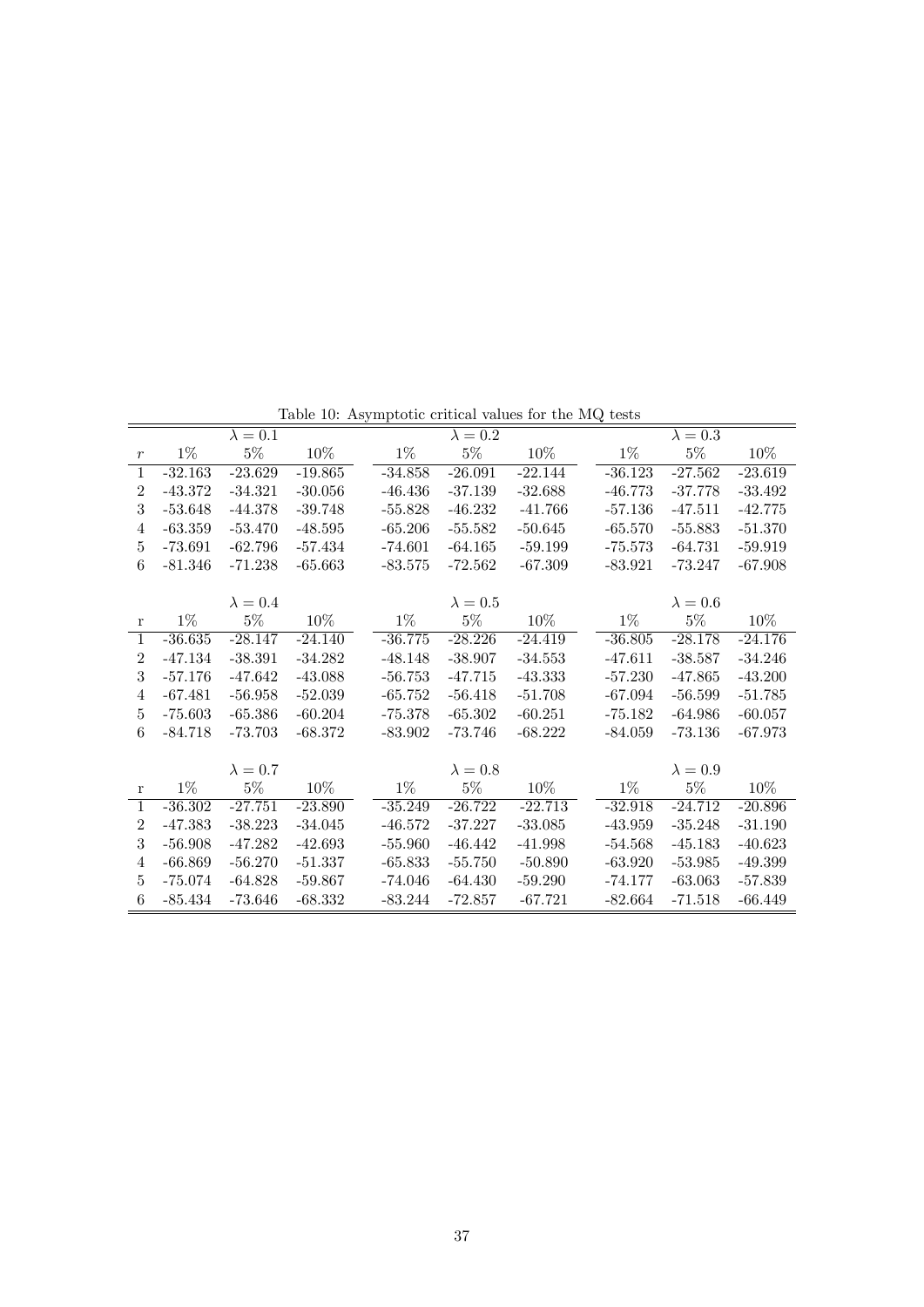Table 10: Asymptotic critical values for the MQ tests

| | $\lambda = 0.1$ | | | $\lambda = 0.2$ | | | $\lambda = 0.3$ | | |
|---|---|---|---|---|---|---|---|---|---|
| $r$ | 1% | 5% | 10% | 1% | 5% | 10% | 1% | 5% | 10% |
| 1 | -32.163 | -23.629 | -19.865 | -34.858 | -26.091 | -22.144 | -36.123 | -27.562 | -23.619 |
| 2 | -43.372 | -34.321 | -30.056 | -46.436 | -37.139 | -32.688 | -46.773 | -37.778 | -33.492 |
| 3 | -53.648 | -44.378 | -39.748 | -55.828 | -46.232 | -41.766 | -57.136 | -47.511 | -42.775 |
| 4 | -63.359 | -53.470 | -48.595 | -65.206 | -55.582 | -50.645 | -65.570 | -55.883 | -51.370 |
| 5 | -73.691 | -62.796 | -57.434 | -74.601 | -64.165 | -59.199 | -75.573 | -64.731 | -59.919 |
| 6 | -81.346 | -71.238 | -65.663 | -83.575 | -72.562 | -67.309 | -83.921 | -73.247 | -67.908 |
| | $\lambda = 0.4$ | | | $\lambda = 0.5$ | | | $\lambda = 0.6$ | | |
| r | 1% | 5% | 10% | 1% | 5% | 10% | 1% | 5% | 10% |
| 1 | -36.635 | -28.147 | -24.140 | -36.775 | -28.226 | -24.419 | -36.805 | -28.178 | -24.176 |
| 2 | -47.134 | -38.391 | -34.282 | -48.148 | -38.907 | -34.553 | -47.611 | -38.587 | -34.246 |
| 3 | -57.176 | -47.642 | -43.088 | -56.753 | -47.715 | -43.333 | -57.230 | -47.865 | -43.200 |
| 4 | -67.481 | -56.958 | -52.039 | -65.752 | -56.418 | -51.708 | -67.094 | -56.599 | -51.785 |
| 5 | -75.603 | -65.386 | -60.204 | -75.378 | -65.302 | -60.251 | -75.182 | -64.986 | -60.057 |
| 6 | -84.718 | -73.703 | -68.372 | -83.902 | -73.746 | -68.222 | -84.059 | -73.136 | -67.973 |
| | $\lambda = 0.7$ | | | $\lambda = 0.8$ | | | $\lambda = 0.9$ | | |
| r | 1% | 5% | 10% | 1% | 5% | 10% | 1% | 5% | 10% |
| 1 | -36.302 | -27.751 | -23.890 | -35.249 | -26.722 | -22.713 | -32.918 | -24.712 | -20.896 |
| 2 | -47.383 | -38.223 | -34.045 | -46.572 | -37.227 | -33.085 | -43.959 | -35.248 | -31.190 |
| 3 | -56.908 | -47.282 | -42.693 | -55.960 | -46.442 | -41.998 | -54.568 | -45.183 | -40.623 |
| 4 | -66.869 | -56.270 | -51.337 | -65.833 | -55.750 | -50.890 | -63.920 | -53.985 | -49.399 |
| 5 | -75.074 | -64.828 | -59.867 | -74.046 | -64.430 | -59.290 | -74.177 | -63.063 | -57.839 |
| 6 | -85.434 | -73.646 | -68.332 | -83.244 | -72.857 | -67.721 | -82.664 | -71.518 | -66.449 |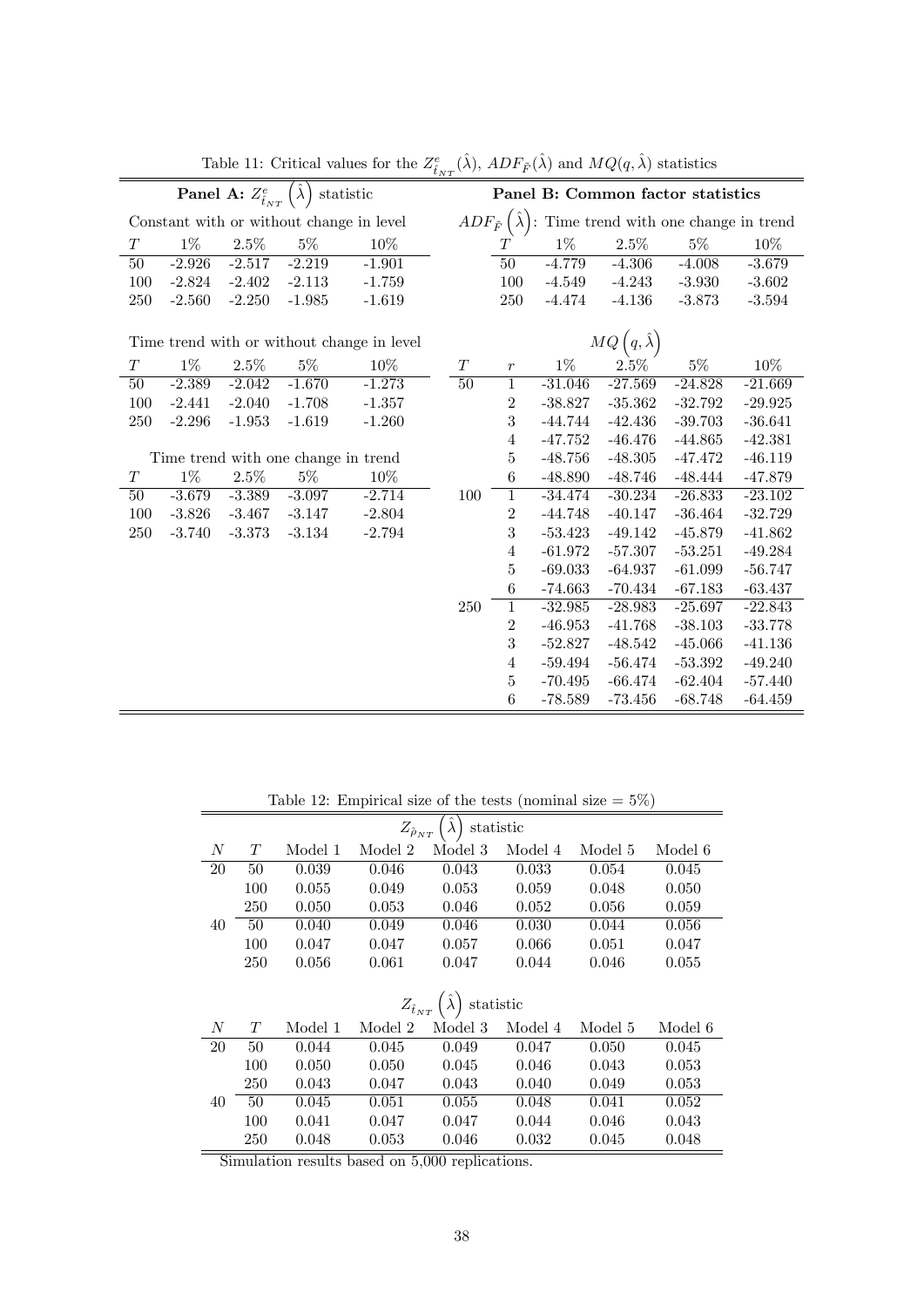Table 11: Critical values for the $Z^e_{\hat{t}_{NT}}(\hat{\lambda})$, $ADF_{\hat{F}}(\hat{\lambda})$ and $MQ(q, \hat{\lambda})$ statistics

**Panel A: $Z^e_{\hat{t}_{NT}}\left(\hat{\lambda}\right)$ statistic**

Constant with or without change in level

| $T$ | 1% | 2.5% | 5% | 10% |
|---|---|---|---|---|
| 50 | -2.926 | -2.517 | -2.219 | -1.901 |
| 100 | -2.824 | -2.402 | -2.113 | -1.759 |
| 250 | -2.560 | -2.250 | -1.985 | -1.619 |

Time trend with or without change in level

| $T$ | 1% | 2.5% | 5% | 10% |
|---|---|---|---|---|
| 50 | -2.389 | -2.042 | -1.670 | -1.273 |
| 100 | -2.441 | -2.040 | -1.708 | -1.357 |
| 250 | -2.296 | -1.953 | -1.619 | -1.260 |

Time trend with one change in trend

| $T$ | 1% | 2.5% | 5% | 10% |
|---|---|---|---|---|
| 50 | -3.679 | -3.389 | -3.097 | -2.714 |
| 100 | -3.826 | -3.467 | -3.147 | -2.804 |
| 250 | -3.740 | -3.373 | -3.134 | -2.794 |

**Panel B: Common factor statistics**

$ADF_{\hat{F}}\left(\hat{\lambda}\right)$: Time trend with one change in trend

| $T$ | 1% | 2.5% | 5% | 10% |
|---|---|---|---|---|
| 50 | -4.779 | -4.306 | -4.008 | -3.679 |
| 100 | -4.549 | -4.243 | -3.930 | -3.602 |
| 250 | -4.474 | -4.136 | -3.873 | -3.594 |

$MQ\left(q, \hat{\lambda}\right)$

| $T$ | $r$ | 1% | 2.5% | 5% | 10% |
|---|---|---|---|---|---|
| 50 | 1 | -31.046 | -27.569 | -24.828 | -21.669 |
| | 2 | -38.827 | -35.362 | -32.792 | -29.925 |
| | 3 | -44.744 | -42.436 | -39.703 | -36.641 |
| | 4 | -47.752 | -46.476 | -44.865 | -42.381 |
| | 5 | -48.756 | -48.305 | -47.472 | -46.119 |
| | 6 | -48.890 | -48.746 | -48.444 | -47.879 |
| 100 | 1 | -34.474 | -30.234 | -26.833 | -23.102 |
| | 2 | -44.748 | -40.147 | -36.464 | -32.729 |
| | 3 | -53.423 | -49.142 | -45.879 | -41.862 |
| | 4 | -61.972 | -57.307 | -53.251 | -49.284 |
| | 5 | -69.033 | -64.937 | -61.099 | -56.747 |
| | 6 | -74.663 | -70.434 | -67.183 | -63.437 |
| 250 | 1 | -32.985 | -28.983 | -25.697 | -22.843 |
| | 2 | -46.953 | -41.768 | -38.103 | -33.778 |
| | 3 | -52.827 | -48.542 | -45.066 | -41.136 |
| | 4 | -59.494 | -56.474 | -53.392 | -49.240 |
| | 5 | -70.495 | -66.474 | -62.404 | -57.440 |
| | 6 | -78.589 | -73.456 | -68.748 | -64.459 |

Table 12: Empirical size of the tests (nominal size = 5%)

$Z_{\hat{\rho}_{NT}}\left(\hat{\lambda}\right)$ statistic

| $N$ | $T$ | Model 1 | Model 2 | Model 3 | Model 4 | Model 5 | Model 6 |
|---|---|---|---|---|---|---|---|
| 20 | 50 | 0.039 | 0.046 | 0.043 | 0.033 | 0.054 | 0.045 |
| | 100 | 0.055 | 0.049 | 0.053 | 0.059 | 0.048 | 0.050 |
| | 250 | 0.050 | 0.053 | 0.046 | 0.052 | 0.056 | 0.059 |
| 40 | 50 | 0.040 | 0.049 | 0.046 | 0.030 | 0.044 | 0.056 |
| | 100 | 0.047 | 0.047 | 0.057 | 0.066 | 0.051 | 0.047 |
| | 250 | 0.056 | 0.061 | 0.047 | 0.044 | 0.046 | 0.055 |

$Z_{\hat{t}_{NT}}\left(\hat{\lambda}\right)$ statistic

| $N$ | $T$ | Model 1 | Model 2 | Model 3 | Model 4 | Model 5 | Model 6 |
|---|---|---|---|---|---|---|---|
| 20 | 50 | 0.044 | 0.045 | 0.049 | 0.047 | 0.050 | 0.045 |
| | 100 | 0.050 | 0.050 | 0.045 | 0.046 | 0.043 | 0.053 |
| | 250 | 0.043 | 0.047 | 0.043 | 0.040 | 0.049 | 0.053 |
| 40 | 50 | 0.045 | 0.051 | 0.055 | 0.048 | 0.041 | 0.052 |
| | 100 | 0.041 | 0.047 | 0.047 | 0.044 | 0.046 | 0.043 |
| | 250 | 0.048 | 0.053 | 0.046 | 0.032 | 0.045 | 0.048 |

Simulation results based on 5,000 replications.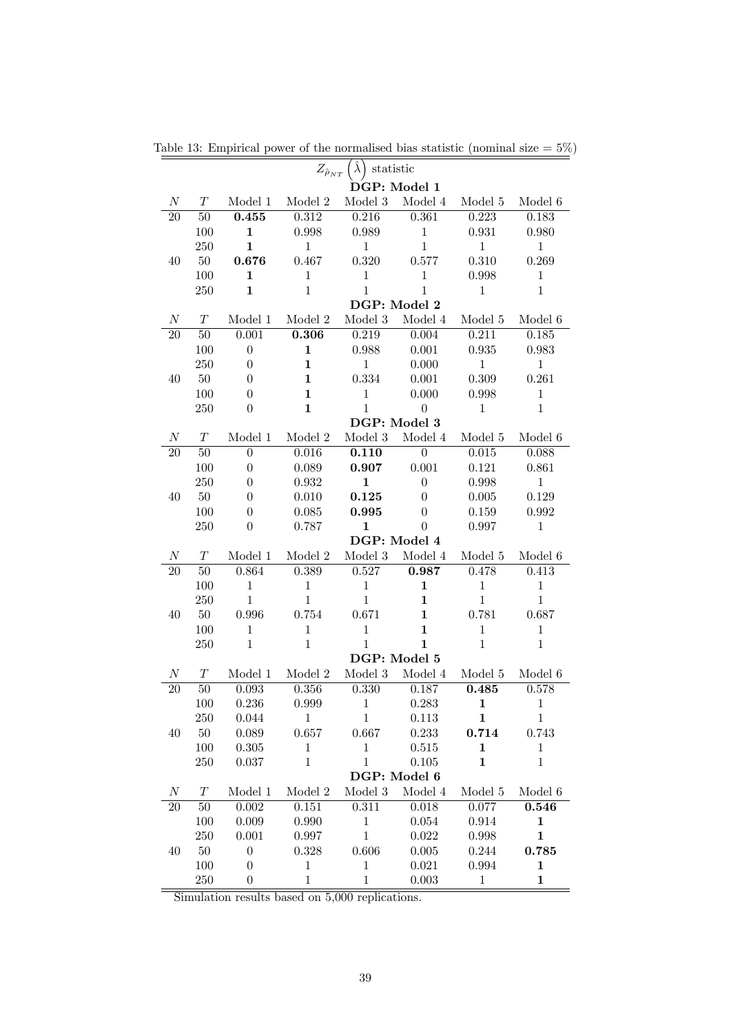Table 13: Empirical power of the normalised bias statistic (nominal size = 5%)

| | | $Z_{\hat{\rho}_{NT}}\left(\hat{\lambda}\right)$ statistic | | | | | |
|---|---|---|---|---|---|---|---|
| | | | | **DGP: Model 1** | | | |
| $N$ | $T$ | Model 1 | Model 2 | Model 3 | Model 4 | Model 5 | Model 6 |
| 20 | 50 | **0.455** | 0.312 | 0.216 | 0.361 | 0.223 | 0.183 |
| | 100 | **1** | 0.998 | 0.989 | 1 | 0.931 | 0.980 |
| | 250 | **1** | 1 | 1 | 1 | 1 | 1 |
| 40 | 50 | **0.676** | 0.467 | 0.320 | 0.577 | 0.310 | 0.269 |
| | 100 | **1** | 1 | 1 | 1 | 0.998 | 1 |
| | 250 | **1** | 1 | 1 | 1 | 1 | 1 |
| | | | | **DGP: Model 2** | | | |
| $N$ | $T$ | Model 1 | Model 2 | Model 3 | Model 4 | Model 5 | Model 6 |
| 20 | 50 | 0.001 | **0.306** | 0.219 | 0.004 | 0.211 | 0.185 |
| | 100 | 0 | **1** | 0.988 | 0.001 | 0.935 | 0.983 |
| | 250 | 0 | **1** | 1 | 0.000 | 1 | 1 |
| 40 | 50 | 0 | **1** | 0.334 | 0.001 | 0.309 | 0.261 |
| | 100 | 0 | **1** | 1 | 0.000 | 0.998 | 1 |
| | 250 | 0 | **1** | 1 | 0 | 1 | 1 |
| | | | | **DGP: Model 3** | | | |
| $N$ | $T$ | Model 1 | Model 2 | Model 3 | Model 4 | Model 5 | Model 6 |
| 20 | 50 | 0 | 0.016 | **0.110** | 0 | 0.015 | 0.088 |
| | 100 | 0 | 0.089 | **0.907** | 0.001 | 0.121 | 0.861 |
| | 250 | 0 | 0.932 | **1** | 0 | 0.998 | 1 |
| 40 | 50 | 0 | 0.010 | **0.125** | 0 | 0.005 | 0.129 |
| | 100 | 0 | 0.085 | **0.995** | 0 | 0.159 | 0.992 |
| | 250 | 0 | 0.787 | **1** | 0 | 0.997 | 1 |
| | | | | **DGP: Model 4** | | | |
| $N$ | $T$ | Model 1 | Model 2 | Model 3 | Model 4 | Model 5 | Model 6 |
| 20 | 50 | 0.864 | 0.389 | 0.527 | **0.987** | 0.478 | 0.413 |
| | 100 | 1 | 1 | 1 | **1** | 1 | 1 |
| | 250 | 1 | 1 | 1 | **1** | 1 | 1 |
| 40 | 50 | 0.996 | 0.754 | 0.671 | **1** | 0.781 | 0.687 |
| | 100 | 1 | 1 | 1 | **1** | 1 | 1 |
| | 250 | 1 | 1 | 1 | **1** | 1 | 1 |
| | | | | **DGP: Model 5** | | | |
| $N$ | $T$ | Model 1 | Model 2 | Model 3 | Model 4 | Model 5 | Model 6 |
| 20 | 50 | 0.093 | 0.356 | 0.330 | 0.187 | **0.485** | 0.578 |
| | 100 | 0.236 | 0.999 | 1 | 0.283 | **1** | 1 |
| | 250 | 0.044 | 1 | 1 | 0.113 | **1** | 1 |
| 40 | 50 | 0.089 | 0.657 | 0.667 | 0.233 | **0.714** | 0.743 |
| | 100 | 0.305 | 1 | 1 | 0.515 | **1** | 1 |
| | 250 | 0.037 | 1 | 1 | 0.105 | **1** | 1 |
| | | | | **DGP: Model 6** | | | |
| $N$ | $T$ | Model 1 | Model 2 | Model 3 | Model 4 | Model 5 | Model 6 |
| 20 | 50 | 0.002 | 0.151 | 0.311 | 0.018 | 0.077 | **0.546** |
| | 100 | 0.009 | 0.990 | 1 | 0.054 | 0.914 | **1** |
| | 250 | 0.001 | 0.997 | 1 | 0.022 | 0.998 | **1** |
| 40 | 50 | 0 | 0.328 | 0.606 | 0.005 | 0.244 | **0.785** |
| | 100 | 0 | 1 | 1 | 0.021 | 0.994 | **1** |
| | 250 | 0 | 1 | 1 | 0.003 | 1 | **1** |

Simulation results based on 5,000 replications.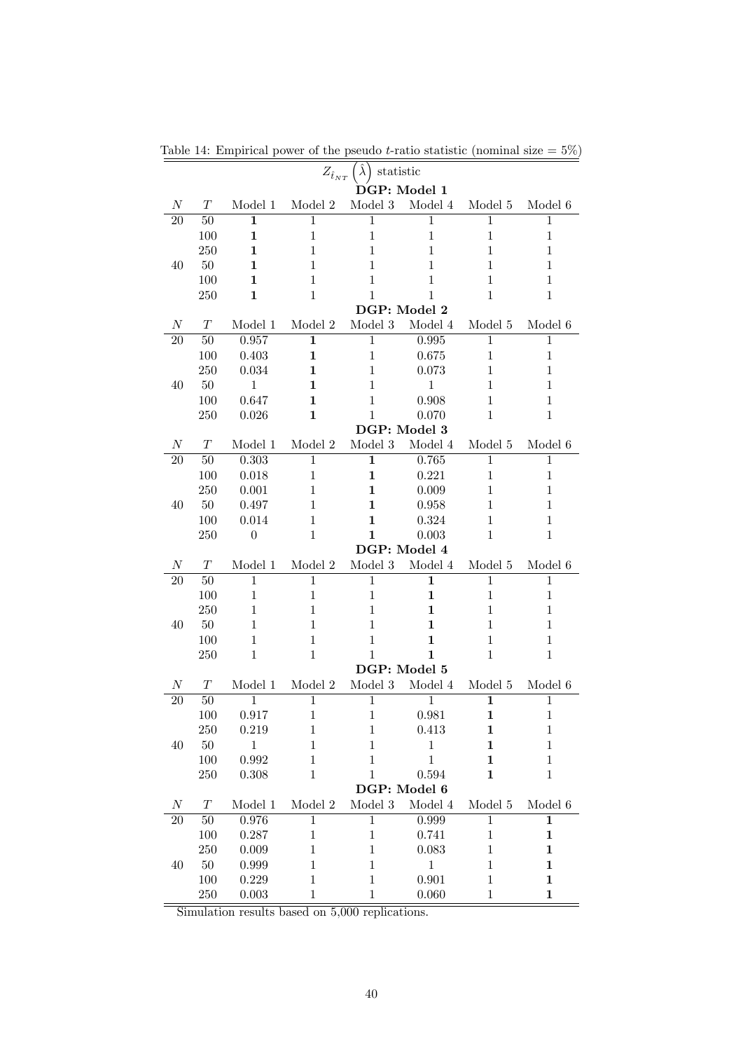Table 14: Empirical power of the pseudo $t$-ratio statistic (nominal size = 5%)

| | | $Z_{\hat{t}_{NT}}\left(\hat{\lambda}\right)$ statistic | | | | | |
|---|---|---|---|---|---|---|---|
| | | **DGP: Model 1** | | | | | |
| $N$ | $T$ | Model 1 | Model 2 | Model 3 | Model 4 | Model 5 | Model 6 |
| 20 | 50 | **1** | 1 | 1 | 1 | 1 | 1 |
| | 100 | **1** | 1 | 1 | 1 | 1 | 1 |
| | 250 | **1** | 1 | 1 | 1 | 1 | 1 |
| 40 | 50 | **1** | 1 | 1 | 1 | 1 | 1 |
| | 100 | **1** | 1 | 1 | 1 | 1 | 1 |
| | 250 | **1** | 1 | 1 | 1 | 1 | 1 |
| | | **DGP: Model 2** | | | | | |
| $N$ | $T$ | Model 1 | Model 2 | Model 3 | Model 4 | Model 5 | Model 6 |
| 20 | 50 | 0.957 | **1** | 1 | 0.995 | 1 | 1 |
| | 100 | 0.403 | **1** | 1 | 0.675 | 1 | 1 |
| | 250 | 0.034 | **1** | 1 | 0.073 | 1 | 1 |
| 40 | 50 | 1 | **1** | 1 | 1 | 1 | 1 |
| | 100 | 0.647 | **1** | 1 | 0.908 | 1 | 1 |
| | 250 | 0.026 | **1** | 1 | 0.070 | 1 | 1 |
| | | **DGP: Model 3** | | | | | |
| $N$ | $T$ | Model 1 | Model 2 | Model 3 | Model 4 | Model 5 | Model 6 |
| 20 | 50 | 0.303 | 1 | **1** | 0.765 | 1 | 1 |
| | 100 | 0.018 | 1 | **1** | 0.221 | 1 | 1 |
| | 250 | 0.001 | 1 | **1** | 0.009 | 1 | 1 |
| 40 | 50 | 0.497 | 1 | **1** | 0.958 | 1 | 1 |
| | 100 | 0.014 | 1 | **1** | 0.324 | 1 | 1 |
| | 250 | 0 | 1 | **1** | 0.003 | 1 | 1 |
| | | **DGP: Model 4** | | | | | |
| $N$ | $T$ | Model 1 | Model 2 | Model 3 | Model 4 | Model 5 | Model 6 |
| 20 | 50 | 1 | 1 | 1 | **1** | 1 | 1 |
| | 100 | 1 | 1 | 1 | **1** | 1 | 1 |
| | 250 | 1 | 1 | 1 | **1** | 1 | 1 |
| 40 | 50 | 1 | 1 | 1 | **1** | 1 | 1 |
| | 100 | 1 | 1 | 1 | **1** | 1 | 1 |
| | 250 | 1 | 1 | 1 | **1** | 1 | 1 |
| | | **DGP: Model 5** | | | | | |
| $N$ | $T$ | Model 1 | Model 2 | Model 3 | Model 4 | Model 5 | Model 6 |
| 20 | 50 | 1 | 1 | 1 | 1 | **1** | 1 |
| | 100 | 0.917 | 1 | 1 | 0.981 | **1** | 1 |
| | 250 | 0.219 | 1 | 1 | 0.413 | **1** | 1 |
| 40 | 50 | 1 | 1 | 1 | 1 | **1** | 1 |
| | 100 | 0.992 | 1 | 1 | 1 | **1** | 1 |
| | 250 | 0.308 | 1 | 1 | 0.594 | **1** | 1 |
| | | **DGP: Model 6** | | | | | |
| $N$ | $T$ | Model 1 | Model 2 | Model 3 | Model 4 | Model 5 | Model 6 |
| 20 | 50 | 0.976 | 1 | 1 | 0.999 | 1 | **1** |
| | 100 | 0.287 | 1 | 1 | 0.741 | 1 | **1** |
| | 250 | 0.009 | 1 | 1 | 0.083 | 1 | **1** |
| 40 | 50 | 0.999 | 1 | 1 | 1 | 1 | **1** |
| | 100 | 0.229 | 1 | 1 | 0.901 | 1 | **1** |
| | 250 | 0.003 | 1 | 1 | 0.060 | 1 | **1** |

Simulation results based on 5,000 replications.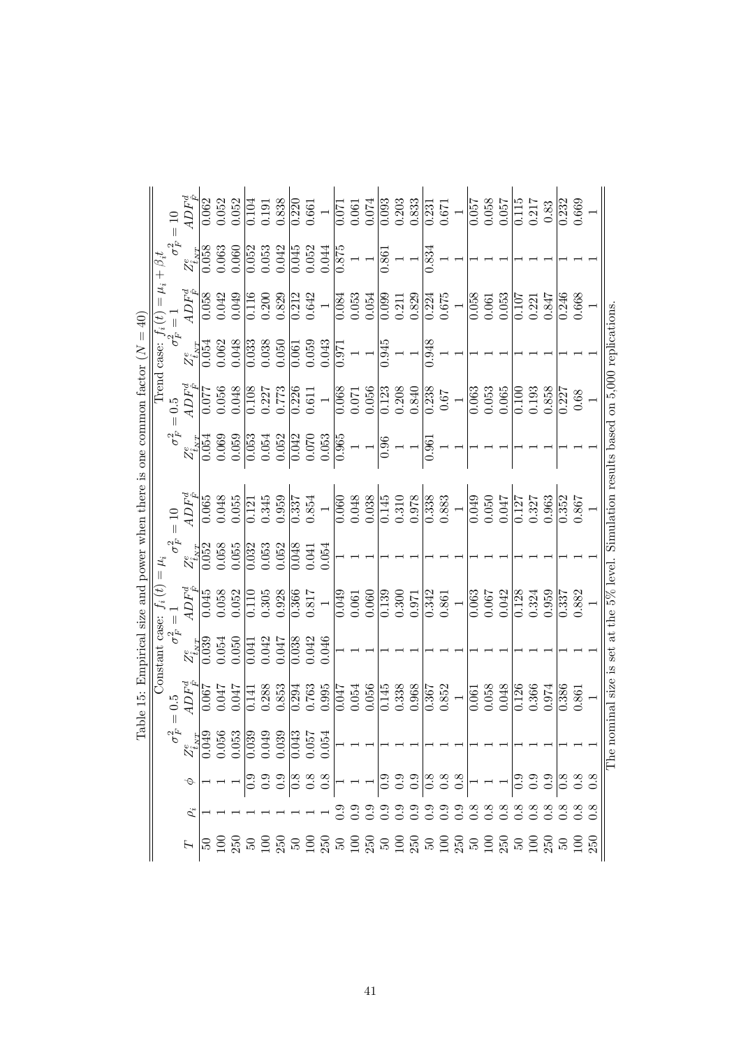Table 15: Empirical size and power when there is one common factor ($N = 40$)

| | | | Constant case: $f_i(t) = \mu_i$ | | | | | | Trend case: $f_i(t) = \mu_i + \beta_i t$ | | | | | |
|---|---|---|---|---|---|---|---|---|---|---|---|---|---|---|
| | | | $\sigma_F^2 = 0.5$ | | $\sigma_F^2 = 1$ | | $\sigma_F^2 = 10$ | | $\sigma_F^2 = 0.5$ | | $\sigma_F^2 = 1$ | | $\sigma_F^2 = 10$ | |
| $T$ | $\rho_i$ | $\phi$ | $Z^e_{\hat{t}_{NT}}$ | $ADF^d_{\hat{F}}$ | $Z^e_{\hat{t}_{NT}}$ | $ADF^d_{\hat{F}}$ | $Z^e_{\hat{t}_{NT}}$ | $ADF^d_{\hat{F}}$ | $Z^e_{\hat{t}_{NT}}$ | $ADF^d_{\hat{F}}$ | $Z^e_{\hat{t}_{NT}}$ | $ADF^d_{\hat{F}}$ | $Z^e_{\hat{t}_{NT}}$ | $ADF^d_{\hat{F}}$ |
| 50 | 1 | 1 | 0.049 | 0.067 | 0.039 | 0.045 | 0.052 | 0.065 | 0.054 | 0.077 | 0.054 | 0.058 | 0.058 | 0.062 |
| 100 | 1 | 1 | 0.056 | 0.047 | 0.054 | 0.058 | 0.058 | 0.048 | 0.069 | 0.056 | 0.062 | 0.042 | 0.063 | 0.052 |
| 250 | 1 | 1 | 0.053 | 0.047 | 0.050 | 0.052 | 0.055 | 0.055 | 0.059 | 0.048 | 0.048 | 0.049 | 0.060 | 0.052 |
| 50 | 1 | 0.9 | 0.039 | 0.141 | 0.041 | 0.110 | 0.032 | 0.121 | 0.053 | 0.108 | 0.033 | 0.116 | 0.052 | 0.104 |
| 100 | 1 | 0.9 | 0.049 | 0.288 | 0.042 | 0.305 | 0.053 | 0.345 | 0.054 | 0.227 | 0.038 | 0.200 | 0.053 | 0.191 |
| 250 | 1 | 0.9 | 0.039 | 0.853 | 0.047 | 0.928 | 0.052 | 0.959 | 0.052 | 0.773 | 0.050 | 0.829 | 0.042 | 0.838 |
| 50 | 1 | 0.8 | 0.043 | 0.294 | 0.038 | 0.366 | 0.048 | 0.337 | 0.042 | 0.226 | 0.061 | 0.212 | 0.045 | 0.220 |
| 100 | 1 | 0.8 | 0.057 | 0.763 | 0.042 | 0.817 | 0.041 | 0.854 | 0.070 | 0.611 | 0.059 | 0.642 | 0.052 | 0.661 |
| 250 | 1 | 0.8 | 0.054 | 0.995 | 0.046 | 1 | 0.054 | 1 | 0.053 | 1 | 0.043 | 1 | 0.044 | 1 |
| 50 | 0.9 | 1 | 1 | 0.047 | 1 | 0.049 | 1 | 0.060 | 0.965 | 0.068 | 0.971 | 0.084 | 0.875 | 0.071 |
| 100 | 0.9 | 1 | 1 | 0.054 | 1 | 0.061 | 1 | 0.048 | 1 | 0.071 | 1 | 0.053 | 1 | 0.061 |
| 250 | 0.9 | 1 | 1 | 0.056 | 1 | 0.060 | 1 | 0.038 | 1 | 0.056 | 1 | 0.054 | 1 | 0.074 |
| 50 | 0.9 | 0.9 | 1 | 0.145 | 1 | 0.139 | 1 | 0.145 | 0.96 | 0.123 | 0.945 | 0.099 | 0.861 | 0.093 |
| 100 | 0.9 | 0.9 | 1 | 0.338 | 1 | 0.300 | 1 | 0.310 | 1 | 0.208 | 1 | 0.211 | 1 | 0.203 |
| 250 | 0.9 | 0.9 | 1 | 0.968 | 1 | 0.971 | 1 | 0.978 | 1 | 0.840 | 1 | 0.829 | 1 | 0.833 |
| 50 | 0.9 | 0.8 | 1 | 0.367 | 1 | 0.342 | 1 | 0.338 | 0.961 | 0.238 | 0.948 | 0.224 | 0.834 | 0.231 |
| 100 | 0.9 | 0.8 | 1 | 0.852 | 1 | 0.861 | 1 | 0.883 | 1 | 0.67 | 1 | 0.675 | 1 | 0.671 |
| 250 | 0.9 | 0.8 | 1 | 1 | 1 | 1 | 1 | 1 | 1 | 1 | 1 | 1 | 1 | 1 |
| 50 | 0.8 | 1 | 1 | 0.061 | 1 | 0.063 | 1 | 0.049 | 1 | 0.063 | 1 | 0.058 | 1 | 0.057 |
| 100 | 0.8 | 1 | 1 | 0.058 | 1 | 0.067 | 1 | 0.050 | 1 | 0.053 | 1 | 0.061 | 1 | 0.058 |
| 250 | 0.8 | 1 | 1 | 0.048 | 1 | 0.042 | 1 | 0.047 | 1 | 0.065 | 1 | 0.053 | 1 | 0.057 |
| 50 | 0.8 | 0.9 | 1 | 0.126 | 1 | 0.128 | 1 | 0.127 | 1 | 0.100 | 1 | 0.107 | 1 | 0.115 |
| 100 | 0.8 | 0.9 | 1 | 0.366 | 1 | 0.324 | 1 | 0.327 | 1 | 0.193 | 1 | 0.221 | 1 | 0.217 |
| 250 | 0.8 | 0.9 | 1 | 0.974 | 1 | 0.959 | 1 | 0.963 | 1 | 0.858 | 1 | 0.847 | 1 | 0.83 |
| 50 | 0.8 | 0.8 | 1 | 0.386 | 1 | 0.337 | 1 | 0.352 | 1 | 0.227 | 1 | 0.246 | 1 | 0.232 |
| 100 | 0.8 | 0.8 | 1 | 0.861 | 1 | 0.882 | 1 | 0.867 | 1 | 0.68 | 1 | 0.668 | 1 | 0.669 |
| 250 | 0.8 | 0.8 | 1 | 1 | 1 | 1 | 1 | 1 | 1 | 1 | 1 | 1 | 1 | 1 |

The nominal size is set at the 5% level. Simulation results based on 5,000 replications.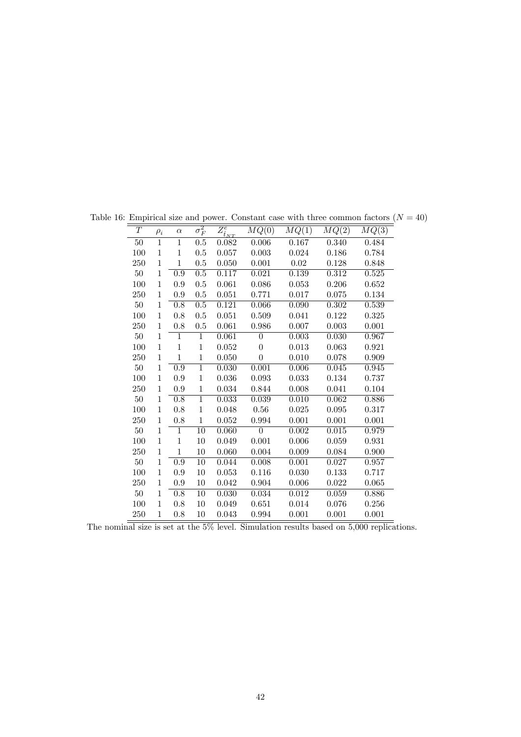Table 16: Empirical size and power. Constant case with three common factors ($N = 40$)

| $T$ | $\rho_i$ | $\alpha$ | $\sigma_F^2$ | $Z_{t_{NT}}^e$ | $MQ(0)$ | $MQ(1)$ | $MQ(2)$ | $MQ(3)$ |
|---|---|---|---|---|---|---|---|---|
| 50 | 1 | 1 | 0.5 | 0.082 | 0.006 | 0.167 | 0.340 | 0.484 |
| 100 | 1 | 1 | 0.5 | 0.057 | 0.003 | 0.024 | 0.186 | 0.784 |
| 250 | 1 | 1 | 0.5 | 0.050 | 0.001 | 0.02 | 0.128 | 0.848 |
| 50 | 1 | 0.9 | 0.5 | 0.117 | 0.021 | 0.139 | 0.312 | 0.525 |
| 100 | 1 | 0.9 | 0.5 | 0.061 | 0.086 | 0.053 | 0.206 | 0.652 |
| 250 | 1 | 0.9 | 0.5 | 0.051 | 0.771 | 0.017 | 0.075 | 0.134 |
| 50 | 1 | 0.8 | 0.5 | 0.121 | 0.066 | 0.090 | 0.302 | 0.539 |
| 100 | 1 | 0.8 | 0.5 | 0.051 | 0.509 | 0.041 | 0.122 | 0.325 |
| 250 | 1 | 0.8 | 0.5 | 0.061 | 0.986 | 0.007 | 0.003 | 0.001 |
| 50 | 1 | 1 | 1 | 0.061 | 0 | 0.003 | 0.030 | 0.967 |
| 100 | 1 | 1 | 1 | 0.052 | 0 | 0.013 | 0.063 | 0.921 |
| 250 | 1 | 1 | 1 | 0.050 | 0 | 0.010 | 0.078 | 0.909 |
| 50 | 1 | 0.9 | 1 | 0.030 | 0.001 | 0.006 | 0.045 | 0.945 |
| 100 | 1 | 0.9 | 1 | 0.036 | 0.093 | 0.033 | 0.134 | 0.737 |
| 250 | 1 | 0.9 | 1 | 0.034 | 0.844 | 0.008 | 0.041 | 0.104 |
| 50 | 1 | 0.8 | 1 | 0.033 | 0.039 | 0.010 | 0.062 | 0.886 |
| 100 | 1 | 0.8 | 1 | 0.048 | 0.56 | 0.025 | 0.095 | 0.317 |
| 250 | 1 | 0.8 | 1 | 0.052 | 0.994 | 0.001 | 0.001 | 0.001 |
| 50 | 1 | 1 | 10 | 0.060 | 0 | 0.002 | 0.015 | 0.979 |
| 100 | 1 | 1 | 10 | 0.049 | 0.001 | 0.006 | 0.059 | 0.931 |
| 250 | 1 | 1 | 10 | 0.060 | 0.004 | 0.009 | 0.084 | 0.900 |
| 50 | 1 | 0.9 | 10 | 0.044 | 0.008 | 0.001 | 0.027 | 0.957 |
| 100 | 1 | 0.9 | 10 | 0.053 | 0.116 | 0.030 | 0.133 | 0.717 |
| 250 | 1 | 0.9 | 10 | 0.042 | 0.904 | 0.006 | 0.022 | 0.065 |
| 50 | 1 | 0.8 | 10 | 0.030 | 0.034 | 0.012 | 0.059 | 0.886 |
| 100 | 1 | 0.8 | 10 | 0.049 | 0.651 | 0.014 | 0.076 | 0.256 |
| 250 | 1 | 0.8 | 10 | 0.043 | 0.994 | 0.001 | 0.001 | 0.001 |

The nominal size is set at the 5% level. Simulation results based on 5,000 replications.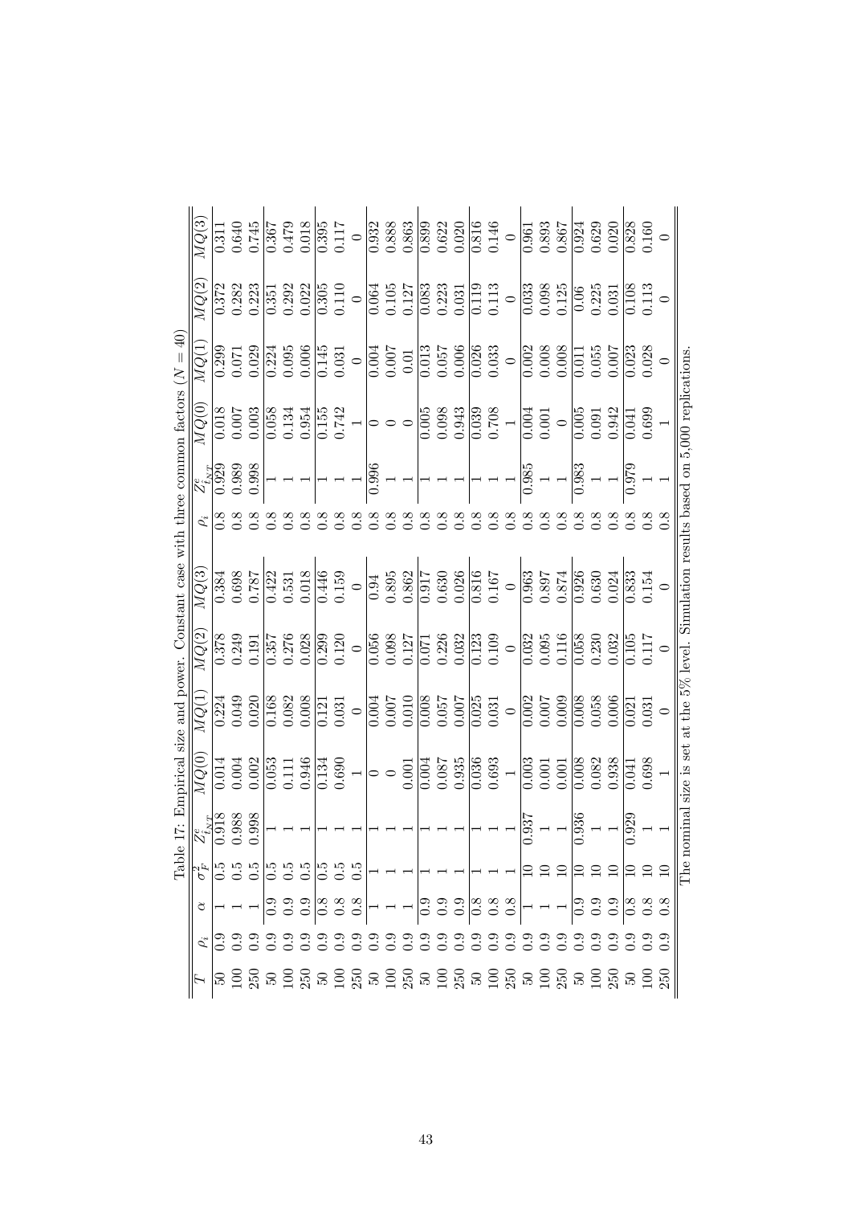Table 17: Empirical size and power. Constant case with three common factors ($N = 40$)

| $T$ | $\rho_i$ | $\alpha$ | $\sigma_F^2$ | $Z_{t_{NT}}^e$ | $MQ(0)$ | $MQ(1)$ | $MQ(2)$ | $MQ(3)$ | $\rho_i$ | $Z_{t_{NT}}^e$ | $MQ(0)$ | $MQ(1)$ | $MQ(2)$ | $MQ(3)$ |
|---|---|---|---|---|---|---|---|---|---|---|---|---|---|---|
| 50 | 0.9 | 1 | 0.5 | 0.918 | 0.014 | 0.224 | 0.378 | 0.384 | 0.8 | 0.929 | 0.018 | 0.299 | 0.372 | 0.311 |
| 100 | 0.9 | 1 | 0.5 | 0.988 | 0.004 | 0.049 | 0.249 | 0.698 | 0.8 | 0.989 | 0.007 | 0.071 | 0.282 | 0.640 |
| 250 | 0.9 | 1 | 0.5 | 0.998 | 0.002 | 0.020 | 0.191 | 0.787 | 0.8 | 0.998 | 0.003 | 0.029 | 0.223 | 0.745 |
| 50 | 0.9 | 0.9 | 0.5 | 1 | 0.053 | 0.168 | 0.357 | 0.422 | 0.8 | 1 | 0.058 | 0.224 | 0.351 | 0.367 |
| 100 | 0.9 | 0.9 | 0.5 | 1 | 0.111 | 0.082 | 0.276 | 0.531 | 0.8 | 1 | 0.134 | 0.095 | 0.292 | 0.479 |
| 250 | 0.9 | 0.9 | 0.5 | 1 | 0.946 | 0.008 | 0.028 | 0.018 | 0.8 | 1 | 0.954 | 0.006 | 0.022 | 0.018 |
| 50 | 0.9 | 0.8 | 0.5 | 1 | 0.134 | 0.121 | 0.299 | 0.446 | 0.8 | 1 | 0.155 | 0.145 | 0.305 | 0.395 |
| 100 | 0.9 | 0.8 | 0.5 | 1 | 0.690 | 0.031 | 0.120 | 0.159 | 0.8 | 1 | 0.742 | 0.031 | 0.110 | 0.117 |
| 250 | 0.9 | 0.8 | 0.5 | 1 | 1 | 0 | 0 | 0 | 0.8 | 1 | 1 | 0 | 0 | 0 |
| 50 | 0.9 | 1 | 1 | 1 | 0 | 0.004 | 0.056 | 0.94 | 0.8 | 0.996 | 0 | 0.004 | 0.064 | 0.932 |
| 100 | 0.9 | 1 | 1 | 1 | 0 | 0.007 | 0.098 | 0.895 | 0.8 | 1 | 0 | 0.007 | 0.105 | 0.888 |
| 250 | 0.9 | 1 | 1 | 1 | 0.001 | 0.010 | 0.127 | 0.862 | 0.8 | 1 | 0 | 0.01 | 0.127 | 0.863 |
| 50 | 0.9 | 0.9 | 1 | 1 | 0.004 | 0.008 | 0.071 | 0.917 | 0.8 | 1 | 0.005 | 0.013 | 0.083 | 0.899 |
| 100 | 0.9 | 0.9 | 1 | 1 | 0.087 | 0.057 | 0.226 | 0.630 | 0.8 | 1 | 0.098 | 0.057 | 0.223 | 0.622 |
| 250 | 0.9 | 0.9 | 1 | 1 | 0.935 | 0.007 | 0.032 | 0.026 | 0.8 | 1 | 0.943 | 0.006 | 0.031 | 0.020 |
| 50 | 0.9 | 0.8 | 1 | 1 | 0.036 | 0.025 | 0.123 | 0.816 | 0.8 | 1 | 0.039 | 0.026 | 0.119 | 0.816 |
| 100 | 0.9 | 0.8 | 1 | 1 | 0.693 | 0.031 | 0.109 | 0.167 | 0.8 | 1 | 0.708 | 0.033 | 0.113 | 0.146 |
| 250 | 0.9 | 0.8 | 1 | 1 | 1 | 0 | 0 | 0 | 0.8 | 1 | 1 | 0 | 0 | 0 |
| 50 | 0.9 | 1 | 10 | 0.937 | 0.003 | 0.002 | 0.032 | 0.963 | 0.8 | 0.985 | 0.004 | 0.002 | 0.033 | 0.961 |
| 100 | 0.9 | 1 | 10 | 1 | 0.001 | 0.007 | 0.095 | 0.897 | 0.8 | 1 | 0.001 | 0.008 | 0.098 | 0.893 |
| 250 | 0.9 | 1 | 10 | 1 | 0.001 | 0.009 | 0.116 | 0.874 | 0.8 | 1 | 0 | 0.008 | 0.125 | 0.867 |
| 50 | 0.9 | 0.9 | 10 | 0.936 | 0.008 | 0.008 | 0.058 | 0.926 | 0.8 | 0.983 | 0.005 | 0.011 | 0.06 | 0.924 |
| 100 | 0.9 | 0.9 | 10 | 1 | 0.082 | 0.058 | 0.230 | 0.630 | 0.8 | 1 | 0.091 | 0.055 | 0.225 | 0.629 |
| 250 | 0.9 | 0.9 | 10 | 1 | 0.938 | 0.006 | 0.032 | 0.024 | 0.8 | 1 | 0.942 | 0.007 | 0.031 | 0.020 |
| 50 | 0.9 | 0.8 | 10 | 0.929 | 0.041 | 0.021 | 0.105 | 0.833 | 0.8 | 0.979 | 0.041 | 0.023 | 0.108 | 0.828 |
| 100 | 0.9 | 0.8 | 10 | 1 | 0.698 | 0.031 | 0.117 | 0.154 | 0.8 | 1 | 0.699 | 0.028 | 0.113 | 0.160 |
| 250 | 0.9 | 0.8 | 10 | 1 | 1 | 0 | 0 | 0 | 0.8 | 1 | 1 | 0 | 0 | 0 |

The nominal size is set at the 5% level. Simulation results based on 5,000 replications.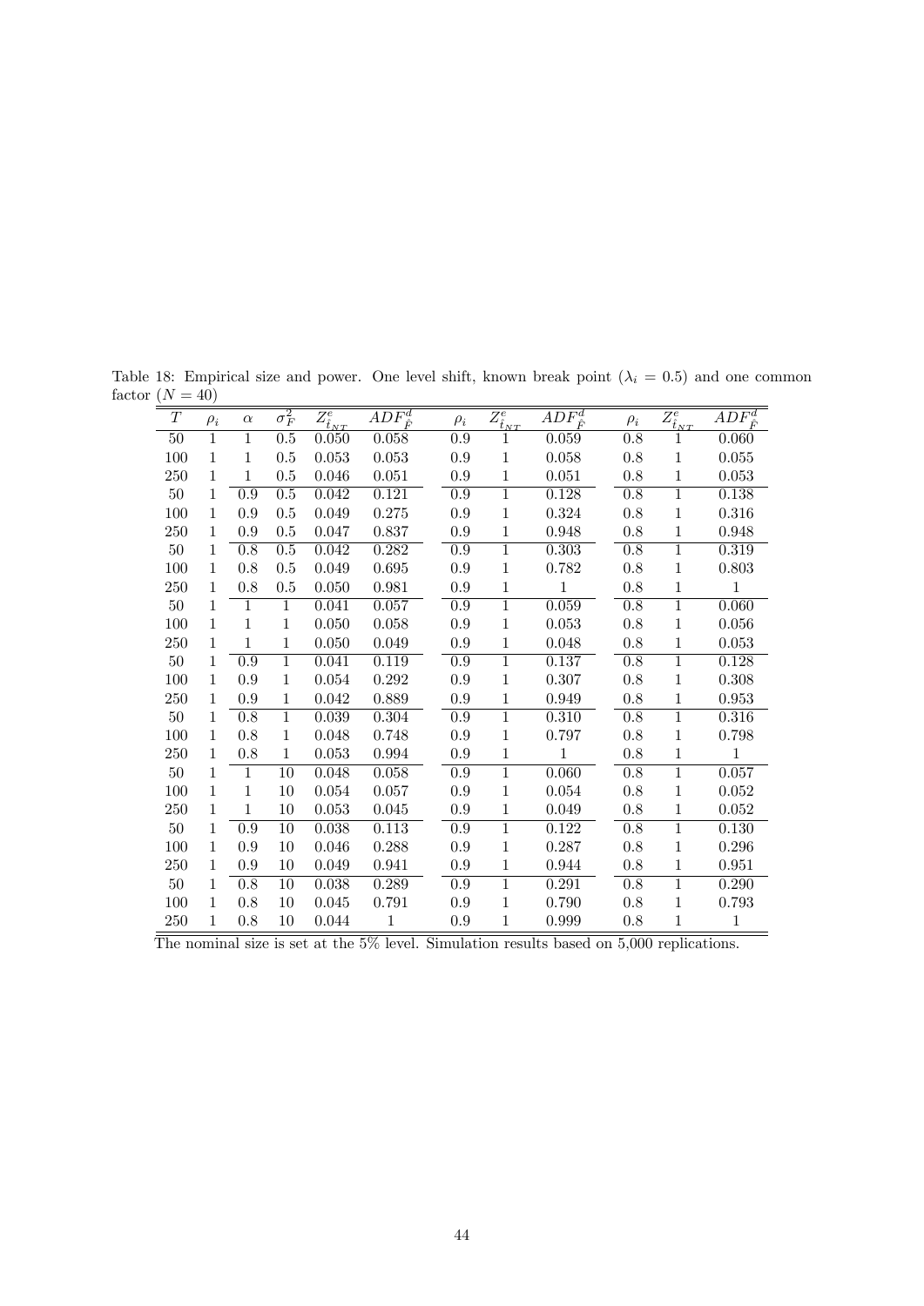Table 18: Empirical size and power. One level shift, known break point ($\lambda_i = 0.5$) and one common factor ($N = 40$)

| $T$ | $\rho_i$ | $\alpha$ | $\sigma_F^2$ | $Z_{\hat{t}_{NT}}^e$ | $ADF_{\hat{F}}^d$ | $\rho_i$ | $Z_{\hat{t}_{NT}}^e$ | $ADF_{\hat{F}}^d$ | $\rho_i$ | $Z_{\hat{t}_{NT}}^e$ | $ADF_{\hat{F}}^d$ |
|---|---|---|---|---|---|---|---|---|---|---|---|
| 50 | 1 | 1 | 0.5 | 0.050 | 0.058 | 0.9 | 1 | 0.059 | 0.8 | 1 | 0.060 |
| 100 | 1 | 1 | 0.5 | 0.053 | 0.053 | 0.9 | 1 | 0.058 | 0.8 | 1 | 0.055 |
| 250 | 1 | 1 | 0.5 | 0.046 | 0.051 | 0.9 | 1 | 0.051 | 0.8 | 1 | 0.053 |
| 50 | 1 | 0.9 | 0.5 | 0.042 | 0.121 | 0.9 | 1 | 0.128 | 0.8 | 1 | 0.138 |
| 100 | 1 | 0.9 | 0.5 | 0.049 | 0.275 | 0.9 | 1 | 0.324 | 0.8 | 1 | 0.316 |
| 250 | 1 | 0.9 | 0.5 | 0.047 | 0.837 | 0.9 | 1 | 0.948 | 0.8 | 1 | 0.948 |
| 50 | 1 | 0.8 | 0.5 | 0.042 | 0.282 | 0.9 | 1 | 0.303 | 0.8 | 1 | 0.319 |
| 100 | 1 | 0.8 | 0.5 | 0.049 | 0.695 | 0.9 | 1 | 0.782 | 0.8 | 1 | 0.803 |
| 250 | 1 | 0.8 | 0.5 | 0.050 | 0.981 | 0.9 | 1 | 1 | 0.8 | 1 | 1 |
| 50 | 1 | 1 | 1 | 0.041 | 0.057 | 0.9 | 1 | 0.059 | 0.8 | 1 | 0.060 |
| 100 | 1 | 1 | 1 | 0.050 | 0.058 | 0.9 | 1 | 0.053 | 0.8 | 1 | 0.056 |
| 250 | 1 | 1 | 1 | 0.050 | 0.049 | 0.9 | 1 | 0.048 | 0.8 | 1 | 0.053 |
| 50 | 1 | 0.9 | 1 | 0.041 | 0.119 | 0.9 | 1 | 0.137 | 0.8 | 1 | 0.128 |
| 100 | 1 | 0.9 | 1 | 0.054 | 0.292 | 0.9 | 1 | 0.307 | 0.8 | 1 | 0.308 |
| 250 | 1 | 0.9 | 1 | 0.042 | 0.889 | 0.9 | 1 | 0.949 | 0.8 | 1 | 0.953 |
| 50 | 1 | 0.8 | 1 | 0.039 | 0.304 | 0.9 | 1 | 0.310 | 0.8 | 1 | 0.316 |
| 100 | 1 | 0.8 | 1 | 0.048 | 0.748 | 0.9 | 1 | 0.797 | 0.8 | 1 | 0.798 |
| 250 | 1 | 0.8 | 1 | 0.053 | 0.994 | 0.9 | 1 | 1 | 0.8 | 1 | 1 |
| 50 | 1 | 1 | 10 | 0.048 | 0.058 | 0.9 | 1 | 0.060 | 0.8 | 1 | 0.057 |
| 100 | 1 | 1 | 10 | 0.054 | 0.057 | 0.9 | 1 | 0.054 | 0.8 | 1 | 0.052 |
| 250 | 1 | 1 | 10 | 0.053 | 0.045 | 0.9 | 1 | 0.049 | 0.8 | 1 | 0.052 |
| 50 | 1 | 0.9 | 10 | 0.038 | 0.113 | 0.9 | 1 | 0.122 | 0.8 | 1 | 0.130 |
| 100 | 1 | 0.9 | 10 | 0.046 | 0.288 | 0.9 | 1 | 0.287 | 0.8 | 1 | 0.296 |
| 250 | 1 | 0.9 | 10 | 0.049 | 0.941 | 0.9 | 1 | 0.944 | 0.8 | 1 | 0.951 |
| 50 | 1 | 0.8 | 10 | 0.038 | 0.289 | 0.9 | 1 | 0.291 | 0.8 | 1 | 0.290 |
| 100 | 1 | 0.8 | 10 | 0.045 | 0.791 | 0.9 | 1 | 0.790 | 0.8 | 1 | 0.793 |
| 250 | 1 | 0.8 | 10 | 0.044 | 1 | 0.9 | 1 | 0.999 | 0.8 | 1 | 1 |

The nominal size is set at the 5% level. Simulation results based on 5,000 replications.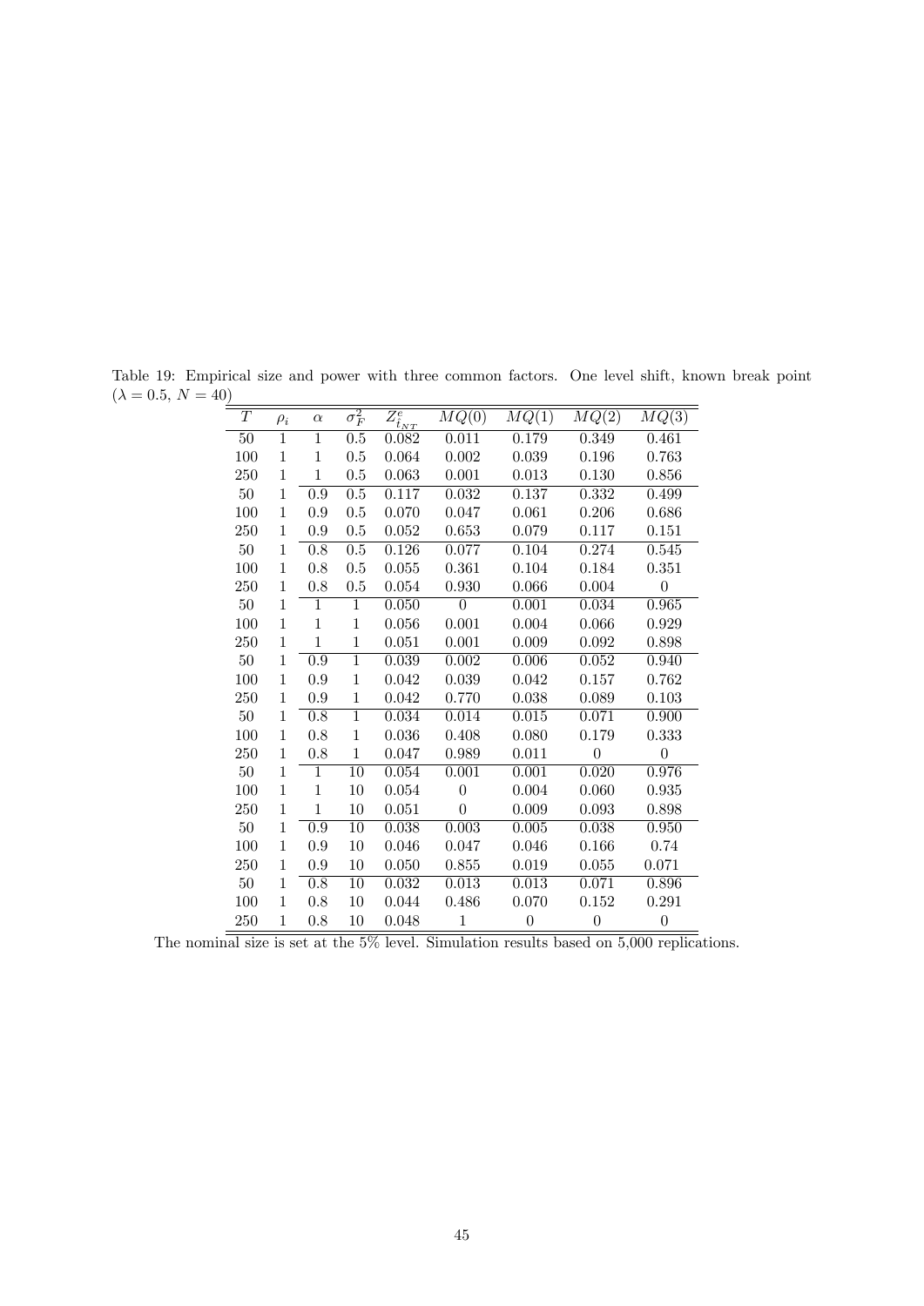Table 19: Empirical size and power with three common factors. One level shift, known break point ($\lambda = 0.5$, $N = 40$)

| $T$ | $\rho_i$ | $\alpha$ | $\sigma_F^2$ | $Z_{\hat{t}_{NT}}^c$ | $MQ(0)$ | $MQ(1)$ | $MQ(2)$ | $MQ(3)$ |
|---|---|---|---|---|---|---|---|---|
| 50 | 1 | 1 | 0.5 | 0.082 | 0.011 | 0.179 | 0.349 | 0.461 |
| 100 | 1 | 1 | 0.5 | 0.064 | 0.002 | 0.039 | 0.196 | 0.763 |
| 250 | 1 | 1 | 0.5 | 0.063 | 0.001 | 0.013 | 0.130 | 0.856 |
| 50 | 1 | 0.9 | 0.5 | 0.117 | 0.032 | 0.137 | 0.332 | 0.499 |
| 100 | 1 | 0.9 | 0.5 | 0.070 | 0.047 | 0.061 | 0.206 | 0.686 |
| 250 | 1 | 0.9 | 0.5 | 0.052 | 0.653 | 0.079 | 0.117 | 0.151 |
| 50 | 1 | 0.8 | 0.5 | 0.126 | 0.077 | 0.104 | 0.274 | 0.545 |
| 100 | 1 | 0.8 | 0.5 | 0.055 | 0.361 | 0.104 | 0.184 | 0.351 |
| 250 | 1 | 0.8 | 0.5 | 0.054 | 0.930 | 0.066 | 0.004 | 0 |
| 50 | 1 | 1 | 1 | 0.050 | 0 | 0.001 | 0.034 | 0.965 |
| 100 | 1 | 1 | 1 | 0.056 | 0.001 | 0.004 | 0.066 | 0.929 |
| 250 | 1 | 1 | 1 | 0.051 | 0.001 | 0.009 | 0.092 | 0.898 |
| 50 | 1 | 0.9 | 1 | 0.039 | 0.002 | 0.006 | 0.052 | 0.940 |
| 100 | 1 | 0.9 | 1 | 0.042 | 0.039 | 0.042 | 0.157 | 0.762 |
| 250 | 1 | 0.9 | 1 | 0.042 | 0.770 | 0.038 | 0.089 | 0.103 |
| 50 | 1 | 0.8 | 1 | 0.034 | 0.014 | 0.015 | 0.071 | 0.900 |
| 100 | 1 | 0.8 | 1 | 0.036 | 0.408 | 0.080 | 0.179 | 0.333 |
| 250 | 1 | 0.8 | 1 | 0.047 | 0.989 | 0.011 | 0 | 0 |
| 50 | 1 | 1 | 10 | 0.054 | 0.001 | 0.001 | 0.020 | 0.976 |
| 100 | 1 | 1 | 10 | 0.054 | 0 | 0.004 | 0.060 | 0.935 |
| 250 | 1 | 1 | 10 | 0.051 | 0 | 0.009 | 0.093 | 0.898 |
| 50 | 1 | 0.9 | 10 | 0.038 | 0.003 | 0.005 | 0.038 | 0.950 |
| 100 | 1 | 0.9 | 10 | 0.046 | 0.047 | 0.046 | 0.166 | 0.74 |
| 250 | 1 | 0.9 | 10 | 0.050 | 0.855 | 0.019 | 0.055 | 0.071 |
| 50 | 1 | 0.8 | 10 | 0.032 | 0.013 | 0.013 | 0.071 | 0.896 |
| 100 | 1 | 0.8 | 10 | 0.044 | 0.486 | 0.070 | 0.152 | 0.291 |
| 250 | 1 | 0.8 | 10 | 0.048 | 1 | 0 | 0 | 0 |

The nominal size is set at the 5% level. Simulation results based on 5,000 replications.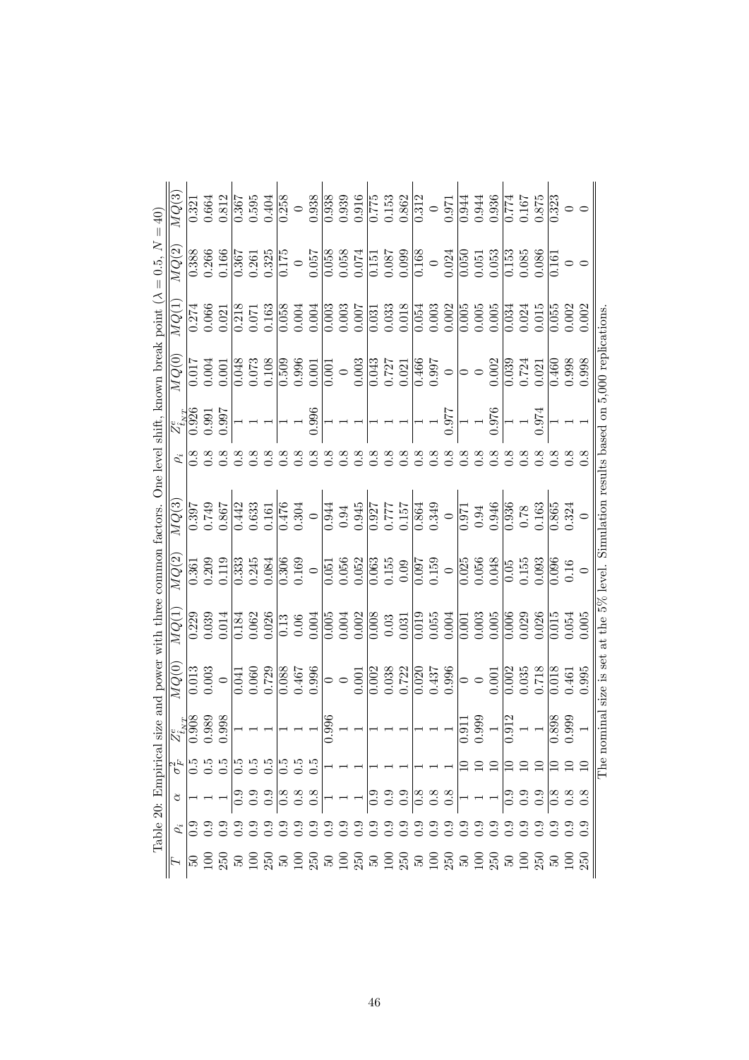Table 20: Empirical size and power with three common factors. One level shift, known break point ($\lambda = 0.5$, $N = 40$)

| $T$ | $\rho_i$ | $\alpha$ | $\sigma_F^2$ | $Z_{t_{NT}}^e$ | $MQ(0)$ | $MQ(1)$ | $MQ(2)$ | $MQ(3)$ | $\rho_i$ | $Z_{t_{NT}}^e$ | $MQ(0)$ | $MQ(1)$ | $MQ(2)$ | $MQ(3)$ |
|---|---|---|---|---|---|---|---|---|---|---|---|---|---|---|
| 50 | 0.9 | 1 | 0.5 | 0.908 | 0.013 | 0.229 | 0.361 | 0.397 | 0.8 | 0.926 | 0.017 | 0.274 | 0.388 | 0.321 |
| 100 | 0.9 | 1 | 0.5 | 0.989 | 0.003 | 0.039 | 0.209 | 0.749 | 0.8 | 0.991 | 0.004 | 0.066 | 0.266 | 0.664 |
| 250 | 0.9 | 1 | 0.5 | 0.998 | 0 | 0.014 | 0.119 | 0.867 | 0.8 | 0.997 | 0.001 | 0.021 | 0.166 | 0.812 |
| 50 | 0.9 | 0.9 | 0.5 | 1 | 0.041 | 0.184 | 0.333 | 0.442 | 0.8 | 1 | 0.048 | 0.218 | 0.367 | 0.367 |
| 100 | 0.9 | 0.9 | 0.5 | 1 | 0.060 | 0.062 | 0.245 | 0.633 | 0.8 | 1 | 0.073 | 0.071 | 0.261 | 0.595 |
| 250 | 0.9 | 0.9 | 0.5 | 1 | 0.729 | 0.026 | 0.084 | 0.161 | 0.8 | 1 | 0.108 | 0.163 | 0.325 | 0.404 |
| 50 | 0.9 | 0.8 | 0.5 | 1 | 0.088 | 0.13 | 0.306 | 0.476 | 0.8 | 1 | 0.509 | 0.058 | 0.175 | 0.258 |
| 100 | 0.9 | 0.8 | 0.5 | 1 | 0.467 | 0.06 | 0.169 | 0.304 | 0.8 | 1 | 0.996 | 0.004 | 0 | 0 |
| 250 | 0.9 | 0.8 | 0.5 | 1 | 0.996 | 0.004 | 0 | 0 | 0.8 | 0.996 | 0.001 | 0.004 | 0.057 | 0.938 |
| 50 | 0.9 | 1 | 1 | 0.996 | 0 | 0.005 | 0.051 | 0.944 | 0.8 | 1 | 0.001 | 0.003 | 0.058 | 0.938 |
| 100 | 0.9 | 1 | 1 | 1 | 0 | 0.004 | 0.056 | 0.94 | 0.8 | 1 | 0 | 0.003 | 0.058 | 0.939 |
| 250 | 0.9 | 1 | 1 | 1 | 0.001 | 0.002 | 0.052 | 0.945 | 0.8 | 1 | 0.003 | 0.007 | 0.074 | 0.916 |
| 50 | 0.9 | 0.9 | 1 | 1 | 0.002 | 0.008 | 0.063 | 0.927 | 0.8 | 1 | 0.043 | 0.031 | 0.151 | 0.775 |
| 100 | 0.9 | 0.9 | 1 | 1 | 0.038 | 0.03 | 0.155 | 0.777 | 0.8 | 1 | 0.727 | 0.033 | 0.087 | 0.153 |
| 250 | 0.9 | 0.9 | 1 | 1 | 0.722 | 0.031 | 0.09 | 0.157 | 0.8 | 1 | 0.021 | 0.018 | 0.099 | 0.862 |
| 50 | 0.9 | 0.8 | 1 | 1 | 0.020 | 0.019 | 0.097 | 0.864 | 0.8 | 1 | 0.466 | 0.054 | 0.168 | 0.312 |
| 100 | 0.9 | 0.8 | 1 | 1 | 0.437 | 0.055 | 0.159 | 0.349 | 0.8 | 1 | 0.997 | 0.003 | 0 | 0 |
| 250 | 0.9 | 0.8 | 1 | 1 | 0.996 | 0.004 | 0 | 0 | 0.8 | 0.977 | 0 | 0.002 | 0.024 | 0.971 |
| 50 | 0.9 | 1 | 10 | 0.911 | 0 | 0.001 | 0.025 | 0.971 | 0.8 | 1 | 0 | 0.005 | 0.050 | 0.944 |
| 100 | 0.9 | 1 | 10 | 0.999 | 0 | 0.003 | 0.056 | 0.94 | 0.8 | 1 | 0 | 0.005 | 0.051 | 0.944 |
| 250 | 0.9 | 1 | 10 | 1 | 0.001 | 0.005 | 0.048 | 0.946 | 0.8 | 0.976 | 0.002 | 0.005 | 0.053 | 0.936 |
| 50 | 0.9 | 0.9 | 10 | 0.912 | 0.002 | 0.006 | 0.05 | 0.936 | 0.8 | 1 | 0.039 | 0.034 | 0.153 | 0.774 |
| 100 | 0.9 | 0.9 | 10 | 1 | 0.035 | 0.029 | 0.155 | 0.78 | 0.8 | 1 | 0.724 | 0.024 | 0.085 | 0.167 |
| 250 | 0.9 | 0.9 | 10 | 1 | 0.718 | 0.026 | 0.093 | 0.163 | 0.8 | 0.974 | 0.021 | 0.015 | 0.086 | 0.875 |
| 50 | 0.9 | 0.8 | 10 | 0.898 | 0.018 | 0.015 | 0.096 | 0.865 | 0.8 | 1 | 0.460 | 0.055 | 0.161 | 0.323 |
| 100 | 0.9 | 0.8 | 10 | 0.999 | 0.461 | 0.054 | 0.16 | 0.324 | 0.8 | 1 | 0.998 | 0.002 | 0 | 0 |
| 250 | 0.9 | 0.8 | 10 | 1 | 0.995 | 0.005 | 0 | 0 | 0.8 | 1 | 0.998 | 0.002 | 0 | 0 |

The nominal size is set at the 5% level. Simulation results based on 5,000 replications.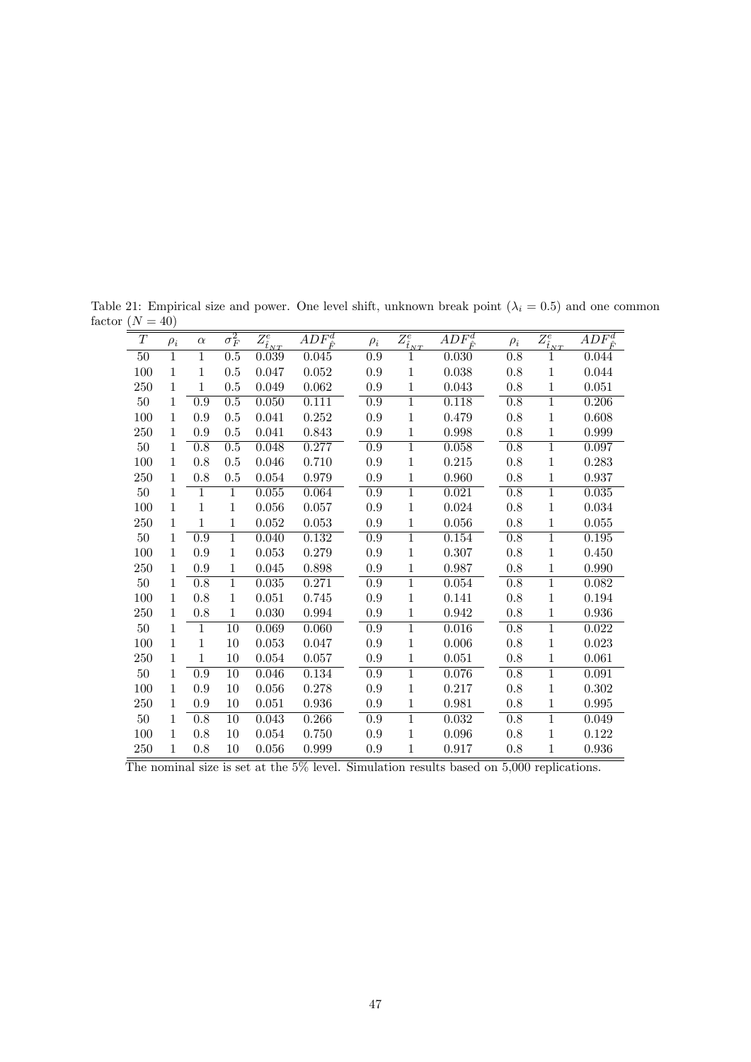Table 21: Empirical size and power. One level shift, unknown break point ($\lambda_i = 0.5$) and one common factor ($N = 40$)

| $T$ | $\rho_i$ | $\alpha$ | $\sigma_F^2$ | $Z^e_{\hat{t}_{NT}}$ | $ADF^d_{\hat{F}}$ | $\rho_i$ | $Z^e_{\hat{t}_{NT}}$ | $ADF^d_{\hat{F}}$ | $\rho_i$ | $Z^e_{\hat{t}_{NT}}$ | $ADF^d_{\hat{F}}$ |
|---|---|---|---|---|---|---|---|---|---|---|---|
| 50 | 1 | 1 | 0.5 | 0.039 | 0.045 | 0.9 | 1 | 0.030 | 0.8 | 1 | 0.044 |
| 100 | 1 | 1 | 0.5 | 0.047 | 0.052 | 0.9 | 1 | 0.038 | 0.8 | 1 | 0.044 |
| 250 | 1 | 1 | 0.5 | 0.049 | 0.062 | 0.9 | 1 | 0.043 | 0.8 | 1 | 0.051 |
| 50 | 1 | 0.9 | 0.5 | 0.050 | 0.111 | 0.9 | 1 | 0.118 | 0.8 | 1 | 0.206 |
| 100 | 1 | 0.9 | 0.5 | 0.041 | 0.252 | 0.9 | 1 | 0.479 | 0.8 | 1 | 0.608 |
| 250 | 1 | 0.9 | 0.5 | 0.041 | 0.843 | 0.9 | 1 | 0.998 | 0.8 | 1 | 0.999 |
| 50 | 1 | 0.8 | 0.5 | 0.048 | 0.277 | 0.9 | 1 | 0.058 | 0.8 | 1 | 0.097 |
| 100 | 1 | 0.8 | 0.5 | 0.046 | 0.710 | 0.9 | 1 | 0.215 | 0.8 | 1 | 0.283 |
| 250 | 1 | 0.8 | 0.5 | 0.054 | 0.979 | 0.9 | 1 | 0.960 | 0.8 | 1 | 0.937 |
| 50 | 1 | 1 | 1 | 0.055 | 0.064 | 0.9 | 1 | 0.021 | 0.8 | 1 | 0.035 |
| 100 | 1 | 1 | 1 | 0.056 | 0.057 | 0.9 | 1 | 0.024 | 0.8 | 1 | 0.034 |
| 250 | 1 | 1 | 1 | 0.052 | 0.053 | 0.9 | 1 | 0.056 | 0.8 | 1 | 0.055 |
| 50 | 1 | 0.9 | 1 | 0.040 | 0.132 | 0.9 | 1 | 0.154 | 0.8 | 1 | 0.195 |
| 100 | 1 | 0.9 | 1 | 0.053 | 0.279 | 0.9 | 1 | 0.307 | 0.8 | 1 | 0.450 |
| 250 | 1 | 0.9 | 1 | 0.045 | 0.898 | 0.9 | 1 | 0.987 | 0.8 | 1 | 0.990 |
| 50 | 1 | 0.8 | 1 | 0.035 | 0.271 | 0.9 | 1 | 0.054 | 0.8 | 1 | 0.082 |
| 100 | 1 | 0.8 | 1 | 0.051 | 0.745 | 0.9 | 1 | 0.141 | 0.8 | 1 | 0.194 |
| 250 | 1 | 0.8 | 1 | 0.030 | 0.994 | 0.9 | 1 | 0.942 | 0.8 | 1 | 0.936 |
| 50 | 1 | 1 | 10 | 0.069 | 0.060 | 0.9 | 1 | 0.016 | 0.8 | 1 | 0.022 |
| 100 | 1 | 1 | 10 | 0.053 | 0.047 | 0.9 | 1 | 0.006 | 0.8 | 1 | 0.023 |
| 250 | 1 | 1 | 10 | 0.054 | 0.057 | 0.9 | 1 | 0.051 | 0.8 | 1 | 0.061 |
| 50 | 1 | 0.9 | 10 | 0.046 | 0.134 | 0.9 | 1 | 0.076 | 0.8 | 1 | 0.091 |
| 100 | 1 | 0.9 | 10 | 0.056 | 0.278 | 0.9 | 1 | 0.217 | 0.8 | 1 | 0.302 |
| 250 | 1 | 0.9 | 10 | 0.051 | 0.936 | 0.9 | 1 | 0.981 | 0.8 | 1 | 0.995 |
| 50 | 1 | 0.8 | 10 | 0.043 | 0.266 | 0.9 | 1 | 0.032 | 0.8 | 1 | 0.049 |
| 100 | 1 | 0.8 | 10 | 0.054 | 0.750 | 0.9 | 1 | 0.096 | 0.8 | 1 | 0.122 |
| 250 | 1 | 0.8 | 10 | 0.056 | 0.999 | 0.9 | 1 | 0.917 | 0.8 | 1 | 0.936 |

The nominal size is set at the 5% level. Simulation results based on 5,000 replications.